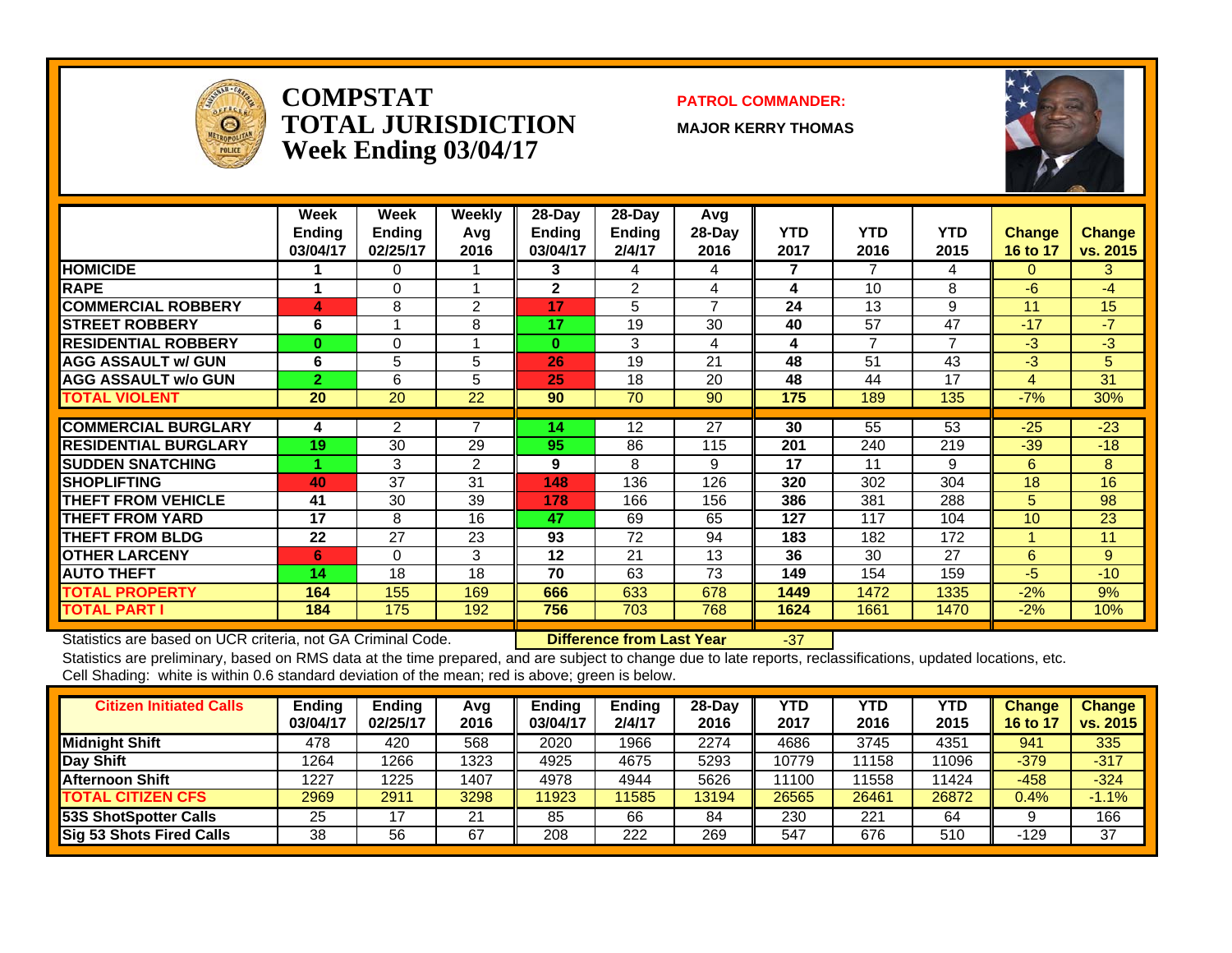# COMPSTAT TOTAL JURISDICTION Week Ending 03/04/17

**PATROL COMMANDER:**

**MAJOR KERRY THOMAS**

| | Week Ending 03/04/17 | Week Ending 02/25/17 | Weekly Avg 2016 | 28-Day Ending 03/04/17 | 28-Day Ending 2/4/17 | Avg 28-Day 2016 | YTD 2017 | YTD 2016 | YTD 2015 | Change 16 to 17 | Change vs. 2015 |
|---|---|---|---|---|---|---|---|---|---|---|---|
| HOMICIDE | 1 | 0 | 1 | 3 | 4 | 4 | 7 | 7 | 4 | 0 | 3 |
| RAPE | 1 | 0 | 1 | 2 | 2 | 4 | 4 | 10 | 8 | -6 | -4 |
| COMMERCIAL ROBBERY | 4 | 8 | 2 | 17 | 5 | 7 | 24 | 13 | 9 | 11 | 15 |
| STREET ROBBERY | 6 | 1 | 8 | 17 | 19 | 30 | 40 | 57 | 47 | -17 | -7 |
| RESIDENTIAL ROBBERY | 0 | 0 | 1 | 0 | 3 | 4 | 4 | 7 | 7 | -3 | -3 |
| AGG ASSAULT w/ GUN | 6 | 5 | 5 | 26 | 19 | 21 | 48 | 51 | 43 | -3 | 5 |
| AGG ASSAULT w/o GUN | 2 | 6 | 5 | 25 | 18 | 20 | 48 | 44 | 17 | 4 | 31 |
| TOTAL VIOLENT | 20 | 20 | 22 | 90 | 70 | 90 | 175 | 189 | 135 | -7% | 30% |
| COMMERCIAL BURGLARY | 4 | 2 | 7 | 14 | 12 | 27 | 30 | 55 | 53 | -25 | -23 |
| RESIDENTIAL BURGLARY | 19 | 30 | 29 | 95 | 86 | 115 | 201 | 240 | 219 | -39 | -18 |
| SUDDEN SNATCHING | 1 | 3 | 2 | 9 | 8 | 9 | 17 | 11 | 9 | 6 | 8 |
| SHOPLIFTING | 40 | 37 | 31 | 148 | 136 | 126 | 320 | 302 | 304 | 18 | 16 |
| THEFT FROM VEHICLE | 41 | 30 | 39 | 178 | 166 | 156 | 386 | 381 | 288 | 5 | 98 |
| THEFT FROM YARD | 17 | 8 | 16 | 47 | 69 | 65 | 127 | 117 | 104 | 10 | 23 |
| THEFT FROM BLDG | 22 | 27 | 23 | 93 | 72 | 94 | 183 | 182 | 172 | 1 | 11 |
| OTHER LARCENY | 6 | 0 | 3 | 12 | 21 | 13 | 36 | 30 | 27 | 6 | 9 |
| AUTO THEFT | 14 | 18 | 18 | 70 | 63 | 73 | 149 | 154 | 159 | -5 | -10 |
| TOTAL PROPERTY | 164 | 155 | 169 | 666 | 633 | 678 | 1449 | 1472 | 1335 | -2% | 9% |
| TOTAL PART I | 184 | 175 | 192 | 756 | 703 | 768 | 1624 | 1661 | 1470 | -2% | 10% |

Statistics are based on UCR criteria, not GA Criminal Code. **Difference from Last Year** -37

Statistics are preliminary, based on RMS data at the time prepared, and are subject to change due to late reports, reclassifications, updated locations, etc.
Cell Shading: white is within 0.6 standard deviation of the mean; red is above; green is below.

| Citizen Initiated Calls | Ending 03/04/17 | Ending 02/25/17 | Avg 2016 | Ending 03/04/17 | Ending 2/4/17 | 28-Day 2016 | YTD 2017 | YTD 2016 | YTD 2015 | Change 16 to 17 | Change vs. 2015 |
|---|---|---|---|---|---|---|---|---|---|---|---|
| Midnight Shift | 478 | 420 | 568 | 2020 | 1966 | 2274 | 4686 | 3745 | 4351 | 941 | 335 |
| Day Shift | 1264 | 1266 | 1323 | 4925 | 4675 | 5293 | 10779 | 11158 | 11096 | -379 | -317 |
| Afternoon Shift | 1227 | 1225 | 1407 | 4978 | 4944 | 5626 | 11100 | 11558 | 11424 | -458 | -324 |
| TOTAL CITIZEN CFS | 2969 | 2911 | 3298 | 11923 | 11585 | 13194 | 26565 | 26461 | 26872 | 0.4% | -1.1% |
| 53S ShotSpotter Calls | 25 | 17 | 21 | 85 | 66 | 84 | 230 | 221 | 64 | 9 | 166 |
| Sig 53 Shots Fired Calls | 38 | 56 | 67 | 208 | 222 | 269 | 547 | 676 | 510 | -129 | 37 |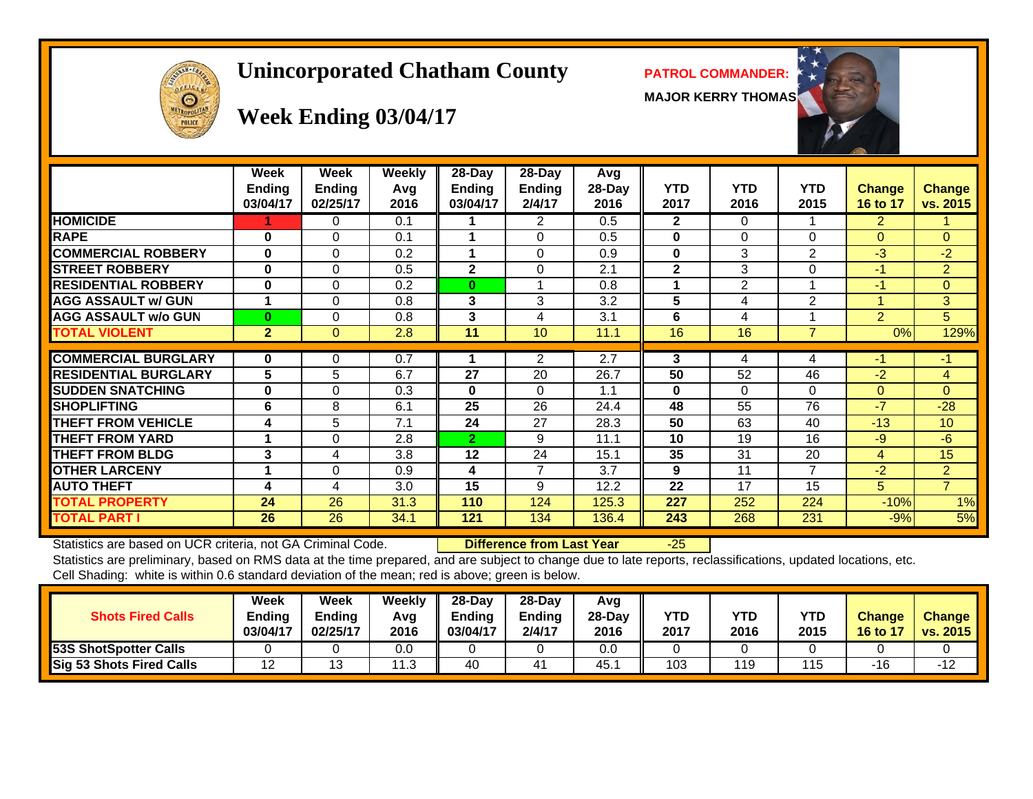# Unincorporated Chatham County

## Week Ending 03/04/17

**PATROL COMMANDER:**

**MAJOR KERRY THOMAS**

| | Week Ending 03/04/17 | Week Ending 02/25/17 | Weekly Avg 2016 | 28-Day Ending 03/04/17 | 28-Day Ending 2/4/17 | Avg 28-Day 2016 | YTD 2017 | YTD 2016 | YTD 2015 | Change 16 to 17 | Change vs. 2015 |
|---|---|---|---|---|---|---|---|---|---|---|---|
| **HOMICIDE** | 1 | 0 | 0.1 | 1 | 2 | 0.5 | 2 | 0 | 1 | 2 | 1 |
| **RAPE** | 0 | 0 | 0.1 | 1 | 0 | 0.5 | 0 | 0 | 0 | 0 | 0 |
| **COMMERCIAL ROBBERY** | 0 | 0 | 0.2 | 1 | 0 | 0.9 | 0 | 3 | 2 | -3 | -2 |
| **STREET ROBBERY** | 0 | 0 | 0.5 | 2 | 0 | 2.1 | 2 | 3 | 0 | -1 | 2 |
| **RESIDENTIAL ROBBERY** | 0 | 0 | 0.2 | 0 | 1 | 0.8 | 1 | 2 | 1 | -1 | 0 |
| **AGG ASSAULT w/ GUN** | 1 | 0 | 0.8 | 3 | 3 | 3.2 | 5 | 4 | 2 | 1 | 3 |
| **AGG ASSAULT w/o GUN** | 0 | 0 | 0.8 | 3 | 4 | 3.1 | 6 | 4 | 1 | 2 | 5 |
| **TOTAL VIOLENT** | 2 | 0 | 2.8 | 11 | 10 | 11.1 | 16 | 16 | 7 | 0% | 129% |
| **COMMERCIAL BURGLARY** | 0 | 0 | 0.7 | 1 | 2 | 2.7 | 3 | 4 | 4 | -1 | -1 |
| **RESIDENTIAL BURGLARY** | 5 | 5 | 6.7 | 27 | 20 | 26.7 | 50 | 52 | 46 | -2 | 4 |
| **SUDDEN SNATCHING** | 0 | 0 | 0.3 | 0 | 0 | 1.1 | 0 | 0 | 0 | 0 | 0 |
| **SHOPLIFTING** | 6 | 8 | 6.1 | 25 | 26 | 24.4 | 48 | 55 | 76 | -7 | -28 |
| **THEFT FROM VEHICLE** | 4 | 5 | 7.1 | 24 | 27 | 28.3 | 50 | 63 | 40 | -13 | 10 |
| **THEFT FROM YARD** | 1 | 0 | 2.8 | 2 | 9 | 11.1 | 10 | 19 | 16 | -9 | -6 |
| **THEFT FROM BLDG** | 3 | 4 | 3.8 | 12 | 24 | 15.1 | 35 | 31 | 20 | 4 | 15 |
| **OTHER LARCENY** | 1 | 0 | 0.9 | 4 | 7 | 3.7 | 9 | 11 | 7 | -2 | 2 |
| **AUTO THEFT** | 4 | 4 | 3.0 | 15 | 9 | 12.2 | 22 | 17 | 15 | 5 | 7 |
| **TOTAL PROPERTY** | 24 | 26 | 31.3 | 110 | 124 | 125.3 | 227 | 252 | 224 | -10% | 1% |
| **TOTAL PART I** | 26 | 26 | 34.1 | 121 | 134 | 136.4 | 243 | 268 | 231 | -9% | 5% |

Statistics are based on UCR criteria, not GA Criminal Code. **Difference from Last Year** -25

Statistics are preliminary, based on RMS data at the time prepared, and are subject to change due to late reports, reclassifications, updated locations, etc.

Cell Shading: white is within 0.6 standard deviation of the mean; red is above; green is below.

| Shots Fired Calls | Week Ending 03/04/17 | Week Ending 02/25/17 | Weekly Avg 2016 | 28-Day Ending 03/04/17 | 28-Day Ending 2/4/17 | Avg 28-Day 2016 | YTD 2017 | YTD 2016 | YTD 2015 | Change 16 to 17 | Change vs. 2015 |
|---|---|---|---|---|---|---|---|---|---|---|---|
| **53S ShotSpotter Calls** | 0 | 0 | 0.0 | 0 | 0 | 0.0 | 0 | 0 | 0 | 0 | 0 |
| **Sig 53 Shots Fired Calls** | 12 | 13 | 11.3 | 40 | 41 | 45.1 | 103 | 119 | 115 | -16 | -12 |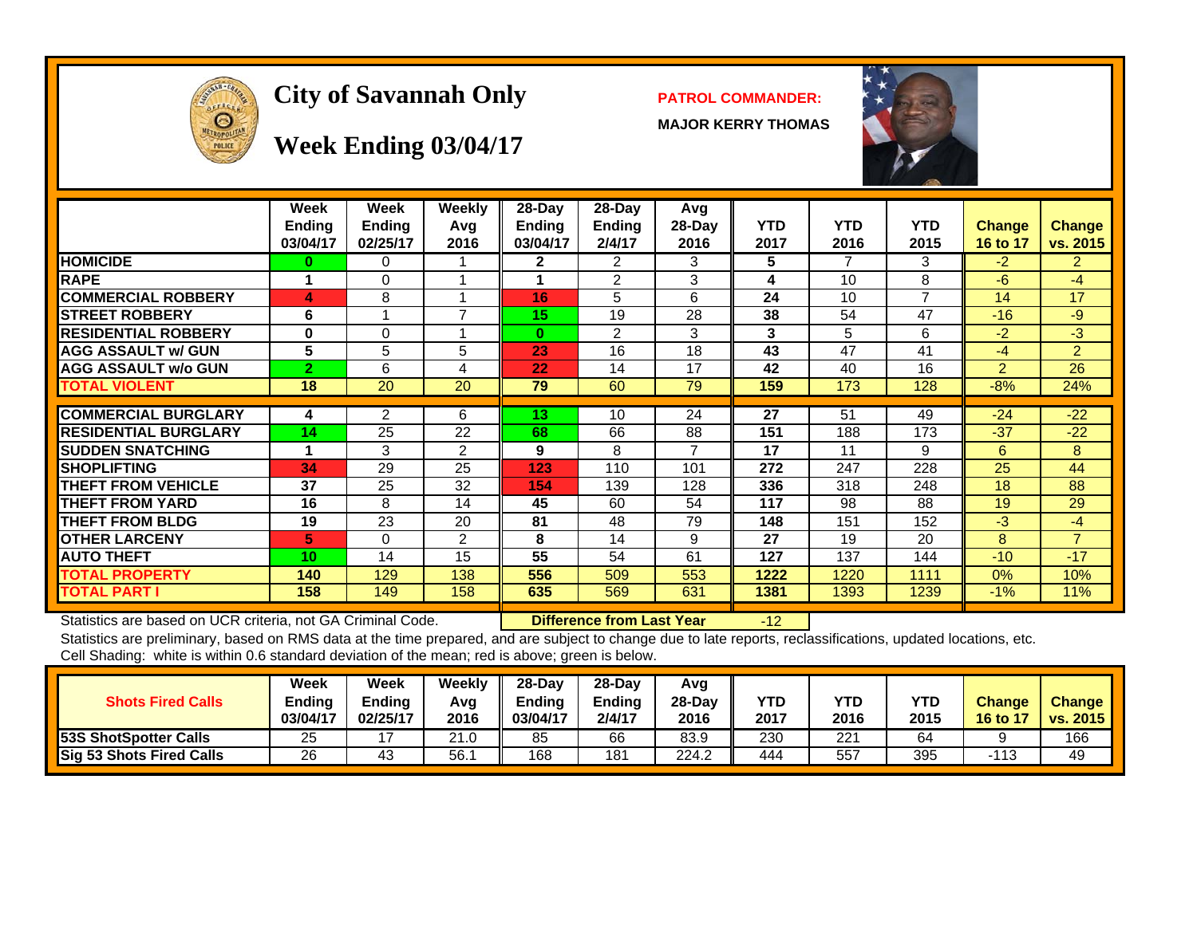# City of Savannah Only

## Week Ending 03/04/17

**PATROL COMMANDER:**

**MAJOR KERRY THOMAS**

| | Week Ending 03/04/17 | Week Ending 02/25/17 | Weekly Avg 2016 | 28-Day Ending 03/04/17 | 28-Day Ending 2/4/17 | Avg 28-Day 2016 | YTD 2017 | YTD 2016 | YTD 2015 | Change 16 to 17 | Change vs. 2015 |
|---|---|---|---|---|---|---|---|---|---|---|---|
| HOMICIDE | 0 | 0 | 1 | 2 | 2 | 3 | 5 | 7 | 3 | -2 | 2 |
| RAPE | 1 | 0 | 1 | 1 | 2 | 3 | 4 | 10 | 8 | -6 | -4 |
| COMMERCIAL ROBBERY | 4 | 8 | 1 | 16 | 5 | 6 | 24 | 10 | 7 | 14 | 17 |
| STREET ROBBERY | 6 | 1 | 7 | 15 | 19 | 28 | 38 | 54 | 47 | -16 | -9 |
| RESIDENTIAL ROBBERY | 0 | 0 | 1 | 0 | 2 | 3 | 3 | 5 | 6 | -2 | -3 |
| AGG ASSAULT w/ GUN | 5 | 5 | 5 | 23 | 16 | 18 | 43 | 47 | 41 | -4 | 2 |
| AGG ASSAULT w/o GUN | 2 | 6 | 4 | 22 | 14 | 17 | 42 | 40 | 16 | 2 | 26 |
| TOTAL VIOLENT | 18 | 20 | 20 | 79 | 60 | 79 | 159 | 173 | 128 | -8% | 24% |
| COMMERCIAL BURGLARY | 4 | 2 | 6 | 13 | 10 | 24 | 27 | 51 | 49 | -24 | -22 |
| RESIDENTIAL BURGLARY | 14 | 25 | 22 | 68 | 66 | 88 | 151 | 188 | 173 | -37 | -22 |
| SUDDEN SNATCHING | 1 | 3 | 2 | 9 | 8 | 7 | 17 | 11 | 9 | 6 | 8 |
| SHOPLIFTING | 34 | 29 | 25 | 123 | 110 | 101 | 272 | 247 | 228 | 25 | 44 |
| THEFT FROM VEHICLE | 37 | 25 | 32 | 154 | 139 | 128 | 336 | 318 | 248 | 18 | 88 |
| THEFT FROM YARD | 16 | 8 | 14 | 45 | 60 | 54 | 117 | 98 | 88 | 19 | 29 |
| THEFT FROM BLDG | 19 | 23 | 20 | 81 | 48 | 79 | 148 | 151 | 152 | -3 | -4 |
| OTHER LARCENY | 5 | 0 | 2 | 8 | 14 | 9 | 27 | 19 | 20 | 8 | 7 |
| AUTO THEFT | 10 | 14 | 15 | 55 | 54 | 61 | 127 | 137 | 144 | -10 | -17 |
| TOTAL PROPERTY | 140 | 129 | 138 | 556 | 509 | 553 | 1222 | 1220 | 1111 | 0% | 10% |
| TOTAL PART I | 158 | 149 | 158 | 635 | 569 | 631 | 1381 | 1393 | 1239 | -1% | 11% |

Statistics are based on UCR criteria, not GA Criminal Code. **Difference from Last Year** -12

Statistics are preliminary, based on RMS data at the time prepared, and are subject to change due to late reports, reclassifications, updated locations, etc.
Cell Shading: white is within 0.6 standard deviation of the mean; red is above; green is below.

| Shots Fired Calls | Week Ending 03/04/17 | Week Ending 02/25/17 | Weekly Avg 2016 | 28-Day Ending 03/04/17 | 28-Day Ending 2/4/17 | Avg 28-Day 2016 | YTD 2017 | YTD 2016 | YTD 2015 | Change 16 to 17 | Change vs. 2015 |
|---|---|---|---|---|---|---|---|---|---|---|---|
| 53S ShotSpotter Calls | 25 | 17 | 21.0 | 85 | 66 | 83.9 | 230 | 221 | 64 | 9 | 166 |
| Sig 53 Shots Fired Calls | 26 | 43 | 56.1 | 168 | 181 | 224.2 | 444 | 557 | 395 | -113 | 49 |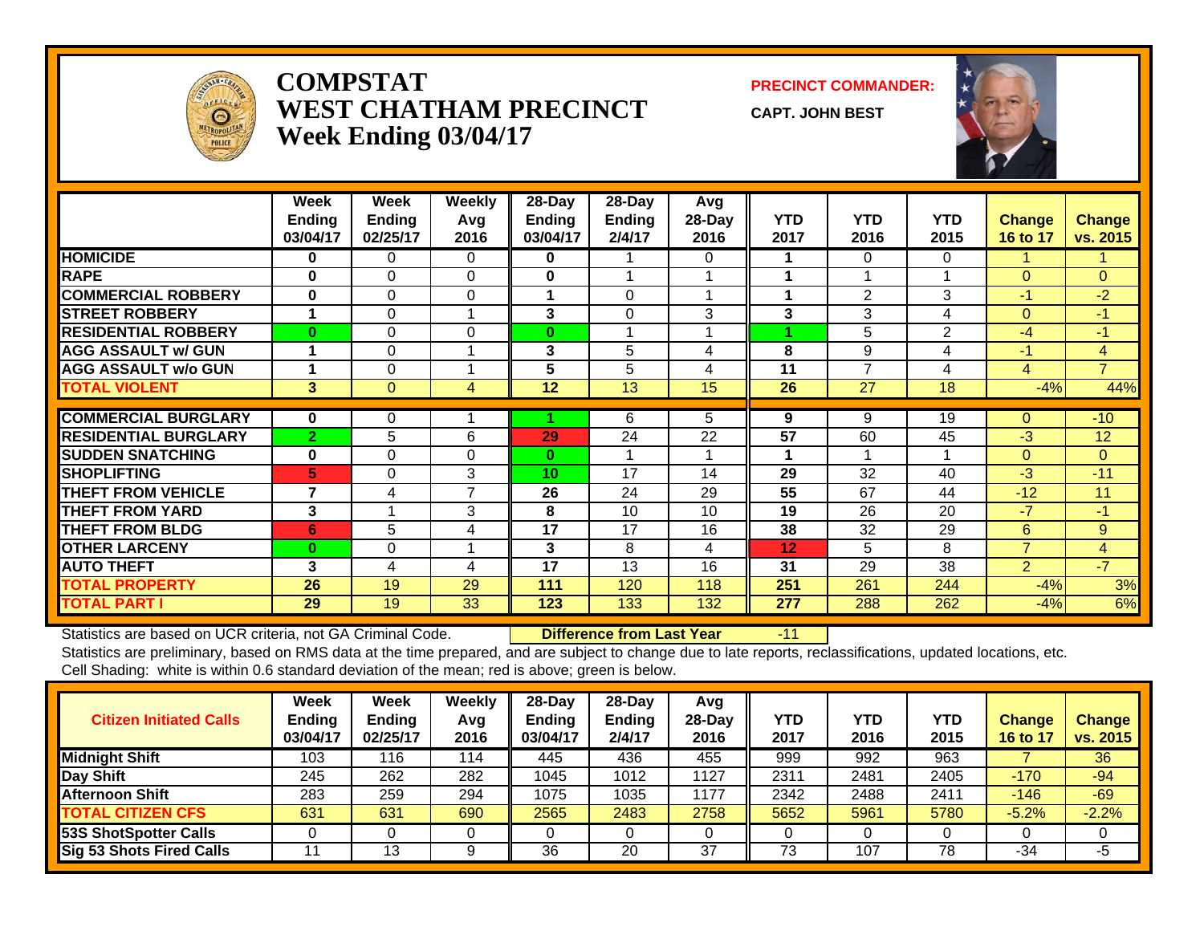# COMPSTAT
# WEST CHATHAM PRECINCT
# Week Ending 03/04/17

**PRECINCT COMMANDER:**

**CAPT. JOHN BEST**

| | Week Ending 03/04/17 | Week Ending 02/25/17 | Weekly Avg 2016 | 28-Day Ending 03/04/17 | 28-Day Ending 2/4/17 | Avg 28-Day 2016 | YTD 2017 | YTD 2016 | YTD 2015 | Change 16 to 17 | Change vs. 2015 |
|---|---|---|---|---|---|---|---|---|---|---|---|
| HOMICIDE | 0 | 0 | 0 | 0 | 1 | 0 | 1 | 0 | 0 | 1 | 1 |
| RAPE | 0 | 0 | 0 | 0 | 1 | 1 | 1 | 1 | 1 | 0 | 0 |
| COMMERCIAL ROBBERY | 0 | 0 | 0 | 1 | 0 | 1 | 1 | 2 | 3 | -1 | -2 |
| STREET ROBBERY | 1 | 0 | 1 | 3 | 0 | 3 | 3 | 3 | 4 | 0 | -1 |
| RESIDENTIAL ROBBERY | 0 | 0 | 0 | 0 | 1 | 1 | 1 | 5 | 2 | -4 | -1 |
| AGG ASSAULT w/ GUN | 1 | 0 | 1 | 3 | 5 | 4 | 8 | 9 | 4 | -1 | 4 |
| AGG ASSAULT w/o GUN | 1 | 0 | 1 | 5 | 5 | 4 | 11 | 7 | 4 | 4 | 7 |
| TOTAL VIOLENT | 3 | 0 | 4 | 12 | 13 | 15 | 26 | 27 | 18 | -4% | 44% |
| COMMERCIAL BURGLARY | 0 | 0 | 1 | 1 | 6 | 5 | 9 | 9 | 19 | 0 | -10 |
| RESIDENTIAL BURGLARY | 2 | 5 | 6 | 29 | 24 | 22 | 57 | 60 | 45 | -3 | 12 |
| SUDDEN SNATCHING | 0 | 0 | 0 | 0 | 1 | 1 | 1 | 1 | 1 | 0 | 0 |
| SHOPLIFTING | 5 | 0 | 3 | 10 | 17 | 14 | 29 | 32 | 40 | -3 | -11 |
| THEFT FROM VEHICLE | 7 | 4 | 7 | 26 | 24 | 29 | 55 | 67 | 44 | -12 | 11 |
| THEFT FROM YARD | 3 | 1 | 3 | 8 | 10 | 10 | 19 | 26 | 20 | -7 | -1 |
| THEFT FROM BLDG | 6 | 5 | 4 | 17 | 17 | 16 | 38 | 32 | 29 | 6 | 9 |
| OTHER LARCENY | 0 | 0 | 1 | 3 | 8 | 4 | 12 | 5 | 8 | 7 | 4 |
| AUTO THEFT | 3 | 4 | 4 | 17 | 13 | 16 | 31 | 29 | 38 | 2 | -7 |
| TOTAL PROPERTY | 26 | 19 | 29 | 111 | 120 | 118 | 251 | 261 | 244 | -4% | 3% |
| TOTAL PART I | 29 | 19 | 33 | 123 | 133 | 132 | 277 | 288 | 262 | -4% | 6% |

Statistics are based on UCR criteria, not GA Criminal Code. **Difference from Last Year** -11

Statistics are preliminary, based on RMS data at the time prepared, and are subject to change due to late reports, reclassifications, updated locations, etc.

Cell Shading: white is within 0.6 standard deviation of the mean; red is above; green is below.

| Citizen Initiated Calls | Week Ending 03/04/17 | Week Ending 02/25/17 | Weekly Avg 2016 | 28-Day Ending 03/04/17 | 28-Day Ending 2/4/17 | Avg 28-Day 2016 | YTD 2017 | YTD 2016 | YTD 2015 | Change 16 to 17 | Change vs. 2015 |
|---|---|---|---|---|---|---|---|---|---|---|---|
| Midnight Shift | 103 | 116 | 114 | 445 | 436 | 455 | 999 | 992 | 963 | 7 | 36 |
| Day Shift | 245 | 262 | 282 | 1045 | 1012 | 1127 | 2311 | 2481 | 2405 | -170 | -94 |
| Afternoon Shift | 283 | 259 | 294 | 1075 | 1035 | 1177 | 2342 | 2488 | 2411 | -146 | -69 |
| TOTAL CITIZEN CFS | 631 | 631 | 690 | 2565 | 2483 | 2758 | 5652 | 5961 | 5780 | -5.2% | -2.2% |
| 53S ShotSpotter Calls | 0 | 0 | 0 | 0 | 0 | 0 | 0 | 0 | 0 | 0 | 0 |
| Sig 53 Shots Fired Calls | 11 | 13 | 9 | 36 | 20 | 37 | 73 | 107 | 78 | -34 | -5 |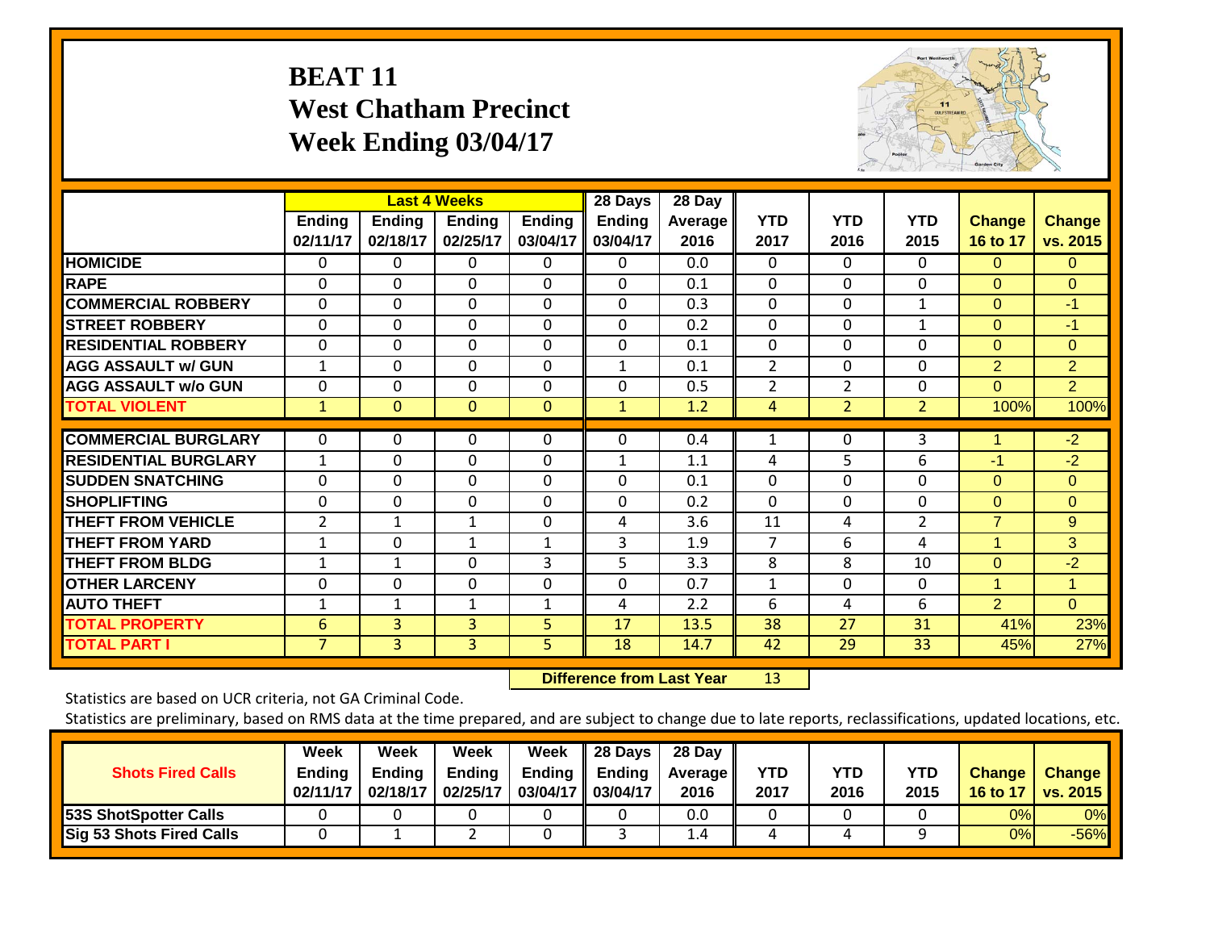# BEAT 11
## West Chatham Precinct
## Week Ending 03/04/17

| | Last 4 Weeks | | | | 28 Days | 28 Day | | | | | |
|---|---|---|---|---|---|---|---|---|---|---|---|
| | Ending 02/11/17 | Ending 02/18/17 | Ending 02/25/17 | Ending 03/04/17 | Ending 03/04/17 | Average 2016 | YTD 2017 | YTD 2016 | YTD 2015 | Change 16 to 17 | Change vs. 2015 |
| HOMICIDE | 0 | 0 | 0 | 0 | 0 | 0.0 | 0 | 0 | 0 | 0 | 0 |
| RAPE | 0 | 0 | 0 | 0 | 0 | 0.1 | 0 | 0 | 0 | 0 | 0 |
| COMMERCIAL ROBBERY | 0 | 0 | 0 | 0 | 0 | 0.3 | 0 | 0 | 1 | 0 | -1 |
| STREET ROBBERY | 0 | 0 | 0 | 0 | 0 | 0.2 | 0 | 0 | 1 | 0 | -1 |
| RESIDENTIAL ROBBERY | 0 | 0 | 0 | 0 | 0 | 0.1 | 0 | 0 | 0 | 0 | 0 |
| AGG ASSAULT w/ GUN | 1 | 0 | 0 | 0 | 1 | 0.1 | 2 | 0 | 0 | 2 | 2 |
| AGG ASSAULT w/o GUN | 0 | 0 | 0 | 0 | 0 | 0.5 | 2 | 2 | 0 | 0 | 2 |
| TOTAL VIOLENT | 1 | 0 | 0 | 0 | 1 | 1.2 | 4 | 2 | 2 | 100% | 100% |
| COMMERCIAL BURGLARY | 0 | 0 | 0 | 0 | 0 | 0.4 | 1 | 0 | 3 | 1 | -2 |
| RESIDENTIAL BURGLARY | 1 | 0 | 0 | 0 | 1 | 1.1 | 4 | 5 | 6 | -1 | -2 |
| SUDDEN SNATCHING | 0 | 0 | 0 | 0 | 0 | 0.1 | 0 | 0 | 0 | 0 | 0 |
| SHOPLIFTING | 0 | 0 | 0 | 0 | 0 | 0.2 | 0 | 0 | 0 | 0 | 0 |
| THEFT FROM VEHICLE | 2 | 1 | 1 | 0 | 4 | 3.6 | 11 | 4 | 2 | 7 | 9 |
| THEFT FROM YARD | 1 | 0 | 1 | 1 | 3 | 1.9 | 7 | 6 | 4 | 1 | 3 |
| THEFT FROM BLDG | 1 | 1 | 0 | 3 | 5 | 3.3 | 8 | 8 | 10 | 0 | -2 |
| OTHER LARCENY | 0 | 0 | 0 | 0 | 0 | 0.7 | 1 | 0 | 0 | 1 | 1 |
| AUTO THEFT | 1 | 1 | 1 | 1 | 4 | 2.2 | 6 | 4 | 6 | 2 | 0 |
| TOTAL PROPERTY | 6 | 3 | 3 | 5 | 17 | 13.5 | 38 | 27 | 31 | 41% | 23% |
| TOTAL PART I | 7 | 3 | 3 | 5 | 18 | 14.7 | 42 | 29 | 33 | 45% | 27% |

**Difference from Last Year** 13

Statistics are based on UCR criteria, not GA Criminal Code.

Statistics are preliminary, based on RMS data at the time prepared, and are subject to change due to late reports, reclassifications, updated locations, etc.

| Shots Fired Calls | Week Ending 02/11/17 | Week Ending 02/18/17 | Week Ending 02/25/17 | Week Ending 03/04/17 | 28 Days Ending 03/04/17 | 28 Day Average 2016 | YTD 2017 | YTD 2016 | YTD 2015 | Change 16 to 17 | Change vs. 2015 |
|---|---|---|---|---|---|---|---|---|---|---|---|
| 53S ShotSpotter Calls | 0 | 0 | 0 | 0 | 0 | 0.0 | 0 | 0 | 0 | 0% | 0% |
| Sig 53 Shots Fired Calls | 0 | 1 | 2 | 0 | 3 | 1.4 | 4 | 4 | 9 | 0% | -56% |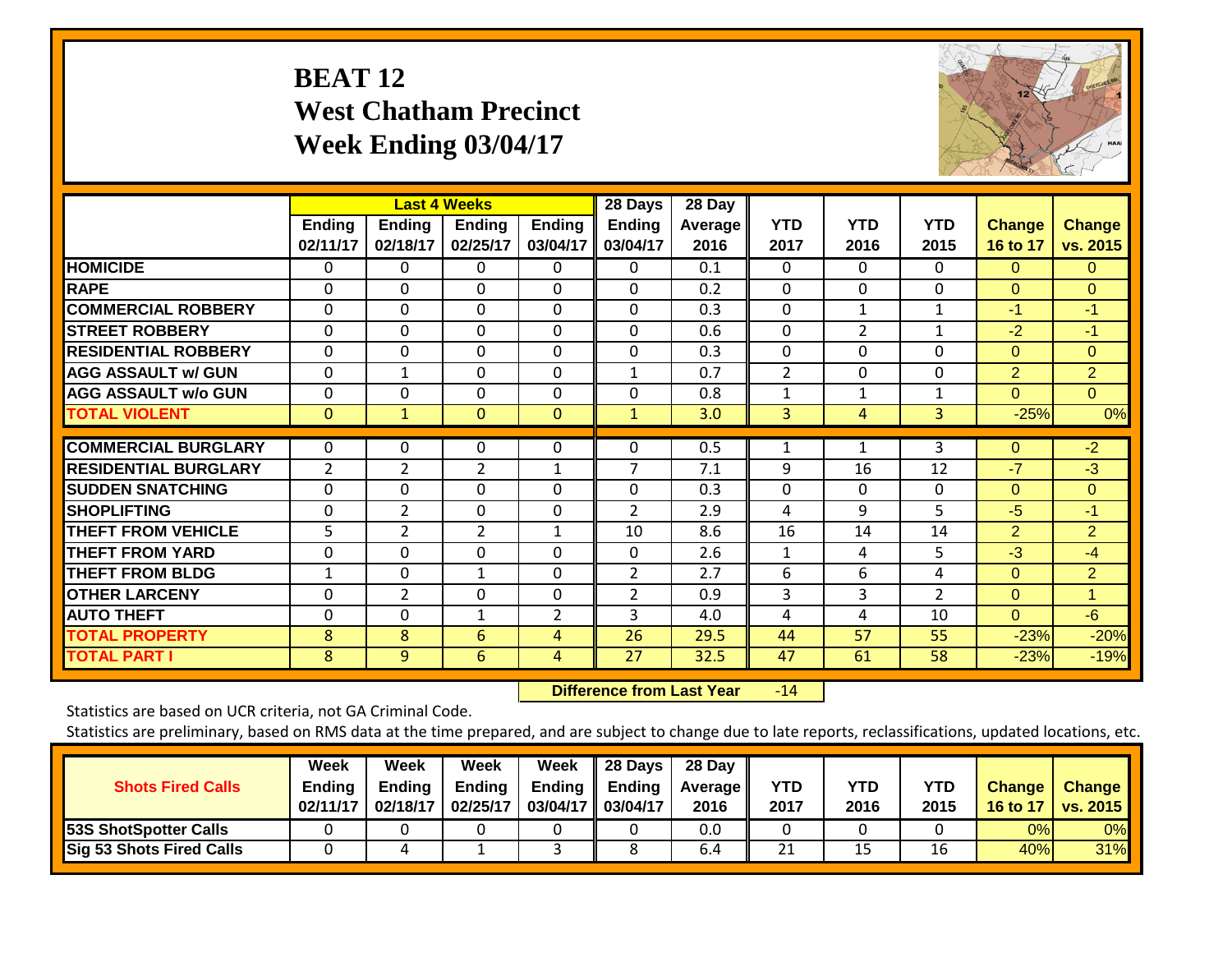# BEAT 12
# West Chatham Precinct
# Week Ending 03/04/17

| | Last 4 Weeks | | | | 28 Days | 28 Day | | | | | |
|---|---|---|---|---|---|---|---|---|---|---|---|
| | Ending 02/11/17 | Ending 02/18/17 | Ending 02/25/17 | Ending 03/04/17 | Ending 03/04/17 | Average 2016 | YTD 2017 | YTD 2016 | YTD 2015 | Change 16 to 17 | Change vs. 2015 |
| HOMICIDE | 0 | 0 | 0 | 0 | 0 | 0.1 | 0 | 0 | 0 | 0 | 0 |
| RAPE | 0 | 0 | 0 | 0 | 0 | 0.2 | 0 | 0 | 0 | 0 | 0 |
| COMMERCIAL ROBBERY | 0 | 0 | 0 | 0 | 0 | 0.3 | 0 | 1 | 1 | -1 | -1 |
| STREET ROBBERY | 0 | 0 | 0 | 0 | 0 | 0.6 | 0 | 2 | 1 | -2 | -1 |
| RESIDENTIAL ROBBERY | 0 | 0 | 0 | 0 | 0 | 0.3 | 0 | 0 | 0 | 0 | 0 |
| AGG ASSAULT w/ GUN | 0 | 1 | 0 | 0 | 1 | 0.7 | 2 | 0 | 0 | 2 | 2 |
| AGG ASSAULT w/o GUN | 0 | 0 | 0 | 0 | 0 | 0.8 | 1 | 1 | 1 | 0 | 0 |
| TOTAL VIOLENT | 0 | 1 | 0 | 0 | 1 | 3.0 | 3 | 4 | 3 | -25% | 0% |
| COMMERCIAL BURGLARY | 0 | 0 | 0 | 0 | 0 | 0.5 | 1 | 1 | 3 | 0 | -2 |
| RESIDENTIAL BURGLARY | 2 | 2 | 2 | 1 | 7 | 7.1 | 9 | 16 | 12 | -7 | -3 |
| SUDDEN SNATCHING | 0 | 0 | 0 | 0 | 0 | 0.3 | 0 | 0 | 0 | 0 | 0 |
| SHOPLIFTING | 0 | 2 | 0 | 0 | 2 | 2.9 | 4 | 9 | 5 | -5 | -1 |
| THEFT FROM VEHICLE | 5 | 2 | 2 | 1 | 10 | 8.6 | 16 | 14 | 14 | 2 | 2 |
| THEFT FROM YARD | 0 | 0 | 0 | 0 | 0 | 2.6 | 1 | 4 | 5 | -3 | -4 |
| THEFT FROM BLDG | 1 | 0 | 1 | 0 | 2 | 2.7 | 6 | 6 | 4 | 0 | 2 |
| OTHER LARCENY | 0 | 2 | 0 | 0 | 2 | 0.9 | 3 | 3 | 2 | 0 | 1 |
| AUTO THEFT | 0 | 0 | 1 | 2 | 3 | 4.0 | 4 | 4 | 10 | 0 | -6 |
| TOTAL PROPERTY | 8 | 8 | 6 | 4 | 26 | 29.5 | 44 | 57 | 55 | -23% | -20% |
| TOTAL PART I | 8 | 9 | 6 | 4 | 27 | 32.5 | 47 | 61 | 58 | -23% | -19% |

**Difference from Last Year** -14

Statistics are based on UCR criteria, not GA Criminal Code.

Statistics are preliminary, based on RMS data at the time prepared, and are subject to change due to late reports, reclassifications, updated locations, etc.

| Shots Fired Calls | Week Ending 02/11/17 | Week Ending 02/18/17 | Week Ending 02/25/17 | Week Ending 03/04/17 | 28 Days Ending 03/04/17 | 28 Day Average 2016 | YTD 2017 | YTD 2016 | YTD 2015 | Change 16 to 17 | Change vs. 2015 |
|---|---|---|---|---|---|---|---|---|---|---|---|
| 53S ShotSpotter Calls | 0 | 0 | 0 | 0 | 0 | 0.0 | 0 | 0 | 0 | 0% | 0% |
| Sig 53 Shots Fired Calls | 0 | 4 | 1 | 3 | 8 | 6.4 | 21 | 15 | 16 | 40% | 31% |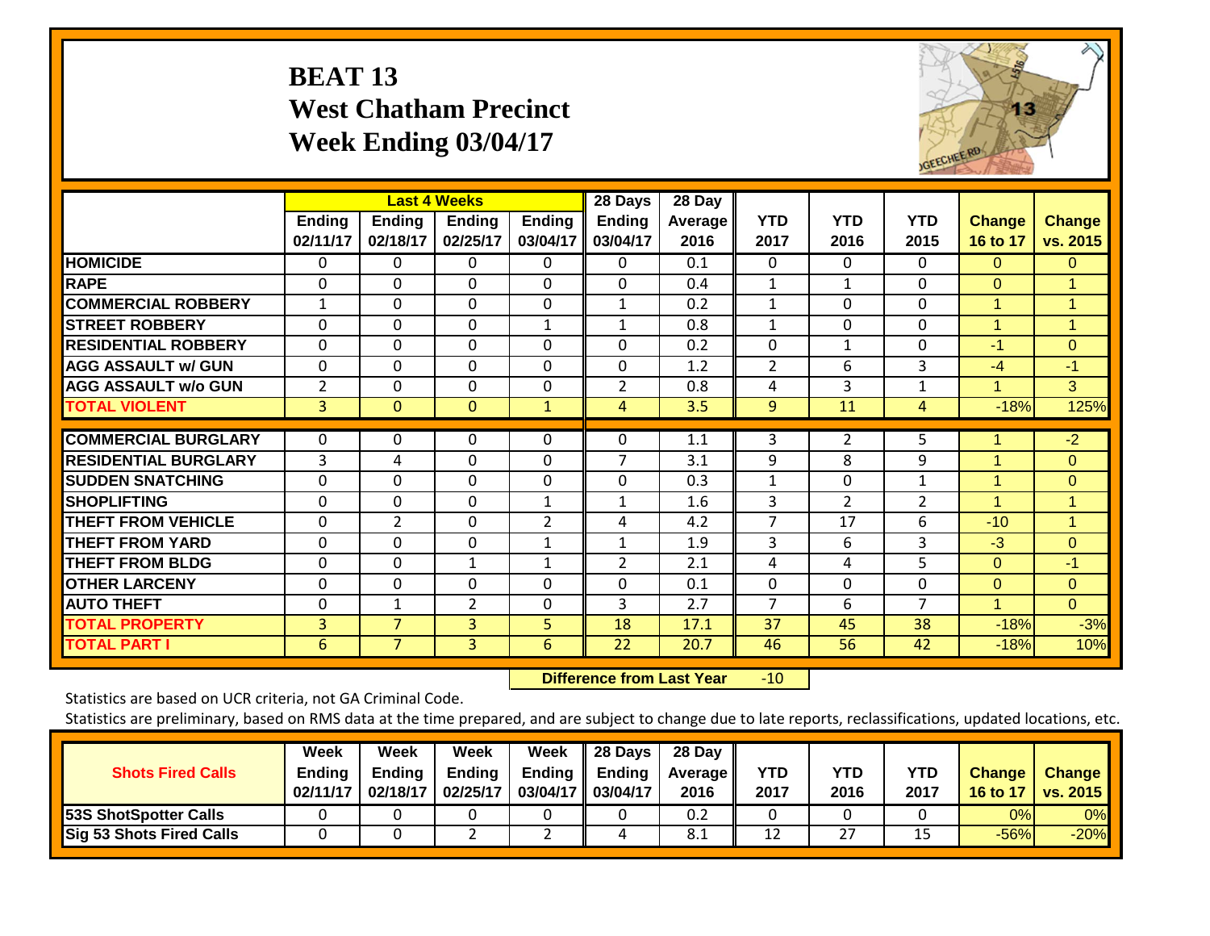# BEAT 13
## West Chatham Precinct
## Week Ending 03/04/17

| | Last 4 Weeks | | | | 28 Days | 28 Day | | | | | |
|---|---|---|---|---|---|---|---|---|---|---|---|
| | Ending 02/11/17 | Ending 02/18/17 | Ending 02/25/17 | Ending 03/04/17 | Ending 03/04/17 | Average 2016 | YTD 2017 | YTD 2016 | YTD 2015 | Change 16 to 17 | Change vs. 2015 |
| HOMICIDE | 0 | 0 | 0 | 0 | 0 | 0.1 | 0 | 0 | 0 | 0 | 0 |
| RAPE | 0 | 0 | 0 | 0 | 0 | 0.4 | 1 | 1 | 0 | 0 | 1 |
| COMMERCIAL ROBBERY | 1 | 0 | 0 | 0 | 1 | 0.2 | 1 | 0 | 0 | 1 | 1 |
| STREET ROBBERY | 0 | 0 | 0 | 1 | 1 | 0.8 | 1 | 0 | 0 | 1 | 1 |
| RESIDENTIAL ROBBERY | 0 | 0 | 0 | 0 | 0 | 0.2 | 0 | 1 | 0 | -1 | 0 |
| AGG ASSAULT w/ GUN | 0 | 0 | 0 | 0 | 0 | 1.2 | 2 | 6 | 3 | -4 | -1 |
| AGG ASSAULT w/o GUN | 2 | 0 | 0 | 0 | 2 | 0.8 | 4 | 3 | 1 | 1 | 3 |
| TOTAL VIOLENT | 3 | 0 | 0 | 1 | 4 | 3.5 | 9 | 11 | 4 | -18% | 125% |
| COMMERCIAL BURGLARY | 0 | 0 | 0 | 0 | 0 | 1.1 | 3 | 2 | 5 | 1 | -2 |
| RESIDENTIAL BURGLARY | 3 | 4 | 0 | 0 | 7 | 3.1 | 9 | 8 | 9 | 1 | 0 |
| SUDDEN SNATCHING | 0 | 0 | 0 | 0 | 0 | 0.3 | 1 | 0 | 1 | 1 | 0 |
| SHOPLIFTING | 0 | 0 | 0 | 1 | 1 | 1.6 | 3 | 2 | 2 | 1 | 1 |
| THEFT FROM VEHICLE | 0 | 2 | 0 | 2 | 4 | 4.2 | 7 | 17 | 6 | -10 | 1 |
| THEFT FROM YARD | 0 | 0 | 0 | 1 | 1 | 1.9 | 3 | 6 | 3 | -3 | 0 |
| THEFT FROM BLDG | 0 | 0 | 1 | 1 | 2 | 2.1 | 4 | 4 | 5 | 0 | -1 |
| OTHER LARCENY | 0 | 0 | 0 | 0 | 0 | 0.1 | 0 | 0 | 0 | 0 | 0 |
| AUTO THEFT | 0 | 1 | 2 | 0 | 3 | 2.7 | 7 | 6 | 7 | 1 | 0 |
| TOTAL PROPERTY | 3 | 7 | 3 | 5 | 18 | 17.1 | 37 | 45 | 38 | -18% | -3% |
| TOTAL PART I | 6 | 7 | 3 | 6 | 22 | 20.7 | 46 | 56 | 42 | -18% | 10% |

**Difference from Last Year** -10

Statistics are based on UCR criteria, not GA Criminal Code.

Statistics are preliminary, based on RMS data at the time prepared, and are subject to change due to late reports, reclassifications, updated locations, etc.

| Shots Fired Calls | Week Ending 02/11/17 | Week Ending 02/18/17 | Week Ending 02/25/17 | Week Ending 03/04/17 | 28 Days Ending 03/04/17 | 28 Day Average 2016 | YTD 2017 | YTD 2016 | YTD 2017 | Change 16 to 17 | Change vs. 2015 |
|---|---|---|---|---|---|---|---|---|---|---|---|
| 53S ShotSpotter Calls | 0 | 0 | 0 | 0 | 0 | 0.2 | 0 | 0 | 0 | 0% | 0% |
| Sig 53 Shots Fired Calls | 0 | 0 | 2 | 2 | 4 | 8.1 | 12 | 27 | 15 | -56% | -20% |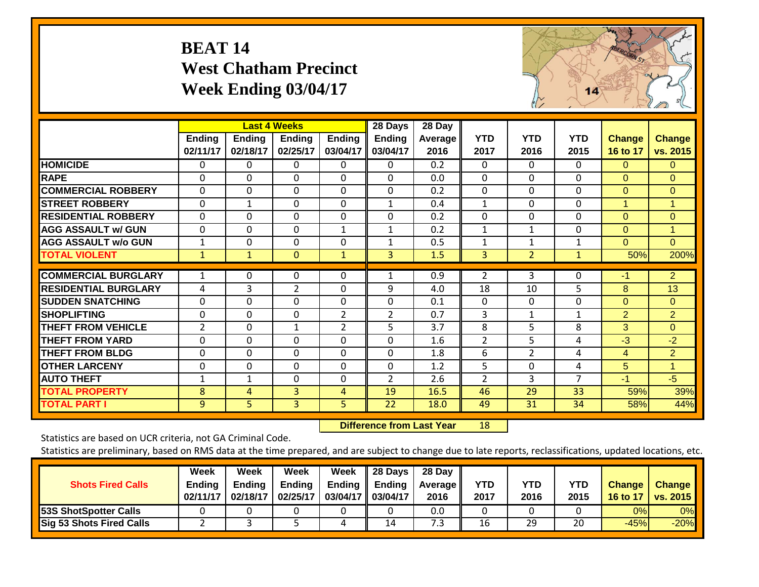# BEAT 14
## West Chatham Precinct
## Week Ending 03/04/17

| | Last 4 Weeks | | | | 28 Days | 28 Day | | | | | |
|---|---|---|---|---|---|---|---|---|---|---|---|
| | Ending 02/11/17 | Ending 02/18/17 | Ending 02/25/17 | Ending 03/04/17 | Ending 03/04/17 | Average 2016 | YTD 2017 | YTD 2016 | YTD 2015 | Change 16 to 17 | Change vs. 2015 |
| HOMICIDE | 0 | 0 | 0 | 0 | 0 | 0.2 | 0 | 0 | 0 | 0 | 0 |
| RAPE | 0 | 0 | 0 | 0 | 0 | 0.0 | 0 | 0 | 0 | 0 | 0 |
| COMMERCIAL ROBBERY | 0 | 0 | 0 | 0 | 0 | 0.2 | 0 | 0 | 0 | 0 | 0 |
| STREET ROBBERY | 0 | 1 | 0 | 0 | 1 | 0.4 | 1 | 0 | 0 | 1 | 1 |
| RESIDENTIAL ROBBERY | 0 | 0 | 0 | 0 | 0 | 0.2 | 0 | 0 | 0 | 0 | 0 |
| AGG ASSAULT w/ GUN | 0 | 0 | 0 | 1 | 1 | 0.2 | 1 | 1 | 0 | 0 | 1 |
| AGG ASSAULT w/o GUN | 1 | 0 | 0 | 0 | 1 | 0.5 | 1 | 1 | 1 | 0 | 0 |
| TOTAL VIOLENT | 1 | 1 | 0 | 1 | 3 | 1.5 | 3 | 2 | 1 | 50% | 200% |
| COMMERCIAL BURGLARY | 1 | 0 | 0 | 0 | 1 | 0.9 | 2 | 3 | 0 | -1 | 2 |
| RESIDENTIAL BURGLARY | 4 | 3 | 2 | 0 | 9 | 4.0 | 18 | 10 | 5 | 8 | 13 |
| SUDDEN SNATCHING | 0 | 0 | 0 | 0 | 0 | 0.1 | 0 | 0 | 0 | 0 | 0 |
| SHOPLIFTING | 0 | 0 | 0 | 2 | 2 | 0.7 | 3 | 1 | 1 | 2 | 2 |
| THEFT FROM VEHICLE | 2 | 0 | 1 | 2 | 5 | 3.7 | 8 | 5 | 8 | 3 | 0 |
| THEFT FROM YARD | 0 | 0 | 0 | 0 | 0 | 1.6 | 2 | 5 | 4 | -3 | -2 |
| THEFT FROM BLDG | 0 | 0 | 0 | 0 | 0 | 1.8 | 6 | 2 | 4 | 4 | 2 |
| OTHER LARCENY | 0 | 0 | 0 | 0 | 0 | 1.2 | 5 | 0 | 4 | 5 | 1 |
| AUTO THEFT | 1 | 1 | 0 | 0 | 2 | 2.6 | 2 | 3 | 7 | -1 | -5 |
| TOTAL PROPERTY | 8 | 4 | 3 | 4 | 19 | 16.5 | 46 | 29 | 33 | 59% | 39% |
| TOTAL PART I | 9 | 5 | 3 | 5 | 22 | 18.0 | 49 | 31 | 34 | 58% | 44% |

**Difference from Last Year** 18

Statistics are based on UCR criteria, not GA Criminal Code.

Statistics are preliminary, based on RMS data at the time prepared, and are subject to change due to late reports, reclassifications, updated locations, etc.

| Shots Fired Calls | Week Ending 02/11/17 | Week Ending 02/18/17 | Week Ending 02/25/17 | Week Ending 03/04/17 | 28 Days Ending 03/04/17 | 28 Day Average 2016 | YTD 2017 | YTD 2016 | YTD 2015 | Change 16 to 17 | Change vs. 2015 |
|---|---|---|---|---|---|---|---|---|---|---|---|
| 53S ShotSpotter Calls | 0 | 0 | 0 | 0 | 0 | 0.0 | 0 | 0 | 0 | 0% | 0% |
| Sig 53 Shots Fired Calls | 2 | 3 | 5 | 4 | 14 | 7.3 | 16 | 29 | 20 | -45% | -20% |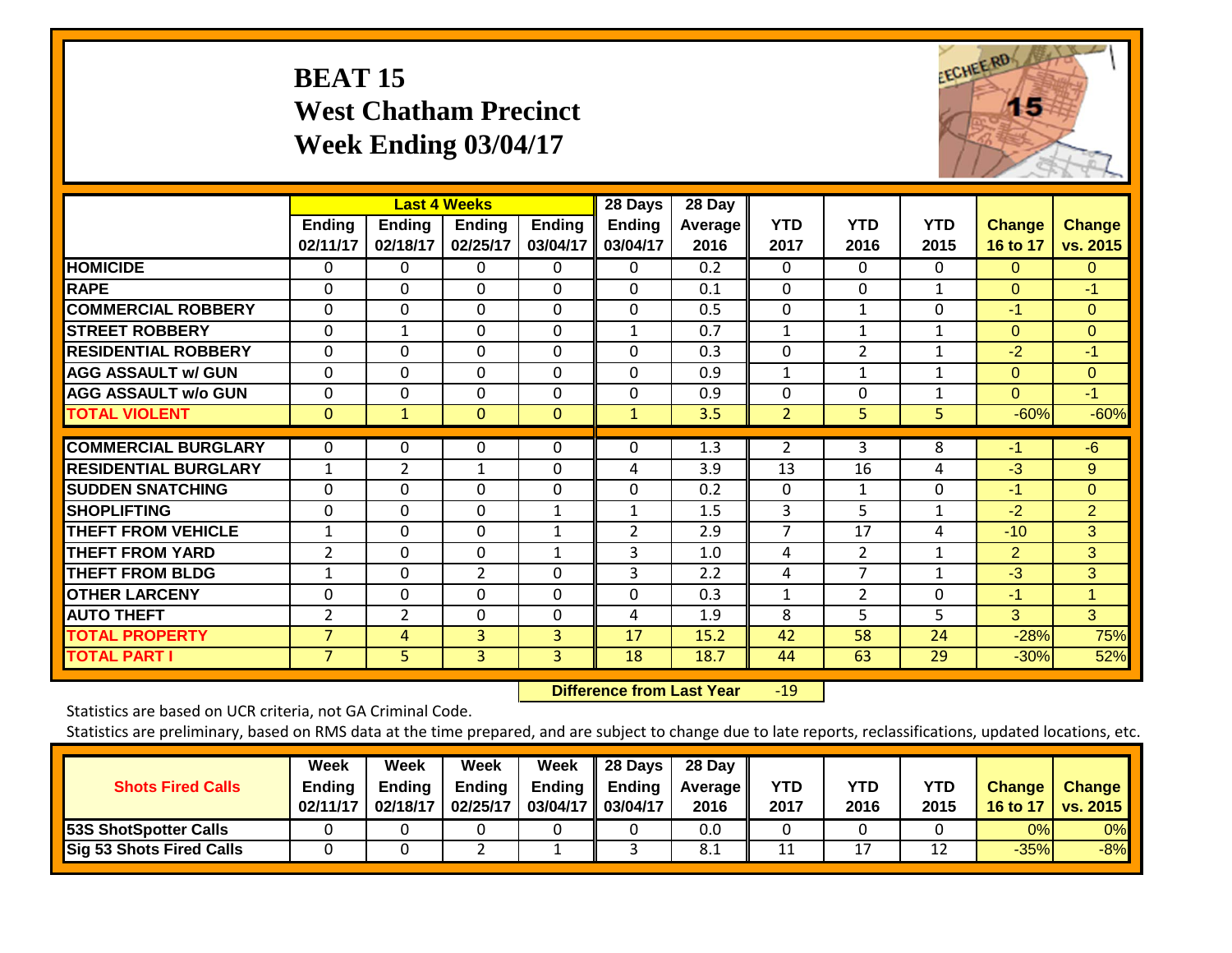# BEAT 15
## West Chatham Precinct
## Week Ending 03/04/17

| | Last 4 Weeks | | | | 28 Days | 28 Day | | | | | |
|---|---|---|---|---|---|---|---|---|---|---|---|
| | Ending 02/11/17 | Ending 02/18/17 | Ending 02/25/17 | Ending 03/04/17 | Ending 03/04/17 | Average 2016 | YTD 2017 | YTD 2016 | YTD 2015 | Change 16 to 17 | Change vs. 2015 |
| **HOMICIDE** | 0 | 0 | 0 | 0 | 0 | 0.2 | 0 | 0 | 0 | 0 | 0 |
| **RAPE** | 0 | 0 | 0 | 0 | 0 | 0.1 | 0 | 0 | 1 | 0 | -1 |
| **COMMERCIAL ROBBERY** | 0 | 0 | 0 | 0 | 0 | 0.5 | 0 | 1 | 0 | -1 | 0 |
| **STREET ROBBERY** | 0 | 1 | 0 | 0 | 1 | 0.7 | 1 | 1 | 1 | 0 | 0 |
| **RESIDENTIAL ROBBERY** | 0 | 0 | 0 | 0 | 0 | 0.3 | 0 | 2 | 1 | -2 | -1 |
| **AGG ASSAULT w/ GUN** | 0 | 0 | 0 | 0 | 0 | 0.9 | 1 | 1 | 1 | 0 | 0 |
| **AGG ASSAULT w/o GUN** | 0 | 0 | 0 | 0 | 0 | 0.9 | 0 | 0 | 1 | 0 | -1 |
| **TOTAL VIOLENT** | 0 | 1 | 0 | 0 | 1 | 3.5 | 2 | 5 | 5 | -60% | -60% |
| **COMMERCIAL BURGLARY** | 0 | 0 | 0 | 0 | 0 | 1.3 | 2 | 3 | 8 | -1 | -6 |
| **RESIDENTIAL BURGLARY** | 1 | 2 | 1 | 0 | 4 | 3.9 | 13 | 16 | 4 | -3 | 9 |
| **SUDDEN SNATCHING** | 0 | 0 | 0 | 0 | 0 | 0.2 | 0 | 1 | 0 | -1 | 0 |
| **SHOPLIFTING** | 0 | 0 | 0 | 1 | 1 | 1.5 | 3 | 5 | 1 | -2 | 2 |
| **THEFT FROM VEHICLE** | 1 | 0 | 0 | 1 | 2 | 2.9 | 7 | 17 | 4 | -10 | 3 |
| **THEFT FROM YARD** | 2 | 0 | 0 | 1 | 3 | 1.0 | 4 | 2 | 1 | 2 | 3 |
| **THEFT FROM BLDG** | 1 | 0 | 2 | 0 | 3 | 2.2 | 4 | 7 | 1 | -3 | 3 |
| **OTHER LARCENY** | 0 | 0 | 0 | 0 | 0 | 0.3 | 1 | 2 | 0 | -1 | 1 |
| **AUTO THEFT** | 2 | 2 | 0 | 0 | 4 | 1.9 | 8 | 5 | 5 | 3 | 3 |
| **TOTAL PROPERTY** | 7 | 4 | 3 | 3 | 17 | 15.2 | 42 | 58 | 24 | -28% | 75% |
| **TOTAL PART I** | 7 | 5 | 3 | 3 | 18 | 18.7 | 44 | 63 | 29 | -30% | 52% |

**Difference from Last Year** -19

Statistics are based on UCR criteria, not GA Criminal Code.

Statistics are preliminary, based on RMS data at the time prepared, and are subject to change due to late reports, reclassifications, updated locations, etc.

| Shots Fired Calls | Week Ending 02/11/17 | Week Ending 02/18/17 | Week Ending 02/25/17 | Week Ending 03/04/17 | 28 Days Ending 03/04/17 | 28 Day Average 2016 | YTD 2017 | YTD 2016 | YTD 2015 | Change 16 to 17 | Change vs. 2015 |
|---|---|---|---|---|---|---|---|---|---|---|---|
| **53S ShotSpotter Calls** | 0 | 0 | 0 | 0 | 0 | 0.0 | 0 | 0 | 0 | 0% | 0% |
| **Sig 53 Shots Fired Calls** | 0 | 0 | 2 | 1 | 3 | 8.1 | 11 | 17 | 12 | -35% | -8% |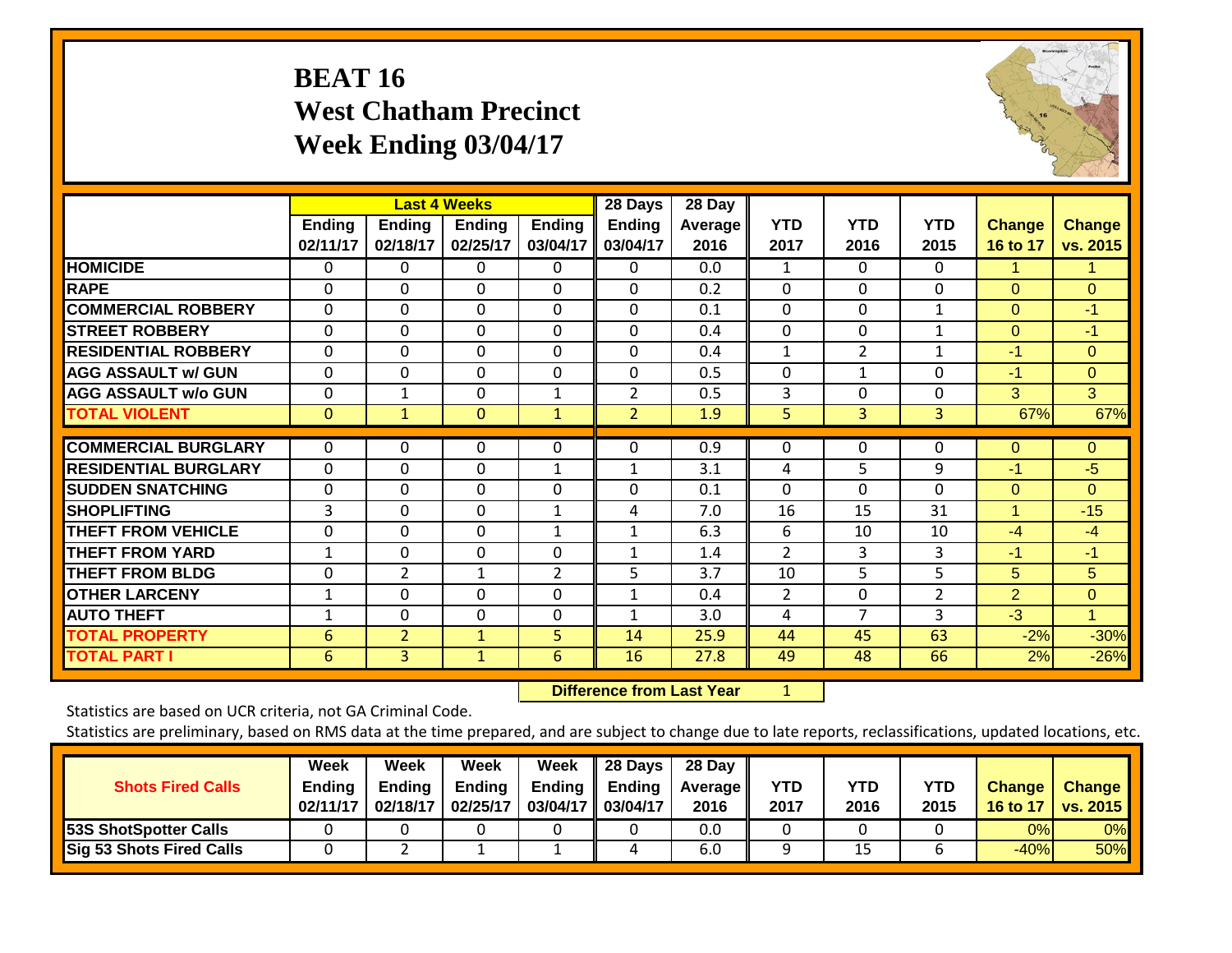# BEAT 16
## West Chatham Precinct
## Week Ending 03/04/17

| | Last 4 Weeks | | | | 28 Days | 28 Day | | | | | |
|---|---|---|---|---|---|---|---|---|---|---|---|
| | Ending 02/11/17 | Ending 02/18/17 | Ending 02/25/17 | Ending 03/04/17 | Ending 03/04/17 | Average 2016 | YTD 2017 | YTD 2016 | YTD 2015 | Change 16 to 17 | Change vs. 2015 |
| **HOMICIDE** | 0 | 0 | 0 | 0 | 0 | 0.0 | 1 | 0 | 0 | 1 | 1 |
| **RAPE** | 0 | 0 | 0 | 0 | 0 | 0.2 | 0 | 0 | 0 | 0 | 0 |
| **COMMERCIAL ROBBERY** | 0 | 0 | 0 | 0 | 0 | 0.1 | 0 | 0 | 1 | 0 | -1 |
| **STREET ROBBERY** | 0 | 0 | 0 | 0 | 0 | 0.4 | 0 | 0 | 1 | 0 | -1 |
| **RESIDENTIAL ROBBERY** | 0 | 0 | 0 | 0 | 0 | 0.4 | 1 | 2 | 1 | -1 | 0 |
| **AGG ASSAULT w/ GUN** | 0 | 0 | 0 | 0 | 0 | 0.5 | 0 | 1 | 0 | -1 | 0 |
| **AGG ASSAULT w/o GUN** | 0 | 1 | 0 | 1 | 2 | 0.5 | 3 | 0 | 0 | 3 | 3 |
| **TOTAL VIOLENT** | 0 | 1 | 0 | 1 | 2 | 1.9 | 5 | 3 | 3 | 67% | 67% |
| **COMMERCIAL BURGLARY** | 0 | 0 | 0 | 0 | 0 | 0.9 | 0 | 0 | 0 | 0 | 0 |
| **RESIDENTIAL BURGLARY** | 0 | 0 | 0 | 1 | 1 | 3.1 | 4 | 5 | 9 | -1 | -5 |
| **SUDDEN SNATCHING** | 0 | 0 | 0 | 0 | 0 | 0.1 | 0 | 0 | 0 | 0 | 0 |
| **SHOPLIFTING** | 3 | 0 | 0 | 1 | 4 | 7.0 | 16 | 15 | 31 | 1 | -15 |
| **THEFT FROM VEHICLE** | 0 | 0 | 0 | 1 | 1 | 6.3 | 6 | 10 | 10 | -4 | -4 |
| **THEFT FROM YARD** | 1 | 0 | 0 | 0 | 1 | 1.4 | 2 | 3 | 3 | -1 | -1 |
| **THEFT FROM BLDG** | 0 | 2 | 1 | 2 | 5 | 3.7 | 10 | 5 | 5 | 5 | 5 |
| **OTHER LARCENY** | 1 | 0 | 0 | 0 | 1 | 0.4 | 2 | 0 | 2 | 2 | 0 |
| **AUTO THEFT** | 1 | 0 | 0 | 0 | 1 | 3.0 | 4 | 7 | 3 | -3 | 1 |
| **TOTAL PROPERTY** | 6 | 2 | 1 | 5 | 14 | 25.9 | 44 | 45 | 63 | -2% | -30% |
| **TOTAL PART I** | 6 | 3 | 1 | 6 | 16 | 27.8 | 49 | 48 | 66 | 2% | -26% |

**Difference from Last Year** 1

Statistics are based on UCR criteria, not GA Criminal Code.

Statistics are preliminary, based on RMS data at the time prepared, and are subject to change due to late reports, reclassifications, updated locations, etc.

| Shots Fired Calls | Week Ending 02/11/17 | Week Ending 02/18/17 | Week Ending 02/25/17 | Week Ending 03/04/17 | 28 Days Ending 03/04/17 | 28 Day Average 2016 | YTD 2017 | YTD 2016 | YTD 2015 | Change 16 to 17 | Change vs. 2015 |
|---|---|---|---|---|---|---|---|---|---|---|---|
| **53S ShotSpotter Calls** | 0 | 0 | 0 | 0 | 0 | 0.0 | 0 | 0 | 0 | 0% | 0% |
| **Sig 53 Shots Fired Calls** | 0 | 2 | 1 | 1 | 4 | 6.0 | 9 | 15 | 6 | -40% | 50% |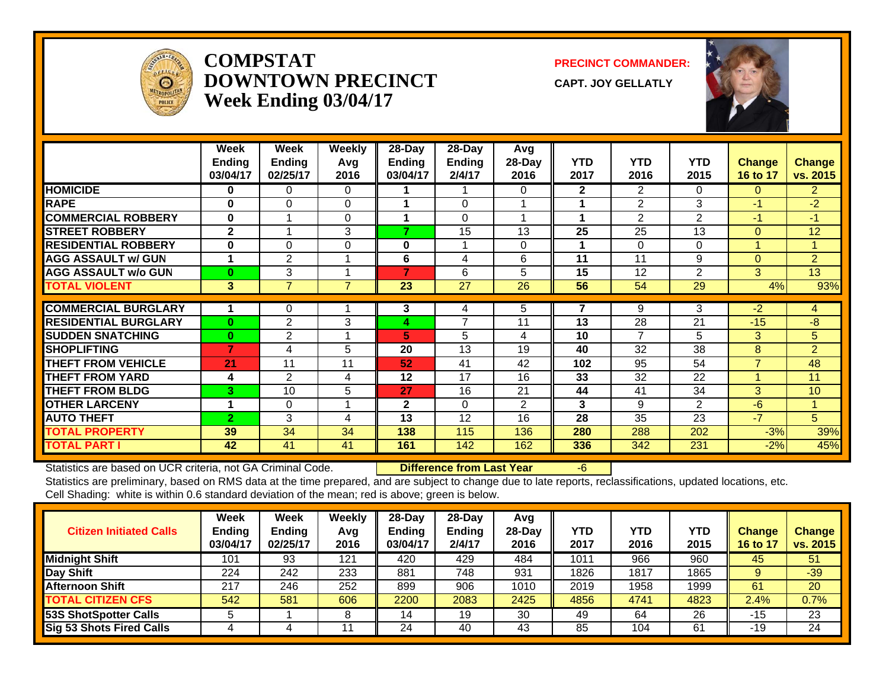# COMPSTAT DOWNTOWN PRECINCT Week Ending 03/04/17

**PRECINCT COMMANDER:**

**CAPT. JOY GELLATLY**

| | Week Ending 03/04/17 | Week Ending 02/25/17 | Weekly Avg 2016 | 28-Day Ending 03/04/17 | 28-Day Ending 2/4/17 | Avg 28-Day 2016 | YTD 2017 | YTD 2016 | YTD 2015 | Change 16 to 17 | Change vs. 2015 |
|---|---|---|---|---|---|---|---|---|---|---|---|
| HOMICIDE | 0 | 0 | 0 | 1 | 1 | 0 | 2 | 2 | 0 | 0 | 2 |
| RAPE | 0 | 0 | 0 | 1 | 0 | 1 | 1 | 2 | 3 | -1 | -2 |
| COMMERCIAL ROBBERY | 0 | 1 | 0 | 1 | 0 | 1 | 1 | 2 | 2 | -1 | -1 |
| STREET ROBBERY | 2 | 1 | 3 | 7 | 15 | 13 | 25 | 25 | 13 | 0 | 12 |
| RESIDENTIAL ROBBERY | 0 | 0 | 0 | 0 | 1 | 0 | 1 | 0 | 0 | 1 | 1 |
| AGG ASSAULT w/ GUN | 1 | 2 | 1 | 6 | 4 | 6 | 11 | 11 | 9 | 0 | 2 |
| AGG ASSAULT w/o GUN | 0 | 3 | 1 | 7 | 6 | 5 | 15 | 12 | 2 | 3 | 13 |
| TOTAL VIOLENT | 3 | 7 | 7 | 23 | 27 | 26 | 56 | 54 | 29 | 4% | 93% |
| COMMERCIAL BURGLARY | 1 | 0 | 1 | 3 | 4 | 5 | 7 | 9 | 3 | -2 | 4 |
| RESIDENTIAL BURGLARY | 0 | 2 | 3 | 4 | 7 | 11 | 13 | 28 | 21 | -15 | -8 |
| SUDDEN SNATCHING | 0 | 2 | 1 | 5 | 5 | 4 | 10 | 7 | 5 | 3 | 5 |
| SHOPLIFTING | 7 | 4 | 5 | 20 | 13 | 19 | 40 | 32 | 38 | 8 | 2 |
| THEFT FROM VEHICLE | 21 | 11 | 11 | 52 | 41 | 42 | 102 | 95 | 54 | 7 | 48 |
| THEFT FROM YARD | 4 | 2 | 4 | 12 | 17 | 16 | 33 | 32 | 22 | 1 | 11 |
| THEFT FROM BLDG | 3 | 10 | 5 | 27 | 16 | 21 | 44 | 41 | 34 | 3 | 10 |
| OTHER LARCENY | 1 | 0 | 1 | 2 | 0 | 2 | 3 | 9 | 2 | -6 | 1 |
| AUTO THEFT | 2 | 3 | 4 | 13 | 12 | 16 | 28 | 35 | 23 | -7 | 5 |
| TOTAL PROPERTY | 39 | 34 | 34 | 138 | 115 | 136 | 280 | 288 | 202 | -3% | 39% |
| TOTAL PART I | 42 | 41 | 41 | 161 | 142 | 162 | 336 | 342 | 231 | -2% | 45% |

Statistics are based on UCR criteria, not GA Criminal Code. **Difference from Last Year** -6

Statistics are preliminary, based on RMS data at the time prepared, and are subject to change due to late reports, reclassifications, updated locations, etc.

Cell Shading: white is within 0.6 standard deviation of the mean; red is above; green is below.

| Citizen Initiated Calls | Week Ending 03/04/17 | Week Ending 02/25/17 | Weekly Avg 2016 | 28-Day Ending 03/04/17 | 28-Day Ending 2/4/17 | Avg 28-Day 2016 | YTD 2017 | YTD 2016 | YTD 2015 | Change 16 to 17 | Change vs. 2015 |
|---|---|---|---|---|---|---|---|---|---|---|---|
| Midnight Shift | 101 | 93 | 121 | 420 | 429 | 484 | 1011 | 966 | 960 | 45 | 51 |
| Day Shift | 224 | 242 | 233 | 881 | 748 | 931 | 1826 | 1817 | 1865 | 9 | -39 |
| Afternoon Shift | 217 | 246 | 252 | 899 | 906 | 1010 | 2019 | 1958 | 1999 | 61 | 20 |
| TOTAL CITIZEN CFS | 542 | 581 | 606 | 2200 | 2083 | 2425 | 4856 | 4741 | 4823 | 2.4% | 0.7% |
| 53S ShotSpotter Calls | 5 | 1 | 8 | 14 | 19 | 30 | 49 | 64 | 26 | -15 | 23 |
| Sig 53 Shots Fired Calls | 4 | 4 | 11 | 24 | 40 | 43 | 85 | 104 | 61 | -19 | 24 |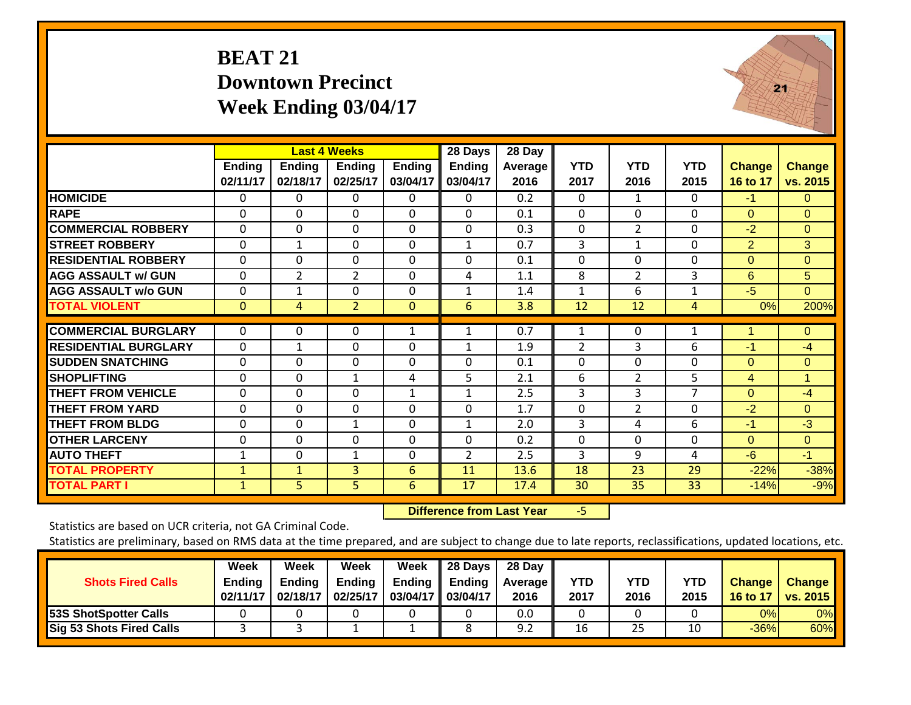# BEAT 21
## Downtown Precinct
## Week Ending 03/04/17

| | Last 4 Weeks | | | | 28 Days | 28 Day | | | | | |
|---|---|---|---|---|---|---|---|---|---|---|---|
| | Ending 02/11/17 | Ending 02/18/17 | Ending 02/25/17 | Ending 03/04/17 | Ending 03/04/17 | Average 2016 | YTD 2017 | YTD 2016 | YTD 2015 | Change 16 to 17 | Change vs. 2015 |
| HOMICIDE | 0 | 0 | 0 | 0 | 0 | 0.2 | 0 | 1 | 0 | -1 | 0 |
| RAPE | 0 | 0 | 0 | 0 | 0 | 0.1 | 0 | 0 | 0 | 0 | 0 |
| COMMERCIAL ROBBERY | 0 | 0 | 0 | 0 | 0 | 0.3 | 0 | 2 | 0 | -2 | 0 |
| STREET ROBBERY | 0 | 1 | 0 | 0 | 1 | 0.7 | 3 | 1 | 0 | 2 | 3 |
| RESIDENTIAL ROBBERY | 0 | 0 | 0 | 0 | 0 | 0.1 | 0 | 0 | 0 | 0 | 0 |
| AGG ASSAULT w/ GUN | 0 | 2 | 2 | 0 | 4 | 1.1 | 8 | 2 | 3 | 6 | 5 |
| AGG ASSAULT w/o GUN | 0 | 1 | 0 | 0 | 1 | 1.4 | 1 | 6 | 1 | -5 | 0 |
| TOTAL VIOLENT | 0 | 4 | 2 | 0 | 6 | 3.8 | 12 | 12 | 4 | 0% | 200% |
| COMMERCIAL BURGLARY | 0 | 0 | 0 | 1 | 1 | 0.7 | 1 | 0 | 1 | 1 | 0 |
| RESIDENTIAL BURGLARY | 0 | 1 | 0 | 0 | 1 | 1.9 | 2 | 3 | 6 | -1 | -4 |
| SUDDEN SNATCHING | 0 | 0 | 0 | 0 | 0 | 0.1 | 0 | 0 | 0 | 0 | 0 |
| SHOPLIFTING | 0 | 0 | 1 | 4 | 5 | 2.1 | 6 | 2 | 5 | 4 | 1 |
| THEFT FROM VEHICLE | 0 | 0 | 0 | 1 | 1 | 2.5 | 3 | 3 | 7 | 0 | -4 |
| THEFT FROM YARD | 0 | 0 | 0 | 0 | 0 | 1.7 | 0 | 2 | 0 | -2 | 0 |
| THEFT FROM BLDG | 0 | 0 | 1 | 0 | 1 | 2.0 | 3 | 4 | 6 | -1 | -3 |
| OTHER LARCENY | 0 | 0 | 0 | 0 | 0 | 0.2 | 0 | 0 | 0 | 0 | 0 |
| AUTO THEFT | 1 | 0 | 1 | 0 | 2 | 2.5 | 3 | 9 | 4 | -6 | -1 |
| TOTAL PROPERTY | 1 | 1 | 3 | 6 | 11 | 13.6 | 18 | 23 | 29 | -22% | -38% |
| TOTAL PART I | 1 | 5 | 5 | 6 | 17 | 17.4 | 30 | 35 | 33 | -14% | -9% |

**Difference from Last Year** -5

Statistics are based on UCR criteria, not GA Criminal Code.

Statistics are preliminary, based on RMS data at the time prepared, and are subject to change due to late reports, reclassifications, updated locations, etc.

| Shots Fired Calls | Week Ending 02/11/17 | Week Ending 02/18/17 | Week Ending 02/25/17 | Week Ending 03/04/17 | 28 Days Ending 03/04/17 | 28 Day Average 2016 | YTD 2017 | YTD 2016 | YTD 2015 | Change 16 to 17 | Change vs. 2015 |
|---|---|---|---|---|---|---|---|---|---|---|---|
| 53S ShotSpotter Calls | 0 | 0 | 0 | 0 | 0 | 0.0 | 0 | 0 | 0 | 0% | 0% |
| Sig 53 Shots Fired Calls | 3 | 3 | 1 | 1 | 8 | 9.2 | 16 | 25 | 10 | -36% | 60% |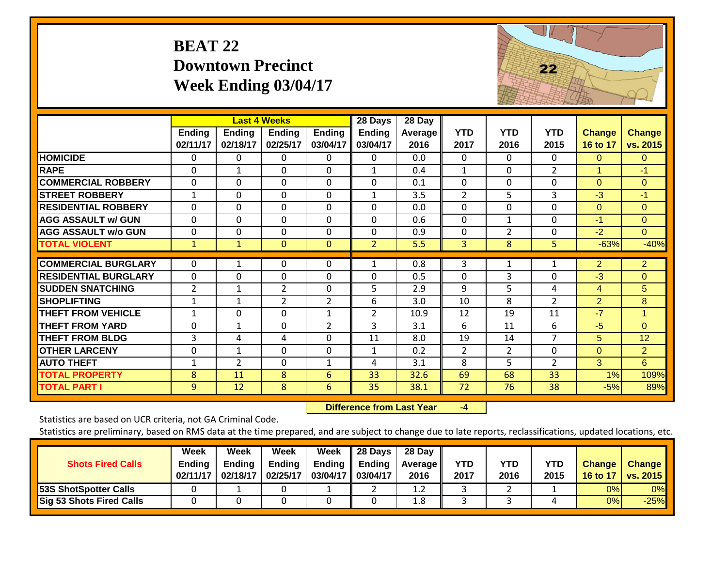# BEAT 22
## Downtown Precinct
## Week Ending 03/04/17

| | Last 4 Weeks | | | | 28 Days | 28 Day | | | | | |
|---|---|---|---|---|---|---|---|---|---|---|---|
| | Ending 02/11/17 | Ending 02/18/17 | Ending 02/25/17 | Ending 03/04/17 | Ending 03/04/17 | Average 2016 | YTD 2017 | YTD 2016 | YTD 2015 | Change 16 to 17 | Change vs. 2015 |
| HOMICIDE | 0 | 0 | 0 | 0 | 0 | 0.0 | 0 | 0 | 0 | 0 | 0 |
| RAPE | 0 | 1 | 0 | 0 | 1 | 0.4 | 1 | 0 | 2 | 1 | -1 |
| COMMERCIAL ROBBERY | 0 | 0 | 0 | 0 | 0 | 0.1 | 0 | 0 | 0 | 0 | 0 |
| STREET ROBBERY | 1 | 0 | 0 | 0 | 1 | 3.5 | 2 | 5 | 3 | -3 | -1 |
| RESIDENTIAL ROBBERY | 0 | 0 | 0 | 0 | 0 | 0.0 | 0 | 0 | 0 | 0 | 0 |
| AGG ASSAULT w/ GUN | 0 | 0 | 0 | 0 | 0 | 0.6 | 0 | 1 | 0 | -1 | 0 |
| AGG ASSAULT w/o GUN | 0 | 0 | 0 | 0 | 0 | 0.9 | 0 | 2 | 0 | -2 | 0 |
| TOTAL VIOLENT | 1 | 1 | 0 | 0 | 2 | 5.5 | 3 | 8 | 5 | -63% | -40% |
| COMMERCIAL BURGLARY | 0 | 1 | 0 | 0 | 1 | 0.8 | 3 | 1 | 1 | 2 | 2 |
| RESIDENTIAL BURGLARY | 0 | 0 | 0 | 0 | 0 | 0.5 | 0 | 3 | 0 | -3 | 0 |
| SUDDEN SNATCHING | 2 | 1 | 2 | 0 | 5 | 2.9 | 9 | 5 | 4 | 4 | 5 |
| SHOPLIFTING | 1 | 1 | 2 | 2 | 6 | 3.0 | 10 | 8 | 2 | 2 | 8 |
| THEFT FROM VEHICLE | 1 | 0 | 0 | 1 | 2 | 10.9 | 12 | 19 | 11 | -7 | 1 |
| THEFT FROM YARD | 0 | 1 | 0 | 2 | 3 | 3.1 | 6 | 11 | 6 | -5 | 0 |
| THEFT FROM BLDG | 3 | 4 | 4 | 0 | 11 | 8.0 | 19 | 14 | 7 | 5 | 12 |
| OTHER LARCENY | 0 | 1 | 0 | 0 | 1 | 0.2 | 2 | 2 | 0 | 0 | 2 |
| AUTO THEFT | 1 | 2 | 0 | 1 | 4 | 3.1 | 8 | 5 | 2 | 3 | 6 |
| TOTAL PROPERTY | 8 | 11 | 8 | 6 | 33 | 32.6 | 69 | 68 | 33 | 1% | 109% |
| TOTAL PART I | 9 | 12 | 8 | 6 | 35 | 38.1 | 72 | 76 | 38 | -5% | 89% |

**Difference from Last Year** -4

Statistics are based on UCR criteria, not GA Criminal Code.

Statistics are preliminary, based on RMS data at the time prepared, and are subject to change due to late reports, reclassifications, updated locations, etc.

| Shots Fired Calls | Week Ending 02/11/17 | Week Ending 02/18/17 | Week Ending 02/25/17 | Week Ending 03/04/17 | 28 Days Ending 03/04/17 | 28 Day Average 2016 | YTD 2017 | YTD 2016 | YTD 2015 | Change 16 to 17 | Change vs. 2015 |
|---|---|---|---|---|---|---|---|---|---|---|---|
| 53S ShotSpotter Calls | 0 | 1 | 0 | 1 | 2 | 1.2 | 3 | 2 | 1 | 0% | 0% |
| Sig 53 Shots Fired Calls | 0 | 0 | 0 | 0 | 0 | 1.8 | 3 | 3 | 4 | 0% | -25% |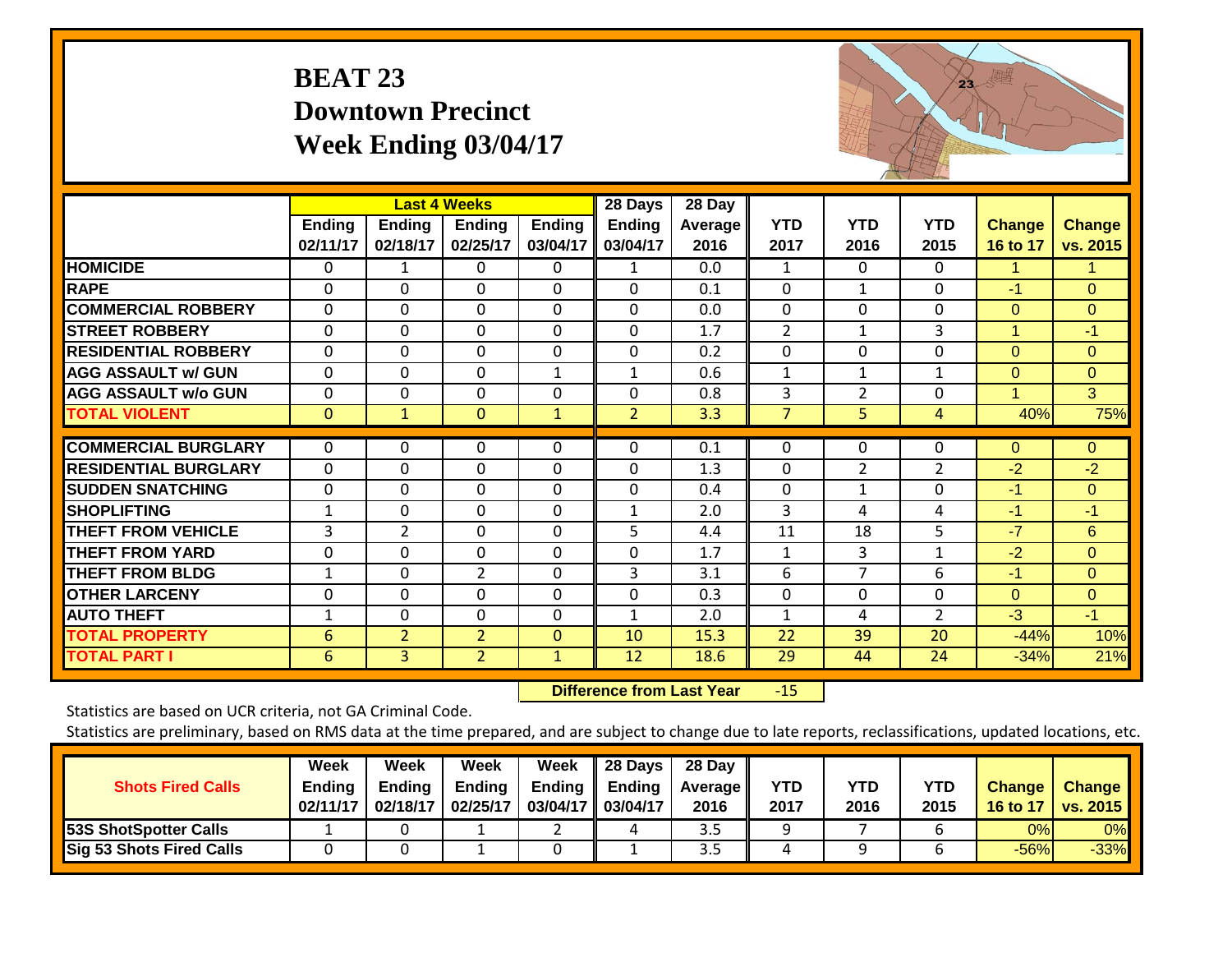# BEAT 23
## Downtown Precinct
## Week Ending 03/04/17

| | Last 4 Weeks | | | | 28 Days | 28 Day | | | | | |
|---|---|---|---|---|---|---|---|---|---|---|---|
| | Ending 02/11/17 | Ending 02/18/17 | Ending 02/25/17 | Ending 03/04/17 | Ending 03/04/17 | Average 2016 | YTD 2017 | YTD 2016 | YTD 2015 | Change 16 to 17 | Change vs. 2015 |
| HOMICIDE | 0 | 1 | 0 | 0 | 1 | 0.0 | 1 | 0 | 0 | 1 | 1 |
| RAPE | 0 | 0 | 0 | 0 | 0 | 0.1 | 0 | 1 | 0 | -1 | 0 |
| COMMERCIAL ROBBERY | 0 | 0 | 0 | 0 | 0 | 0.0 | 0 | 0 | 0 | 0 | 0 |
| STREET ROBBERY | 0 | 0 | 0 | 0 | 0 | 1.7 | 2 | 1 | 3 | 1 | -1 |
| RESIDENTIAL ROBBERY | 0 | 0 | 0 | 0 | 0 | 0.2 | 0 | 0 | 0 | 0 | 0 |
| AGG ASSAULT w/ GUN | 0 | 0 | 0 | 1 | 1 | 0.6 | 1 | 1 | 1 | 0 | 0 |
| AGG ASSAULT w/o GUN | 0 | 0 | 0 | 0 | 0 | 0.8 | 3 | 2 | 0 | 1 | 3 |
| TOTAL VIOLENT | 0 | 1 | 0 | 1 | 2 | 3.3 | 7 | 5 | 4 | 40% | 75% |
| COMMERCIAL BURGLARY | 0 | 0 | 0 | 0 | 0 | 0.1 | 0 | 0 | 0 | 0 | 0 |
| RESIDENTIAL BURGLARY | 0 | 0 | 0 | 0 | 0 | 1.3 | 0 | 2 | 2 | -2 | -2 |
| SUDDEN SNATCHING | 0 | 0 | 0 | 0 | 0 | 0.4 | 0 | 1 | 0 | -1 | 0 |
| SHOPLIFTING | 1 | 0 | 0 | 0 | 1 | 2.0 | 3 | 4 | 4 | -1 | -1 |
| THEFT FROM VEHICLE | 3 | 2 | 0 | 0 | 5 | 4.4 | 11 | 18 | 5 | -7 | 6 |
| THEFT FROM YARD | 0 | 0 | 0 | 0 | 0 | 1.7 | 1 | 3 | 1 | -2 | 0 |
| THEFT FROM BLDG | 1 | 0 | 2 | 0 | 3 | 3.1 | 6 | 7 | 6 | -1 | 0 |
| OTHER LARCENY | 0 | 0 | 0 | 0 | 0 | 0.3 | 0 | 0 | 0 | 0 | 0 |
| AUTO THEFT | 1 | 0 | 0 | 0 | 1 | 2.0 | 1 | 4 | 2 | -3 | -1 |
| TOTAL PROPERTY | 6 | 2 | 2 | 0 | 10 | 15.3 | 22 | 39 | 20 | -44% | 10% |
| TOTAL PART I | 6 | 3 | 2 | 1 | 12 | 18.6 | 29 | 44 | 24 | -34% | 21% |

**Difference from Last Year** -15

Statistics are based on UCR criteria, not GA Criminal Code.

Statistics are preliminary, based on RMS data at the time prepared, and are subject to change due to late reports, reclassifications, updated locations, etc.

| Shots Fired Calls | Week Ending 02/11/17 | Week Ending 02/18/17 | Week Ending 02/25/17 | Week Ending 03/04/17 | 28 Days Ending 03/04/17 | 28 Day Average 2016 | YTD 2017 | YTD 2016 | YTD 2015 | Change 16 to 17 | Change vs. 2015 |
|---|---|---|---|---|---|---|---|---|---|---|---|
| 53S ShotSpotter Calls | 1 | 0 | 1 | 2 | 4 | 3.5 | 9 | 7 | 6 | 0% | 0% |
| Sig 53 Shots Fired Calls | 0 | 0 | 1 | 0 | 1 | 3.5 | 4 | 9 | 6 | -56% | -33% |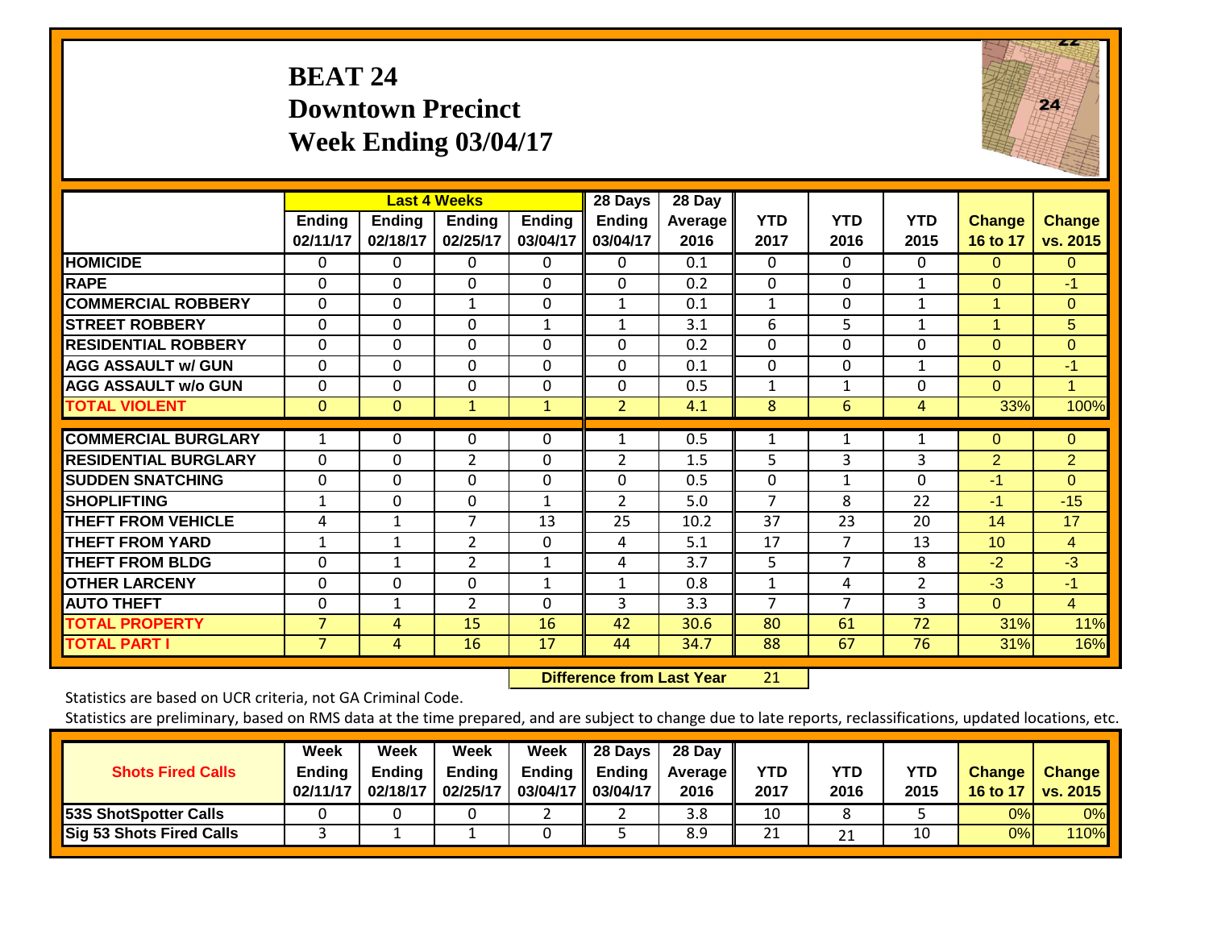# BEAT 24
## Downtown Precinct
## Week Ending 03/04/17

| | Last 4 Weeks | | | | 28 Days | 28 Day | | | | | |
|---|---|---|---|---|---|---|---|---|---|---|---|
| | Ending 02/11/17 | Ending 02/18/17 | Ending 02/25/17 | Ending 03/04/17 | Ending 03/04/17 | Average 2016 | YTD 2017 | YTD 2016 | YTD 2015 | Change 16 to 17 | Change vs. 2015 |
| **HOMICIDE** | 0 | 0 | 0 | 0 | 0 | 0.1 | 0 | 0 | 0 | 0 | 0 |
| **RAPE** | 0 | 0 | 0 | 0 | 0 | 0.2 | 0 | 0 | 1 | 0 | -1 |
| **COMMERCIAL ROBBERY** | 0 | 0 | 1 | 0 | 1 | 0.1 | 1 | 0 | 1 | 1 | 0 |
| **STREET ROBBERY** | 0 | 0 | 0 | 1 | 1 | 3.1 | 6 | 5 | 1 | 1 | 5 |
| **RESIDENTIAL ROBBERY** | 0 | 0 | 0 | 0 | 0 | 0.2 | 0 | 0 | 0 | 0 | 0 |
| **AGG ASSAULT w/ GUN** | 0 | 0 | 0 | 0 | 0 | 0.1 | 0 | 0 | 1 | 0 | -1 |
| **AGG ASSAULT w/o GUN** | 0 | 0 | 0 | 0 | 0 | 0.5 | 1 | 1 | 0 | 0 | 1 |
| **TOTAL VIOLENT** | 0 | 0 | 1 | 1 | 2 | 4.1 | 8 | 6 | 4 | 33% | 100% |
| **COMMERCIAL BURGLARY** | 1 | 0 | 0 | 0 | 1 | 0.5 | 1 | 1 | 1 | 0 | 0 |
| **RESIDENTIAL BURGLARY** | 0 | 0 | 2 | 0 | 2 | 1.5 | 5 | 3 | 3 | 2 | 2 |
| **SUDDEN SNATCHING** | 0 | 0 | 0 | 0 | 0 | 0.5 | 0 | 1 | 0 | -1 | 0 |
| **SHOPLIFTING** | 1 | 0 | 0 | 1 | 2 | 5.0 | 7 | 8 | 22 | -1 | -15 |
| **THEFT FROM VEHICLE** | 4 | 1 | 7 | 13 | 25 | 10.2 | 37 | 23 | 20 | 14 | 17 |
| **THEFT FROM YARD** | 1 | 1 | 2 | 0 | 4 | 5.1 | 17 | 7 | 13 | 10 | 4 |
| **THEFT FROM BLDG** | 0 | 1 | 2 | 1 | 4 | 3.7 | 5 | 7 | 8 | -2 | -3 |
| **OTHER LARCENY** | 0 | 0 | 0 | 1 | 1 | 0.8 | 1 | 4 | 2 | -3 | -1 |
| **AUTO THEFT** | 0 | 1 | 2 | 0 | 3 | 3.3 | 7 | 7 | 3 | 0 | 4 |
| **TOTAL PROPERTY** | 7 | 4 | 15 | 16 | 42 | 30.6 | 80 | 61 | 72 | 31% | 11% |
| **TOTAL PART I** | 7 | 4 | 16 | 17 | 44 | 34.7 | 88 | 67 | 76 | 31% | 16% |

**Difference from Last Year** 21

Statistics are based on UCR criteria, not GA Criminal Code.

Statistics are preliminary, based on RMS data at the time prepared, and are subject to change due to late reports, reclassifications, updated locations, etc.

| Shots Fired Calls | Week Ending 02/11/17 | Week Ending 02/18/17 | Week Ending 02/25/17 | Week Ending 03/04/17 | 28 Days Ending 03/04/17 | 28 Day Average 2016 | YTD 2017 | YTD 2016 | YTD 2015 | Change 16 to 17 | Change vs. 2015 |
|---|---|---|---|---|---|---|---|---|---|---|---|
| **53S ShotSpotter Calls** | 0 | 0 | 0 | 2 | 2 | 3.8 | 10 | 8 | 5 | 0% | 0% |
| **Sig 53 Shots Fired Calls** | 3 | 1 | 1 | 0 | 5 | 8.9 | 21 | 21 | 10 | 0% | 110% |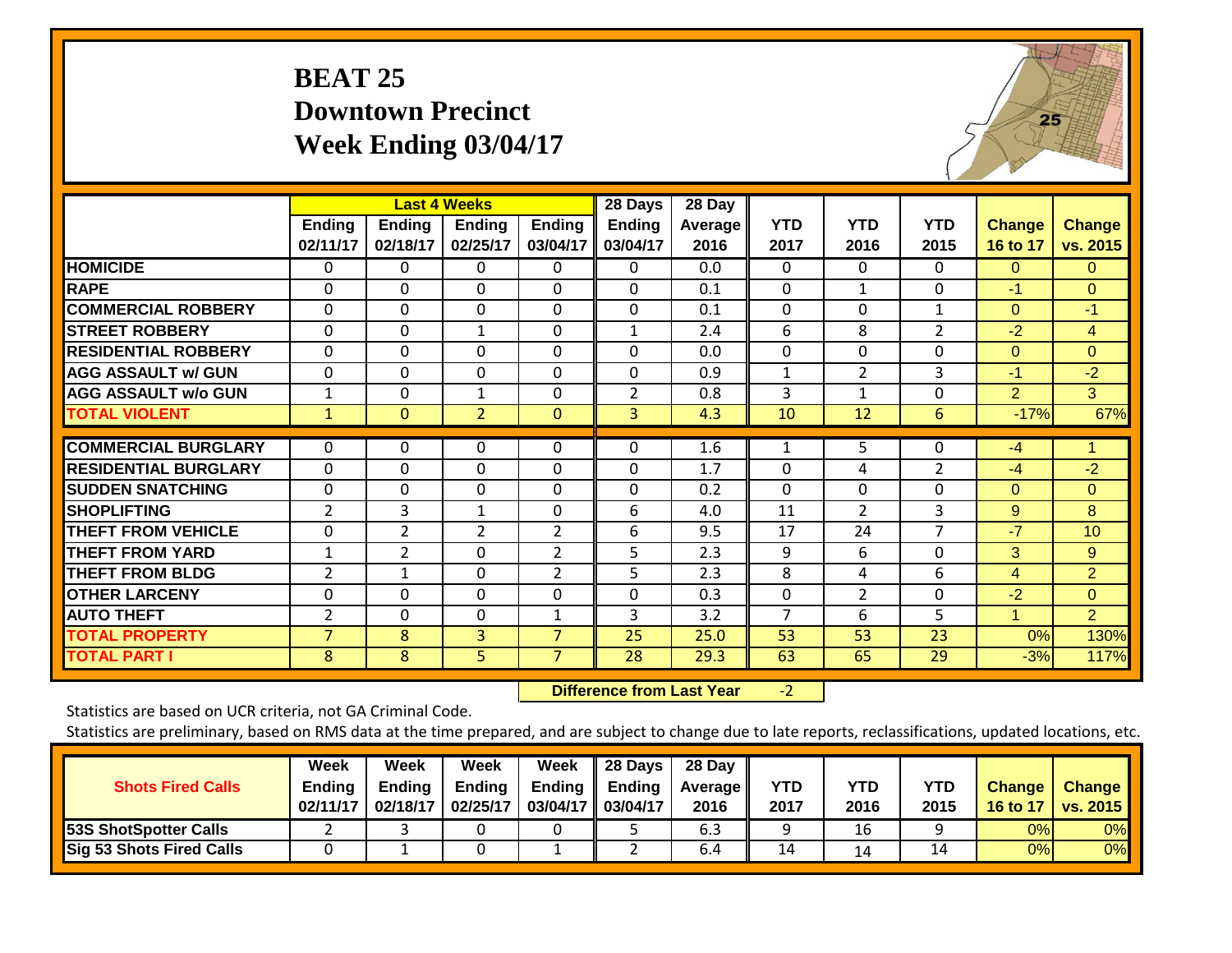# BEAT 25
## Downtown Precinct
## Week Ending 03/04/17

| | Last 4 Weeks | | | | 28 Days | 28 Day | | | | | |
|---|---|---|---|---|---|---|---|---|---|---|---|
| | Ending 02/11/17 | Ending 02/18/17 | Ending 02/25/17 | Ending 03/04/17 | Ending 03/04/17 | Average 2016 | YTD 2017 | YTD 2016 | YTD 2015 | Change 16 to 17 | Change vs. 2015 |
| HOMICIDE | 0 | 0 | 0 | 0 | 0 | 0.0 | 0 | 0 | 0 | 0 | 0 |
| RAPE | 0 | 0 | 0 | 0 | 0 | 0.1 | 0 | 1 | 0 | -1 | 0 |
| COMMERCIAL ROBBERY | 0 | 0 | 0 | 0 | 0 | 0.1 | 0 | 0 | 1 | 0 | -1 |
| STREET ROBBERY | 0 | 0 | 1 | 0 | 1 | 2.4 | 6 | 8 | 2 | -2 | 4 |
| RESIDENTIAL ROBBERY | 0 | 0 | 0 | 0 | 0 | 0.0 | 0 | 0 | 0 | 0 | 0 |
| AGG ASSAULT w/ GUN | 0 | 0 | 0 | 0 | 0 | 0.9 | 1 | 2 | 3 | -1 | -2 |
| AGG ASSAULT w/o GUN | 1 | 0 | 1 | 0 | 2 | 0.8 | 3 | 1 | 0 | 2 | 3 |
| TOTAL VIOLENT | 1 | 0 | 2 | 0 | 3 | 4.3 | 10 | 12 | 6 | -17% | 67% |
| COMMERCIAL BURGLARY | 0 | 0 | 0 | 0 | 0 | 1.6 | 1 | 5 | 0 | -4 | 1 |
| RESIDENTIAL BURGLARY | 0 | 0 | 0 | 0 | 0 | 1.7 | 0 | 4 | 2 | -4 | -2 |
| SUDDEN SNATCHING | 0 | 0 | 0 | 0 | 0 | 0.2 | 0 | 0 | 0 | 0 | 0 |
| SHOPLIFTING | 2 | 3 | 1 | 0 | 6 | 4.0 | 11 | 2 | 3 | 9 | 8 |
| THEFT FROM VEHICLE | 0 | 2 | 2 | 2 | 6 | 9.5 | 17 | 24 | 7 | -7 | 10 |
| THEFT FROM YARD | 1 | 2 | 0 | 2 | 5 | 2.3 | 9 | 6 | 0 | 3 | 9 |
| THEFT FROM BLDG | 2 | 1 | 0 | 2 | 5 | 2.3 | 8 | 4 | 6 | 4 | 2 |
| OTHER LARCENY | 0 | 0 | 0 | 0 | 0 | 0.3 | 0 | 2 | 0 | -2 | 0 |
| AUTO THEFT | 2 | 0 | 0 | 1 | 3 | 3.2 | 7 | 6 | 5 | 1 | 2 |
| TOTAL PROPERTY | 7 | 8 | 3 | 7 | 25 | 25.0 | 53 | 53 | 23 | 0% | 130% |
| TOTAL PART I | 8 | 8 | 5 | 7 | 28 | 29.3 | 63 | 65 | 29 | -3% | 117% |

**Difference from Last Year** -2

Statistics are based on UCR criteria, not GA Criminal Code.

Statistics are preliminary, based on RMS data at the time prepared, and are subject to change due to late reports, reclassifications, updated locations, etc.

| Shots Fired Calls | Week Ending 02/11/17 | Week Ending 02/18/17 | Week Ending 02/25/17 | Week Ending 03/04/17 | 28 Days Ending 03/04/17 | 28 Day Average 2016 | YTD 2017 | YTD 2016 | YTD 2015 | Change 16 to 17 | Change vs. 2015 |
|---|---|---|---|---|---|---|---|---|---|---|---|
| 53S ShotSpotter Calls | 2 | 3 | 0 | 0 | 5 | 6.3 | 9 | 16 | 9 | 0% | 0% |
| Sig 53 Shots Fired Calls | 0 | 1 | 0 | 1 | 2 | 6.4 | 14 | 14 | 14 | 0% | 0% |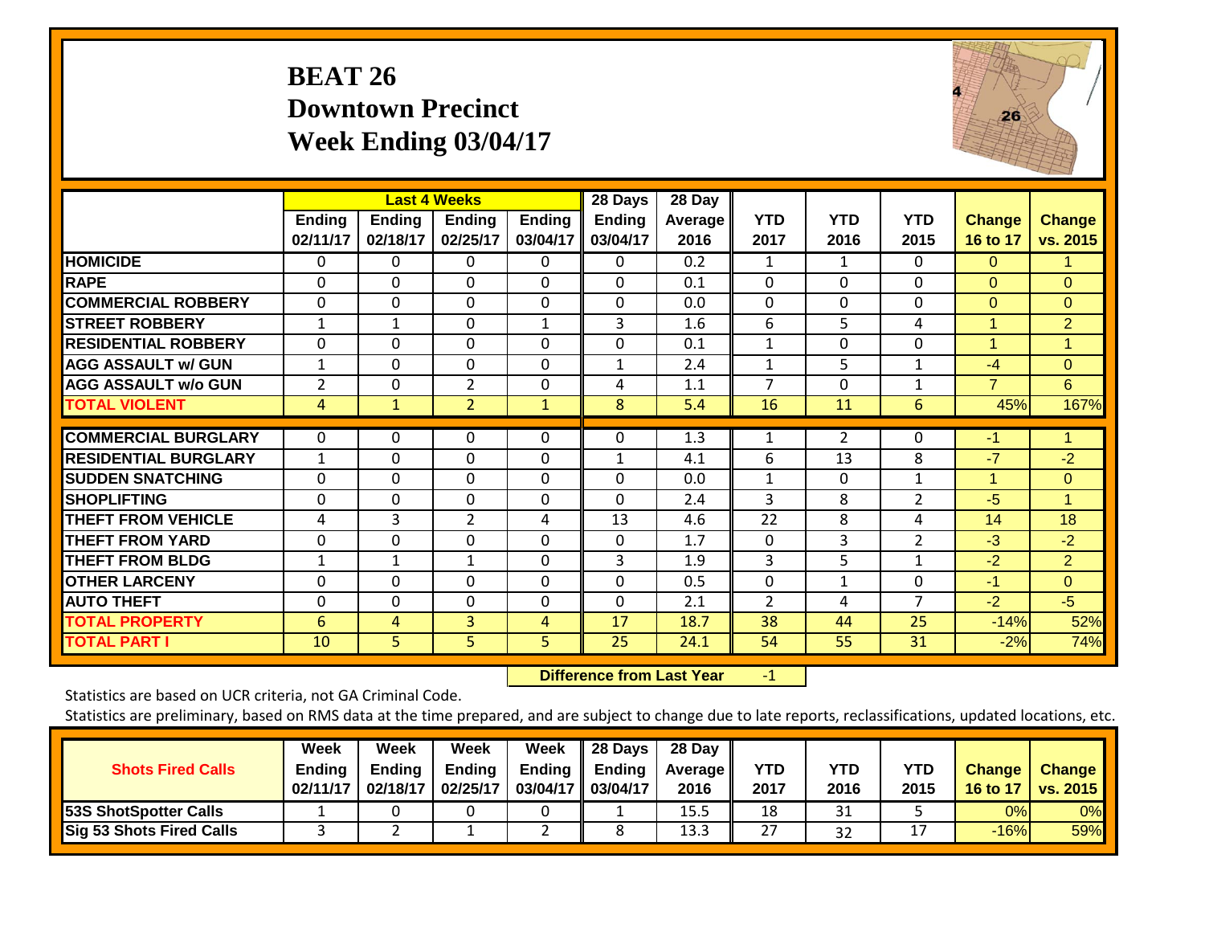# BEAT 26
## Downtown Precinct
## Week Ending 03/04/17

| | Last 4 Weeks | | | | 28 Days | 28 Day | | | | | |
|---|---|---|---|---|---|---|---|---|---|---|---|
| | Ending 02/11/17 | Ending 02/18/17 | Ending 02/25/17 | Ending 03/04/17 | Ending 03/04/17 | Average 2016 | YTD 2017 | YTD 2016 | YTD 2015 | Change 16 to 17 | Change vs. 2015 |
| HOMICIDE | 0 | 0 | 0 | 0 | 0 | 0.2 | 1 | 1 | 0 | 0 | 1 |
| RAPE | 0 | 0 | 0 | 0 | 0 | 0.1 | 0 | 0 | 0 | 0 | 0 |
| COMMERCIAL ROBBERY | 0 | 0 | 0 | 0 | 0 | 0.0 | 0 | 0 | 0 | 0 | 0 |
| STREET ROBBERY | 1 | 1 | 0 | 1 | 3 | 1.6 | 6 | 5 | 4 | 1 | 2 |
| RESIDENTIAL ROBBERY | 0 | 0 | 0 | 0 | 0 | 0.1 | 1 | 0 | 0 | 1 | 1 |
| AGG ASSAULT w/ GUN | 1 | 0 | 0 | 0 | 1 | 2.4 | 1 | 5 | 1 | -4 | 0 |
| AGG ASSAULT w/o GUN | 2 | 0 | 2 | 0 | 4 | 1.1 | 7 | 0 | 1 | 7 | 6 |
| TOTAL VIOLENT | 4 | 1 | 2 | 1 | 8 | 5.4 | 16 | 11 | 6 | 45% | 167% |
| COMMERCIAL BURGLARY | 0 | 0 | 0 | 0 | 0 | 1.3 | 1 | 2 | 0 | -1 | 1 |
| RESIDENTIAL BURGLARY | 1 | 0 | 0 | 0 | 1 | 4.1 | 6 | 13 | 8 | -7 | -2 |
| SUDDEN SNATCHING | 0 | 0 | 0 | 0 | 0 | 0.0 | 1 | 0 | 1 | 1 | 0 |
| SHOPLIFTING | 0 | 0 | 0 | 0 | 0 | 2.4 | 3 | 8 | 2 | -5 | 1 |
| THEFT FROM VEHICLE | 4 | 3 | 2 | 4 | 13 | 4.6 | 22 | 8 | 4 | 14 | 18 |
| THEFT FROM YARD | 0 | 0 | 0 | 0 | 0 | 1.7 | 0 | 3 | 2 | -3 | -2 |
| THEFT FROM BLDG | 1 | 1 | 1 | 0 | 3 | 1.9 | 3 | 5 | 1 | -2 | 2 |
| OTHER LARCENY | 0 | 0 | 0 | 0 | 0 | 0.5 | 0 | 1 | 0 | -1 | 0 |
| AUTO THEFT | 0 | 0 | 0 | 0 | 0 | 2.1 | 2 | 4 | 7 | -2 | -5 |
| TOTAL PROPERTY | 6 | 4 | 3 | 4 | 17 | 18.7 | 38 | 44 | 25 | -14% | 52% |
| TOTAL PART I | 10 | 5 | 5 | 5 | 25 | 24.1 | 54 | 55 | 31 | -2% | 74% |

**Difference from Last Year** -1

Statistics are based on UCR criteria, not GA Criminal Code.

Statistics are preliminary, based on RMS data at the time prepared, and are subject to change due to late reports, reclassifications, updated locations, etc.

| Shots Fired Calls | Week Ending 02/11/17 | Week Ending 02/18/17 | Week Ending 02/25/17 | Week Ending 03/04/17 | 28 Days Ending 03/04/17 | 28 Day Average 2016 | YTD 2017 | YTD 2016 | YTD 2015 | Change 16 to 17 | Change vs. 2015 |
|---|---|---|---|---|---|---|---|---|---|---|---|
| 53S ShotSpotter Calls | 1 | 0 | 0 | 0 | 1 | 15.5 | 18 | 31 | 5 | 0% | 0% |
| Sig 53 Shots Fired Calls | 3 | 2 | 1 | 2 | 8 | 13.3 | 27 | 32 | 17 | -16% | 59% |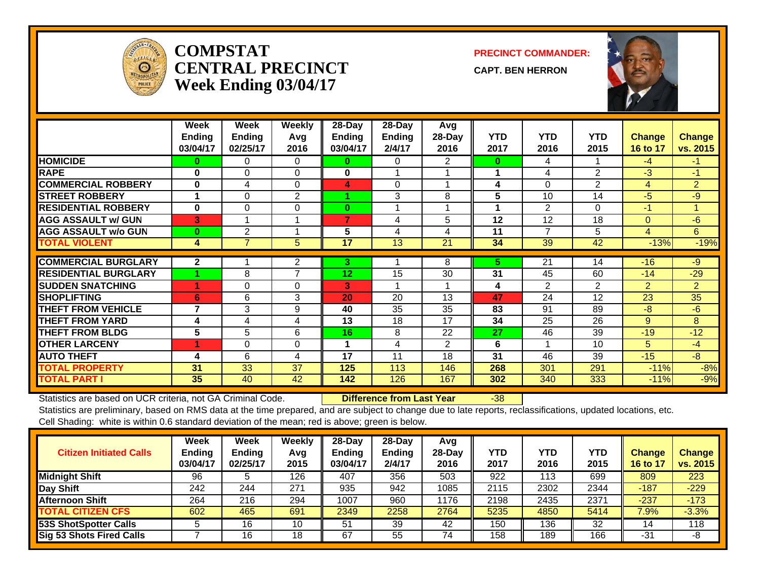# COMPSTAT CENTRAL PRECINCT
## Week Ending 03/04/17

**PRECINCT COMMANDER:**

**CAPT. BEN HERRON**

| | Week Ending 03/04/17 | Week Ending 02/25/17 | Weekly Avg 2016 | 28-Day Ending 03/04/17 | 28-Day Ending 2/4/17 | Avg 28-Day 2016 | YTD 2017 | YTD 2016 | YTD 2015 | Change 16 to 17 | Change vs. 2015 |
|---|---|---|---|---|---|---|---|---|---|---|---|
| HOMICIDE | 0 | 0 | 0 | 0 | 0 | 2 | 0 | 4 | 1 | -4 | -1 |
| RAPE | 0 | 0 | 0 | 0 | 1 | 1 | 1 | 4 | 2 | -3 | -1 |
| COMMERCIAL ROBBERY | 0 | 4 | 0 | 4 | 0 | 1 | 4 | 0 | 2 | 4 | 2 |
| STREET ROBBERY | 1 | 0 | 2 | 1 | 3 | 8 | 5 | 10 | 14 | -5 | -9 |
| RESIDENTIAL ROBBERY | 0 | 0 | 0 | 0 | 1 | 1 | 1 | 2 | 0 | -1 | 1 |
| AGG ASSAULT w/ GUN | 3 | 1 | 1 | 7 | 4 | 5 | 12 | 12 | 18 | 0 | -6 |
| AGG ASSAULT w/o GUN | 0 | 2 | 1 | 5 | 4 | 4 | 11 | 7 | 5 | 4 | 6 |
| TOTAL VIOLENT | 4 | 7 | 5 | 17 | 13 | 21 | 34 | 39 | 42 | -13% | -19% |
| COMMERCIAL BURGLARY | 2 | 1 | 2 | 3 | 1 | 8 | 5 | 21 | 14 | -16 | -9 |
| RESIDENTIAL BURGLARY | 1 | 8 | 7 | 12 | 15 | 30 | 31 | 45 | 60 | -14 | -29 |
| SUDDEN SNATCHING | 1 | 0 | 0 | 3 | 1 | 1 | 4 | 2 | 2 | 2 | 2 |
| SHOPLIFTING | 6 | 6 | 3 | 20 | 20 | 13 | 47 | 24 | 12 | 23 | 35 |
| THEFT FROM VEHICLE | 7 | 3 | 9 | 40 | 35 | 35 | 83 | 91 | 89 | -8 | -6 |
| THEFT FROM YARD | 4 | 4 | 4 | 13 | 18 | 17 | 34 | 25 | 26 | 9 | 8 |
| THEFT FROM BLDG | 5 | 5 | 6 | 16 | 8 | 22 | 27 | 46 | 39 | -19 | -12 |
| OTHER LARCENY | 1 | 0 | 0 | 1 | 4 | 2 | 6 | 1 | 10 | 5 | -4 |
| AUTO THEFT | 4 | 6 | 4 | 17 | 11 | 18 | 31 | 46 | 39 | -15 | -8 |
| TOTAL PROPERTY | 31 | 33 | 37 | 125 | 113 | 146 | 268 | 301 | 291 | -11% | -8% |
| TOTAL PART I | 35 | 40 | 42 | 142 | 126 | 167 | 302 | 340 | 333 | -11% | -9% |

Statistics are based on UCR criteria, not GA Criminal Code. **Difference from Last Year** -38

Statistics are preliminary, based on RMS data at the time prepared, and are subject to change due to late reports, reclassifications, updated locations, etc.

Cell Shading: white is within 0.6 standard deviation of the mean; red is above; green is below.

| Citizen Initiated Calls | Week Ending 03/04/17 | Week Ending 02/25/17 | Weekly Avg 2015 | 28-Day Ending 03/04/17 | 28-Day Ending 2/4/17 | Avg 28-Day 2016 | YTD 2017 | YTD 2016 | YTD 2015 | Change 16 to 17 | Change vs. 2015 |
|---|---|---|---|---|---|---|---|---|---|---|---|
| Midnight Shift | 96 | 5 | 126 | 407 | 356 | 503 | 922 | 113 | 699 | 809 | 223 |
| Day Shift | 242 | 244 | 271 | 935 | 942 | 1085 | 2115 | 2302 | 2344 | -187 | -229 |
| Afternoon Shift | 264 | 216 | 294 | 1007 | 960 | 1176 | 2198 | 2435 | 2371 | -237 | -173 |
| TOTAL CITIZEN CFS | 602 | 465 | 691 | 2349 | 2258 | 2764 | 5235 | 4850 | 5414 | 7.9% | -3.3% |
| 53S ShotSpotter Calls | 5 | 16 | 10 | 51 | 39 | 42 | 150 | 136 | 32 | 14 | 118 |
| Sig 53 Shots Fired Calls | 7 | 16 | 18 | 67 | 55 | 74 | 158 | 189 | 166 | -31 | -8 |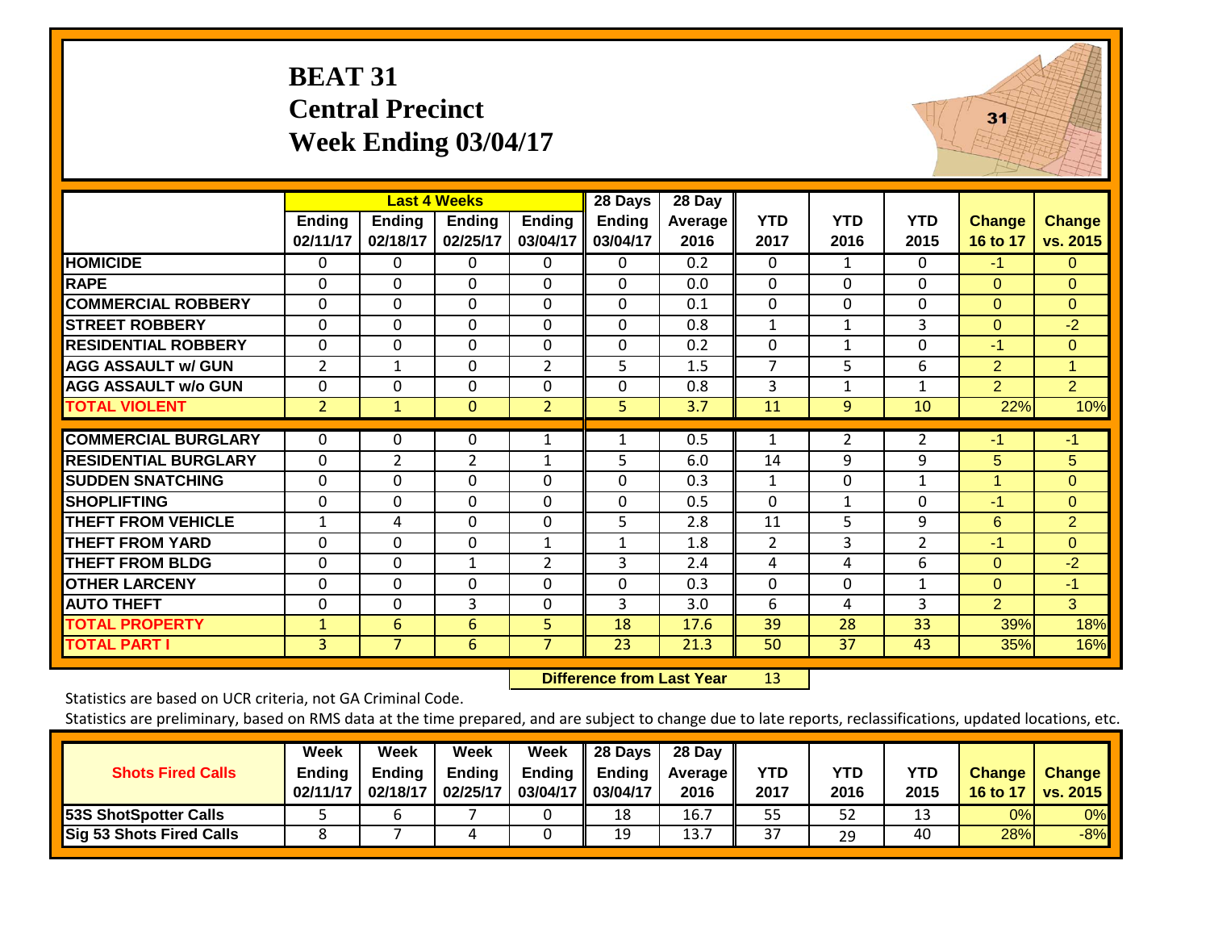# BEAT 31
## Central Precinct
## Week Ending 03/04/17

| | Last 4 Weeks | | | | 28 Days | 28 Day | | | | | |
|---|---|---|---|---|---|---|---|---|---|---|---|
| | Ending 02/11/17 | Ending 02/18/17 | Ending 02/25/17 | Ending 03/04/17 | Ending 03/04/17 | Average 2016 | YTD 2017 | YTD 2016 | YTD 2015 | Change 16 to 17 | Change vs. 2015 |
| **HOMICIDE** | 0 | 0 | 0 | 0 | 0 | 0.2 | 0 | 1 | 0 | -1 | 0 |
| **RAPE** | 0 | 0 | 0 | 0 | 0 | 0.0 | 0 | 0 | 0 | 0 | 0 |
| **COMMERCIAL ROBBERY** | 0 | 0 | 0 | 0 | 0 | 0.1 | 0 | 0 | 0 | 0 | 0 |
| **STREET ROBBERY** | 0 | 0 | 0 | 0 | 0 | 0.8 | 1 | 1 | 3 | 0 | -2 |
| **RESIDENTIAL ROBBERY** | 0 | 0 | 0 | 0 | 0 | 0.2 | 0 | 1 | 0 | -1 | 0 |
| **AGG ASSAULT w/ GUN** | 2 | 1 | 0 | 2 | 5 | 1.5 | 7 | 5 | 6 | 2 | 1 |
| **AGG ASSAULT w/o GUN** | 0 | 0 | 0 | 0 | 0 | 0.8 | 3 | 1 | 1 | 2 | 2 |
| **TOTAL VIOLENT** | 2 | 1 | 0 | 2 | 5 | 3.7 | 11 | 9 | 10 | 22% | 10% |
| **COMMERCIAL BURGLARY** | 0 | 0 | 0 | 1 | 1 | 0.5 | 1 | 2 | 2 | -1 | -1 |
| **RESIDENTIAL BURGLARY** | 0 | 2 | 2 | 1 | 5 | 6.0 | 14 | 9 | 9 | 5 | 5 |
| **SUDDEN SNATCHING** | 0 | 0 | 0 | 0 | 0 | 0.3 | 1 | 0 | 1 | 1 | 0 |
| **SHOPLIFTING** | 0 | 0 | 0 | 0 | 0 | 0.5 | 0 | 1 | 0 | -1 | 0 |
| **THEFT FROM VEHICLE** | 1 | 4 | 0 | 0 | 5 | 2.8 | 11 | 5 | 9 | 6 | 2 |
| **THEFT FROM YARD** | 0 | 0 | 0 | 1 | 1 | 1.8 | 2 | 3 | 2 | -1 | 0 |
| **THEFT FROM BLDG** | 0 | 0 | 1 | 2 | 3 | 2.4 | 4 | 4 | 6 | 0 | -2 |
| **OTHER LARCENY** | 0 | 0 | 0 | 0 | 0 | 0.3 | 0 | 0 | 1 | 0 | -1 |
| **AUTO THEFT** | 0 | 0 | 3 | 0 | 3 | 3.0 | 6 | 4 | 3 | 2 | 3 |
| **TOTAL PROPERTY** | 1 | 6 | 6 | 5 | 18 | 17.6 | 39 | 28 | 33 | 39% | 18% |
| **TOTAL PART I** | 3 | 7 | 6 | 7 | 23 | 21.3 | 50 | 37 | 43 | 35% | 16% |

**Difference from Last Year** 13

Statistics are based on UCR criteria, not GA Criminal Code.

Statistics are preliminary, based on RMS data at the time prepared, and are subject to change due to late reports, reclassifications, updated locations, etc.

| Shots Fired Calls | Week Ending 02/11/17 | Week Ending 02/18/17 | Week Ending 02/25/17 | Week Ending 03/04/17 | 28 Days Ending 03/04/17 | 28 Day Average 2016 | YTD 2017 | YTD 2016 | YTD 2015 | Change 16 to 17 | Change vs. 2015 |
|---|---|---|---|---|---|---|---|---|---|---|---|
| **53S ShotSpotter Calls** | 5 | 6 | 7 | 0 | 18 | 16.7 | 55 | 52 | 13 | 0% | 0% |
| **Sig 53 Shots Fired Calls** | 8 | 7 | 4 | 0 | 19 | 13.7 | 37 | 29 | 40 | 28% | -8% |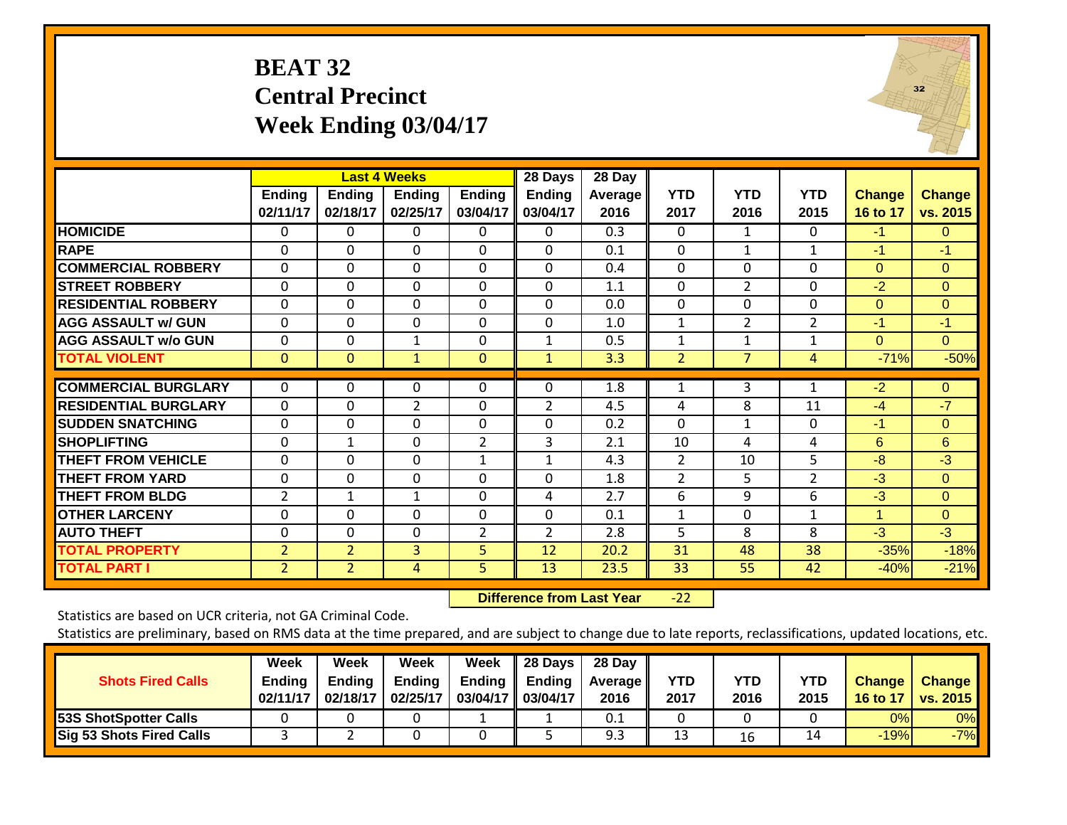# BEAT 32
# Central Precinct
# Week Ending 03/04/17

| | Last 4 Weeks | | | | 28 Days | 28 Day | | | | | |
|---|---|---|---|---|---|---|---|---|---|---|---|
| | Ending 02/11/17 | Ending 02/18/17 | Ending 02/25/17 | Ending 03/04/17 | Ending 03/04/17 | Average 2016 | YTD 2017 | YTD 2016 | YTD 2015 | Change 16 to 17 | Change vs. 2015 |
| HOMICIDE | 0 | 0 | 0 | 0 | 0 | 0.3 | 0 | 1 | 0 | -1 | 0 |
| RAPE | 0 | 0 | 0 | 0 | 0 | 0.1 | 0 | 1 | 1 | -1 | -1 |
| COMMERCIAL ROBBERY | 0 | 0 | 0 | 0 | 0 | 0.4 | 0 | 0 | 0 | 0 | 0 |
| STREET ROBBERY | 0 | 0 | 0 | 0 | 0 | 1.1 | 0 | 2 | 0 | -2 | 0 |
| RESIDENTIAL ROBBERY | 0 | 0 | 0 | 0 | 0 | 0.0 | 0 | 0 | 0 | 0 | 0 |
| AGG ASSAULT w/ GUN | 0 | 0 | 0 | 0 | 0 | 1.0 | 1 | 2 | 2 | -1 | -1 |
| AGG ASSAULT w/o GUN | 0 | 0 | 1 | 0 | 1 | 0.5 | 1 | 1 | 1 | 0 | 0 |
| TOTAL VIOLENT | 0 | 0 | 1 | 0 | 1 | 3.3 | 2 | 7 | 4 | -71% | -50% |
| COMMERCIAL BURGLARY | 0 | 0 | 0 | 0 | 0 | 1.8 | 1 | 3 | 1 | -2 | 0 |
| RESIDENTIAL BURGLARY | 0 | 0 | 2 | 0 | 2 | 4.5 | 4 | 8 | 11 | -4 | -7 |
| SUDDEN SNATCHING | 0 | 0 | 0 | 0 | 0 | 0.2 | 0 | 1 | 0 | -1 | 0 |
| SHOPLIFTING | 0 | 1 | 0 | 2 | 3 | 2.1 | 10 | 4 | 4 | 6 | 6 |
| THEFT FROM VEHICLE | 0 | 0 | 0 | 1 | 1 | 4.3 | 2 | 10 | 5 | -8 | -3 |
| THEFT FROM YARD | 0 | 0 | 0 | 0 | 0 | 1.8 | 2 | 5 | 2 | -3 | 0 |
| THEFT FROM BLDG | 2 | 1 | 1 | 0 | 4 | 2.7 | 6 | 9 | 6 | -3 | 0 |
| OTHER LARCENY | 0 | 0 | 0 | 0 | 0 | 0.1 | 1 | 0 | 1 | 1 | 0 |
| AUTO THEFT | 0 | 0 | 0 | 2 | 2 | 2.8 | 5 | 8 | 8 | -3 | -3 |
| TOTAL PROPERTY | 2 | 2 | 3 | 5 | 12 | 20.2 | 31 | 48 | 38 | -35% | -18% |
| TOTAL PART I | 2 | 2 | 4 | 5 | 13 | 23.5 | 33 | 55 | 42 | -40% | -21% |

**Difference from Last Year** -22

Statistics are based on UCR criteria, not GA Criminal Code.

Statistics are preliminary, based on RMS data at the time prepared, and are subject to change due to late reports, reclassifications, updated locations, etc.

| Shots Fired Calls | Week Ending 02/11/17 | Week Ending 02/18/17 | Week Ending 02/25/17 | Week Ending 03/04/17 | 28 Days Ending 03/04/17 | 28 Day Average 2016 | YTD 2017 | YTD 2016 | YTD 2015 | Change 16 to 17 | Change vs. 2015 |
|---|---|---|---|---|---|---|---|---|---|---|---|
| 53S ShotSpotter Calls | 0 | 0 | 0 | 1 | 1 | 0.1 | 0 | 0 | 0 | 0% | 0% |
| Sig 53 Shots Fired Calls | 3 | 2 | 0 | 0 | 5 | 9.3 | 13 | 16 | 14 | -19% | -7% |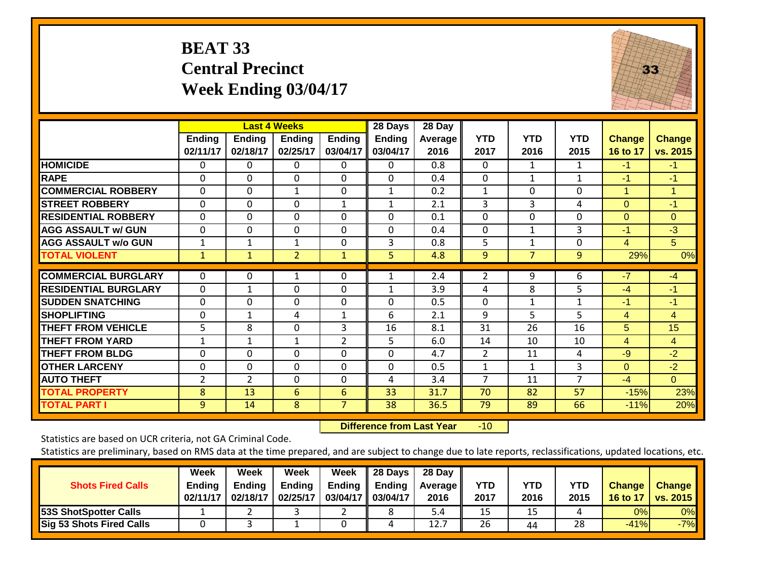# BEAT 33
## Central Precinct
## Week Ending 03/04/17

| | Last 4 Weeks | | | | 28 Days | 28 Day | | | | | |
|---|---|---|---|---|---|---|---|---|---|---|---|
| | Ending 02/11/17 | Ending 02/18/17 | Ending 02/25/17 | Ending 03/04/17 | Ending 03/04/17 | Average 2016 | YTD 2017 | YTD 2016 | YTD 2015 | Change 16 to 17 | Change vs. 2015 |
| HOMICIDE | 0 | 0 | 0 | 0 | 0 | 0.8 | 0 | 1 | 1 | -1 | -1 |
| RAPE | 0 | 0 | 0 | 0 | 0 | 0.4 | 0 | 1 | 1 | -1 | -1 |
| COMMERCIAL ROBBERY | 0 | 0 | 1 | 0 | 1 | 0.2 | 1 | 0 | 0 | 1 | 1 |
| STREET ROBBERY | 0 | 0 | 0 | 1 | 1 | 2.1 | 3 | 3 | 4 | 0 | -1 |
| RESIDENTIAL ROBBERY | 0 | 0 | 0 | 0 | 0 | 0.1 | 0 | 0 | 0 | 0 | 0 |
| AGG ASSAULT w/ GUN | 0 | 0 | 0 | 0 | 0 | 0.4 | 0 | 1 | 3 | -1 | -3 |
| AGG ASSAULT w/o GUN | 1 | 1 | 1 | 0 | 3 | 0.8 | 5 | 1 | 0 | 4 | 5 |
| TOTAL VIOLENT | 1 | 1 | 2 | 1 | 5 | 4.8 | 9 | 7 | 9 | 29% | 0% |
| COMMERCIAL BURGLARY | 0 | 0 | 1 | 0 | 1 | 2.4 | 2 | 9 | 6 | -7 | -4 |
| RESIDENTIAL BURGLARY | 0 | 1 | 0 | 0 | 1 | 3.9 | 4 | 8 | 5 | -4 | -1 |
| SUDDEN SNATCHING | 0 | 0 | 0 | 0 | 0 | 0.5 | 0 | 1 | 1 | -1 | -1 |
| SHOPLIFTING | 0 | 1 | 4 | 1 | 6 | 2.1 | 9 | 5 | 5 | 4 | 4 |
| THEFT FROM VEHICLE | 5 | 8 | 0 | 3 | 16 | 8.1 | 31 | 26 | 16 | 5 | 15 |
| THEFT FROM YARD | 1 | 1 | 1 | 2 | 5 | 6.0 | 14 | 10 | 10 | 4 | 4 |
| THEFT FROM BLDG | 0 | 0 | 0 | 0 | 0 | 4.7 | 2 | 11 | 4 | -9 | -2 |
| OTHER LARCENY | 0 | 0 | 0 | 0 | 0 | 0.5 | 1 | 1 | 3 | 0 | -2 |
| AUTO THEFT | 2 | 2 | 0 | 0 | 4 | 3.4 | 7 | 11 | 7 | -4 | 0 |
| TOTAL PROPERTY | 8 | 13 | 6 | 6 | 33 | 31.7 | 70 | 82 | 57 | -15% | 23% |
| TOTAL PART I | 9 | 14 | 8 | 7 | 38 | 36.5 | 79 | 89 | 66 | -11% | 20% |

**Difference from Last Year** -10

Statistics are based on UCR criteria, not GA Criminal Code.

Statistics are preliminary, based on RMS data at the time prepared, and are subject to change due to late reports, reclassifications, updated locations, etc.

| Shots Fired Calls | Week Ending 02/11/17 | Week Ending 02/18/17 | Week Ending 02/25/17 | Week Ending 03/04/17 | 28 Days Ending 03/04/17 | 28 Day Average 2016 | YTD 2017 | YTD 2016 | YTD 2015 | Change 16 to 17 | Change vs. 2015 |
|---|---|---|---|---|---|---|---|---|---|---|---|
| 53S ShotSpotter Calls | 1 | 2 | 3 | 2 | 8 | 5.4 | 15 | 15 | 4 | 0% | 0% |
| Sig 53 Shots Fired Calls | 0 | 3 | 1 | 0 | 4 | 12.7 | 26 | 44 | 28 | -41% | -7% |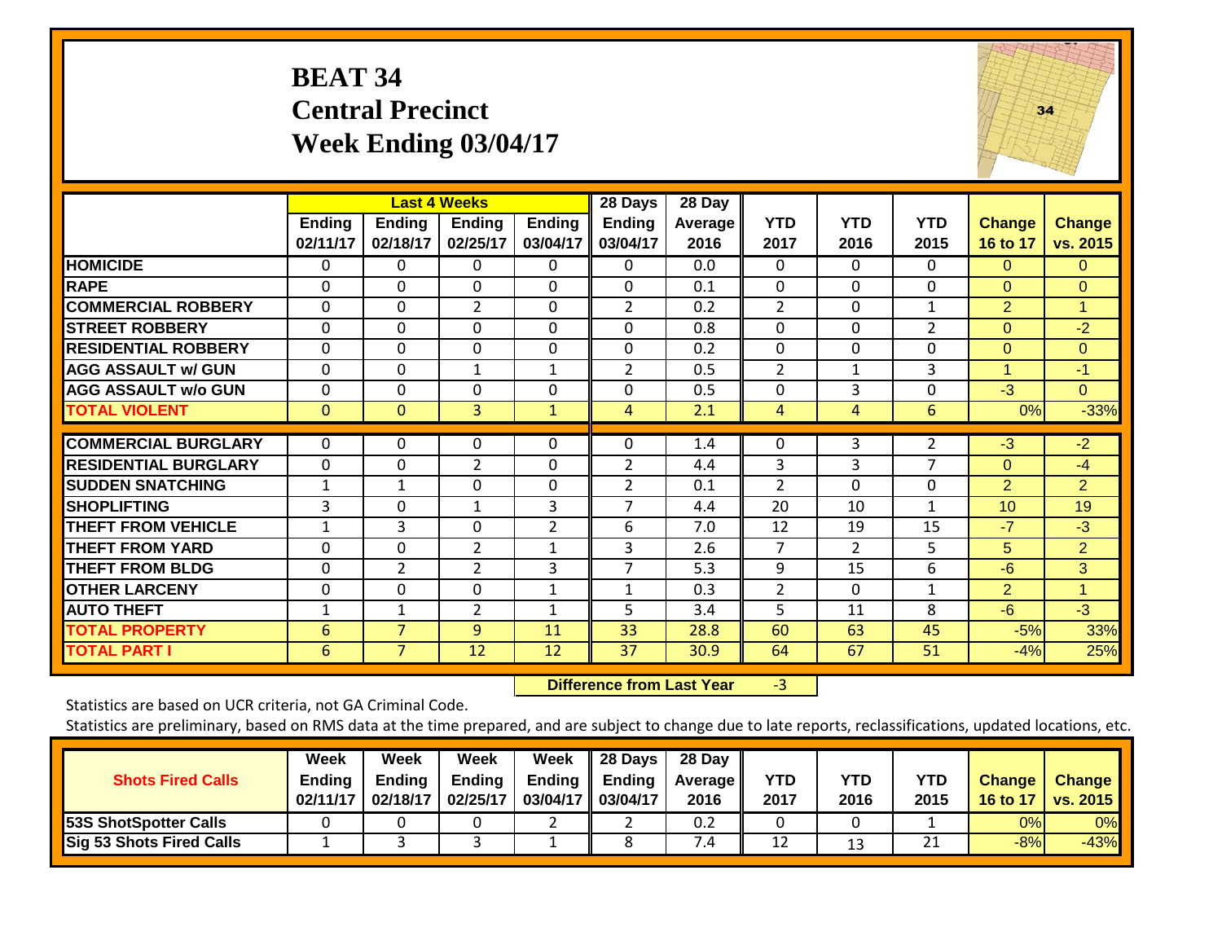# BEAT 34
## Central Precinct
## Week Ending 03/04/17

| | Last 4 Weeks | | | | 28 Days | 28 Day | | | | | |
|---|---|---|---|---|---|---|---|---|---|---|---|
| | Ending 02/11/17 | Ending 02/18/17 | Ending 02/25/17 | Ending 03/04/17 | Ending 03/04/17 | Average 2016 | YTD 2017 | YTD 2016 | YTD 2015 | Change 16 to 17 | Change vs. 2015 |
| HOMICIDE | 0 | 0 | 0 | 0 | 0 | 0.0 | 0 | 0 | 0 | 0 | 0 |
| RAPE | 0 | 0 | 0 | 0 | 0 | 0.1 | 0 | 0 | 0 | 0 | 0 |
| COMMERCIAL ROBBERY | 0 | 0 | 2 | 0 | 2 | 0.2 | 2 | 0 | 1 | 2 | 1 |
| STREET ROBBERY | 0 | 0 | 0 | 0 | 0 | 0.8 | 0 | 0 | 2 | 0 | -2 |
| RESIDENTIAL ROBBERY | 0 | 0 | 0 | 0 | 0 | 0.2 | 0 | 0 | 0 | 0 | 0 |
| AGG ASSAULT w/ GUN | 0 | 0 | 1 | 1 | 2 | 0.5 | 2 | 1 | 3 | 1 | -1 |
| AGG ASSAULT w/o GUN | 0 | 0 | 0 | 0 | 0 | 0.5 | 0 | 3 | 0 | -3 | 0 |
| TOTAL VIOLENT | 0 | 0 | 3 | 1 | 4 | 2.1 | 4 | 4 | 6 | 0% | -33% |
| COMMERCIAL BURGLARY | 0 | 0 | 0 | 0 | 0 | 1.4 | 0 | 3 | 2 | -3 | -2 |
| RESIDENTIAL BURGLARY | 0 | 0 | 2 | 0 | 2 | 4.4 | 3 | 3 | 7 | 0 | -4 |
| SUDDEN SNATCHING | 1 | 1 | 0 | 0 | 2 | 0.1 | 2 | 0 | 0 | 2 | 2 |
| SHOPLIFTING | 3 | 0 | 1 | 3 | 7 | 4.4 | 20 | 10 | 1 | 10 | 19 |
| THEFT FROM VEHICLE | 1 | 3 | 0 | 2 | 6 | 7.0 | 12 | 19 | 15 | -7 | -3 |
| THEFT FROM YARD | 0 | 0 | 2 | 1 | 3 | 2.6 | 7 | 2 | 5 | 5 | 2 |
| THEFT FROM BLDG | 0 | 2 | 2 | 3 | 7 | 5.3 | 9 | 15 | 6 | -6 | 3 |
| OTHER LARCENY | 0 | 0 | 0 | 1 | 1 | 0.3 | 2 | 0 | 1 | 2 | 1 |
| AUTO THEFT | 1 | 1 | 2 | 1 | 5 | 3.4 | 5 | 11 | 8 | -6 | -3 |
| TOTAL PROPERTY | 6 | 7 | 9 | 11 | 33 | 28.8 | 60 | 63 | 45 | -5% | 33% |
| TOTAL PART I | 6 | 7 | 12 | 12 | 37 | 30.9 | 64 | 67 | 51 | -4% | 25% |

**Difference from Last Year** -3

Statistics are based on UCR criteria, not GA Criminal Code.

Statistics are preliminary, based on RMS data at the time prepared, and are subject to change due to late reports, reclassifications, updated locations, etc.

| Shots Fired Calls | Week Ending 02/11/17 | Week Ending 02/18/17 | Week Ending 02/25/17 | Week Ending 03/04/17 | 28 Days Ending 03/04/17 | 28 Day Average 2016 | YTD 2017 | YTD 2016 | YTD 2015 | Change 16 to 17 | Change vs. 2015 |
|---|---|---|---|---|---|---|---|---|---|---|---|
| 53S ShotSpotter Calls | 0 | 0 | 0 | 2 | 2 | 0.2 | 0 | 0 | 1 | 0% | 0% |
| Sig 53 Shots Fired Calls | 1 | 3 | 3 | 1 | 8 | 7.4 | 12 | 13 | 21 | -8% | -43% |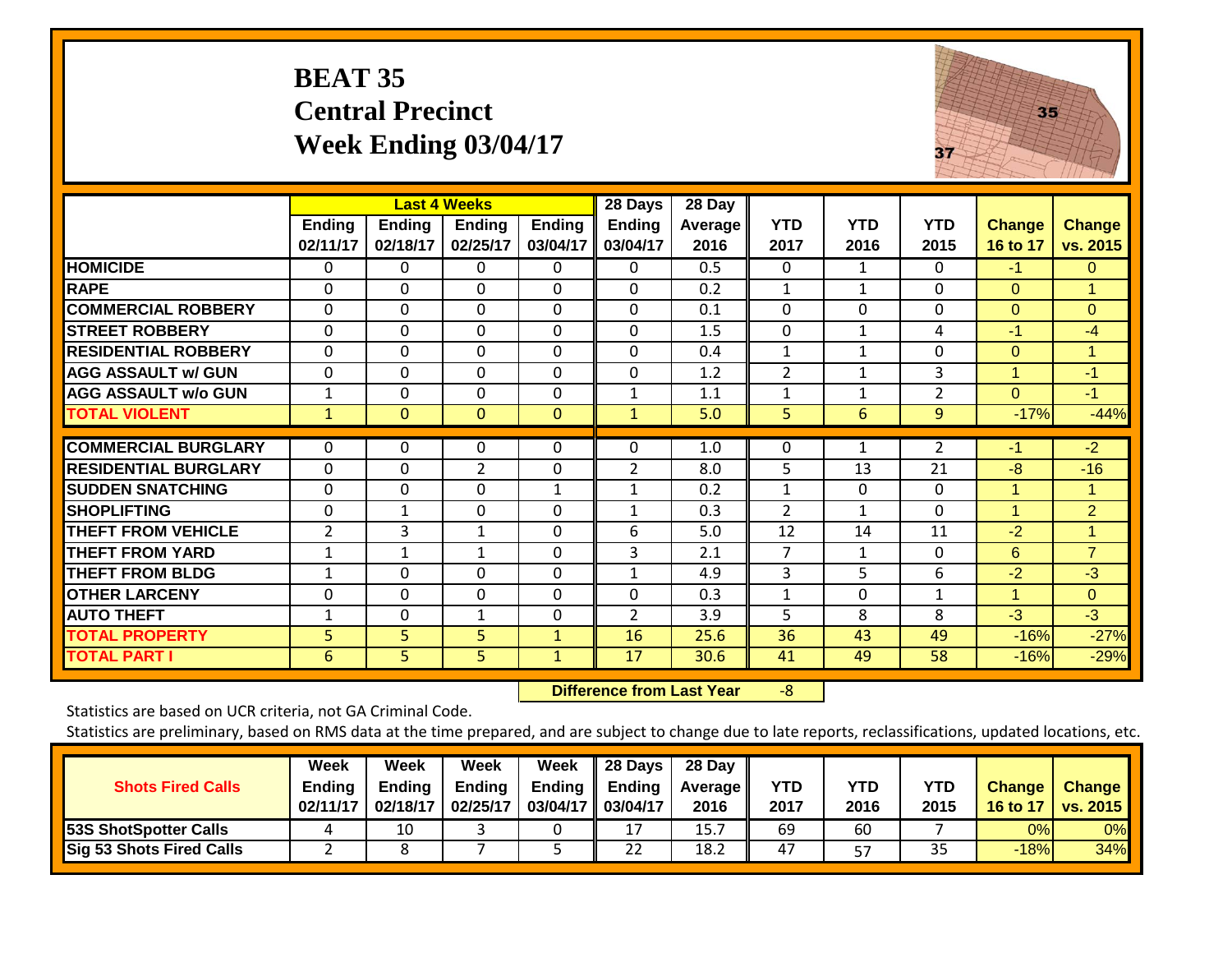# BEAT 35
## Central Precinct
## Week Ending 03/04/17

| | Last 4 Weeks | | | | 28 Days | 28 Day | | | | | |
|---|---|---|---|---|---|---|---|---|---|---|---|
| | Ending 02/11/17 | Ending 02/18/17 | Ending 02/25/17 | Ending 03/04/17 | Ending 03/04/17 | Average 2016 | YTD 2017 | YTD 2016 | YTD 2015 | Change 16 to 17 | Change vs. 2015 |
| HOMICIDE | 0 | 0 | 0 | 0 | 0 | 0.5 | 0 | 1 | 0 | -1 | 0 |
| RAPE | 0 | 0 | 0 | 0 | 0 | 0.2 | 1 | 1 | 0 | 0 | 1 |
| COMMERCIAL ROBBERY | 0 | 0 | 0 | 0 | 0 | 0.1 | 0 | 0 | 0 | 0 | 0 |
| STREET ROBBERY | 0 | 0 | 0 | 0 | 0 | 1.5 | 0 | 1 | 4 | -1 | -4 |
| RESIDENTIAL ROBBERY | 0 | 0 | 0 | 0 | 0 | 0.4 | 1 | 1 | 0 | 0 | 1 |
| AGG ASSAULT w/ GUN | 0 | 0 | 0 | 0 | 0 | 1.2 | 2 | 1 | 3 | 1 | -1 |
| AGG ASSAULT w/o GUN | 1 | 0 | 0 | 0 | 1 | 1.1 | 1 | 1 | 2 | 0 | -1 |
| TOTAL VIOLENT | 1 | 0 | 0 | 0 | 1 | 5.0 | 5 | 6 | 9 | -17% | -44% |
| COMMERCIAL BURGLARY | 0 | 0 | 0 | 0 | 0 | 1.0 | 0 | 1 | 2 | -1 | -2 |
| RESIDENTIAL BURGLARY | 0 | 0 | 2 | 0 | 2 | 8.0 | 5 | 13 | 21 | -8 | -16 |
| SUDDEN SNATCHING | 0 | 0 | 0 | 1 | 1 | 0.2 | 1 | 0 | 0 | 1 | 1 |
| SHOPLIFTING | 0 | 1 | 0 | 0 | 1 | 0.3 | 2 | 1 | 0 | 1 | 2 |
| THEFT FROM VEHICLE | 2 | 3 | 1 | 0 | 6 | 5.0 | 12 | 14 | 11 | -2 | 1 |
| THEFT FROM YARD | 1 | 1 | 1 | 0 | 3 | 2.1 | 7 | 1 | 0 | 6 | 7 |
| THEFT FROM BLDG | 1 | 0 | 0 | 0 | 1 | 4.9 | 3 | 5 | 6 | -2 | -3 |
| OTHER LARCENY | 0 | 0 | 0 | 0 | 0 | 0.3 | 1 | 0 | 1 | 1 | 0 |
| AUTO THEFT | 1 | 0 | 1 | 0 | 2 | 3.9 | 5 | 8 | 8 | -3 | -3 |
| TOTAL PROPERTY | 5 | 5 | 5 | 1 | 16 | 25.6 | 36 | 43 | 49 | -16% | -27% |
| TOTAL PART I | 6 | 5 | 5 | 1 | 17 | 30.6 | 41 | 49 | 58 | -16% | -29% |

**Difference from Last Year** -8

Statistics are based on UCR criteria, not GA Criminal Code.

Statistics are preliminary, based on RMS data at the time prepared, and are subject to change due to late reports, reclassifications, updated locations, etc.

| Shots Fired Calls | Week Ending 02/11/17 | Week Ending 02/18/17 | Week Ending 02/25/17 | Week Ending 03/04/17 | 28 Days Ending 03/04/17 | 28 Day Average 2016 | YTD 2017 | YTD 2016 | YTD 2015 | Change 16 to 17 | Change vs. 2015 |
|---|---|---|---|---|---|---|---|---|---|---|---|
| 53S ShotSpotter Calls | 4 | 10 | 3 | 0 | 17 | 15.7 | 69 | 60 | 7 | 0% | 0% |
| Sig 53 Shots Fired Calls | 2 | 8 | 7 | 5 | 22 | 18.2 | 47 | 57 | 35 | -18% | 34% |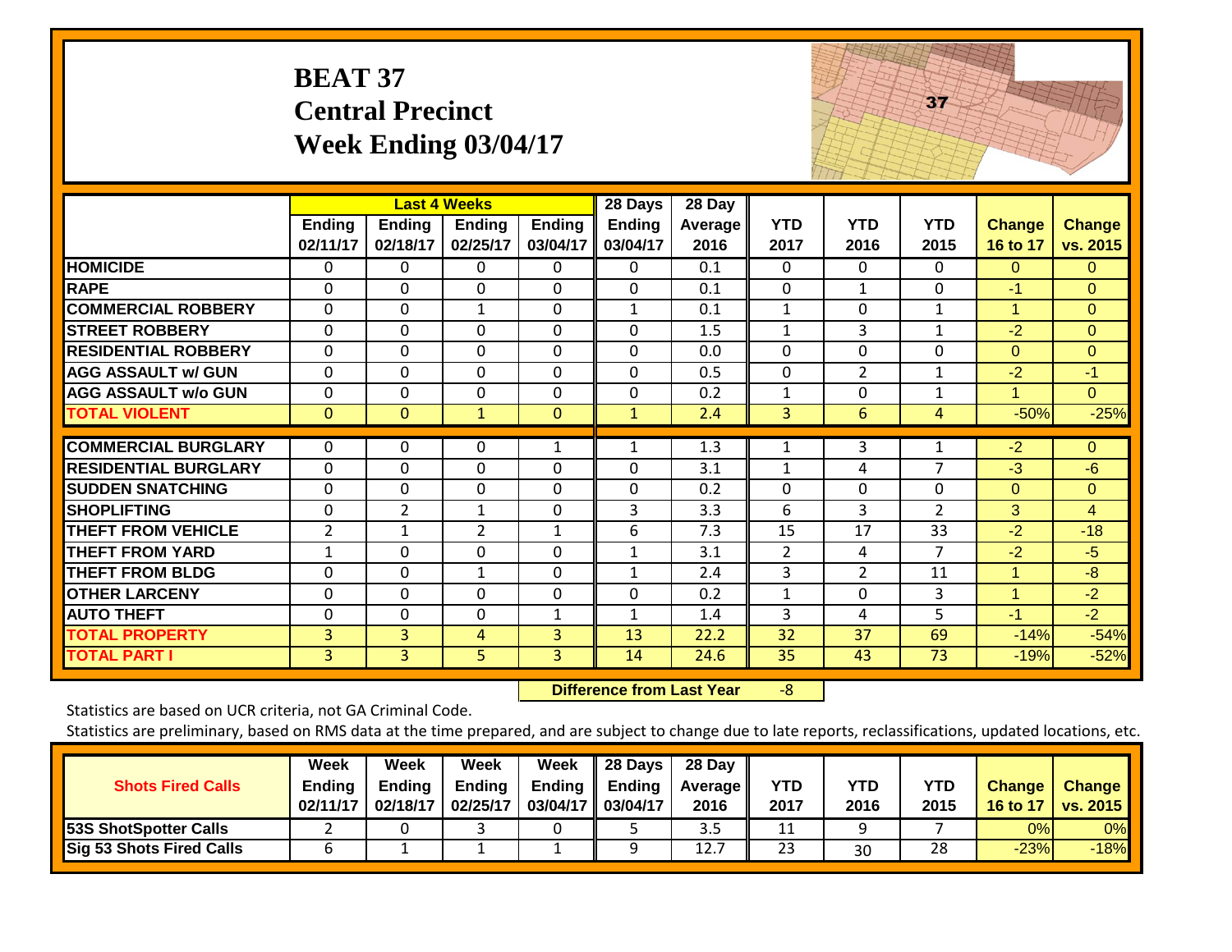# BEAT 37
## Central Precinct
## Week Ending 03/04/17

| | Last 4 Weeks | | | | 28 Days | 28 Day | | | | | |
|---|---|---|---|---|---|---|---|---|---|---|---|
| | Ending 02/11/17 | Ending 02/18/17 | Ending 02/25/17 | Ending 03/04/17 | Ending 03/04/17 | Average 2016 | YTD 2017 | YTD 2016 | YTD 2015 | Change 16 to 17 | Change vs. 2015 |
| HOMICIDE | 0 | 0 | 0 | 0 | 0 | 0.1 | 0 | 0 | 0 | 0 | 0 |
| RAPE | 0 | 0 | 0 | 0 | 0 | 0.1 | 0 | 1 | 0 | -1 | 0 |
| COMMERCIAL ROBBERY | 0 | 0 | 1 | 0 | 1 | 0.1 | 1 | 0 | 1 | 1 | 0 |
| STREET ROBBERY | 0 | 0 | 0 | 0 | 0 | 1.5 | 1 | 3 | 1 | -2 | 0 |
| RESIDENTIAL ROBBERY | 0 | 0 | 0 | 0 | 0 | 0.0 | 0 | 0 | 0 | 0 | 0 |
| AGG ASSAULT w/ GUN | 0 | 0 | 0 | 0 | 0 | 0.5 | 0 | 2 | 1 | -2 | -1 |
| AGG ASSAULT w/o GUN | 0 | 0 | 0 | 0 | 0 | 0.2 | 1 | 0 | 1 | 1 | 0 |
| TOTAL VIOLENT | 0 | 0 | 1 | 0 | 1 | 2.4 | 3 | 6 | 4 | -50% | -25% |
| COMMERCIAL BURGLARY | 0 | 0 | 0 | 1 | 1 | 1.3 | 1 | 3 | 1 | -2 | 0 |
| RESIDENTIAL BURGLARY | 0 | 0 | 0 | 0 | 0 | 3.1 | 1 | 4 | 7 | -3 | -6 |
| SUDDEN SNATCHING | 0 | 0 | 0 | 0 | 0 | 0.2 | 0 | 0 | 0 | 0 | 0 |
| SHOPLIFTING | 0 | 2 | 1 | 0 | 3 | 3.3 | 6 | 3 | 2 | 3 | 4 |
| THEFT FROM VEHICLE | 2 | 1 | 2 | 1 | 6 | 7.3 | 15 | 17 | 33 | -2 | -18 |
| THEFT FROM YARD | 1 | 0 | 0 | 0 | 1 | 3.1 | 2 | 4 | 7 | -2 | -5 |
| THEFT FROM BLDG | 0 | 0 | 1 | 0 | 1 | 2.4 | 3 | 2 | 11 | 1 | -8 |
| OTHER LARCENY | 0 | 0 | 0 | 0 | 0 | 0.2 | 1 | 0 | 3 | 1 | -2 |
| AUTO THEFT | 0 | 0 | 0 | 1 | 1 | 1.4 | 3 | 4 | 5 | -1 | -2 |
| TOTAL PROPERTY | 3 | 3 | 4 | 3 | 13 | 22.2 | 32 | 37 | 69 | -14% | -54% |
| TOTAL PART I | 3 | 3 | 5 | 3 | 14 | 24.6 | 35 | 43 | 73 | -19% | -52% |

**Difference from Last Year** -8

Statistics are based on UCR criteria, not GA Criminal Code.

Statistics are preliminary, based on RMS data at the time prepared, and are subject to change due to late reports, reclassifications, updated locations, etc.

| Shots Fired Calls | Week Ending 02/11/17 | Week Ending 02/18/17 | Week Ending 02/25/17 | Week Ending 03/04/17 | 28 Days Ending 03/04/17 | 28 Day Average 2016 | YTD 2017 | YTD 2016 | YTD 2015 | Change 16 to 17 | Change vs. 2015 |
|---|---|---|---|---|---|---|---|---|---|---|---|
| 53S ShotSpotter Calls | 2 | 0 | 3 | 0 | 5 | 3.5 | 11 | 9 | 7 | 0% | 0% |
| Sig 53 Shots Fired Calls | 6 | 1 | 1 | 1 | 9 | 12.7 | 23 | 30 | 28 | -23% | -18% |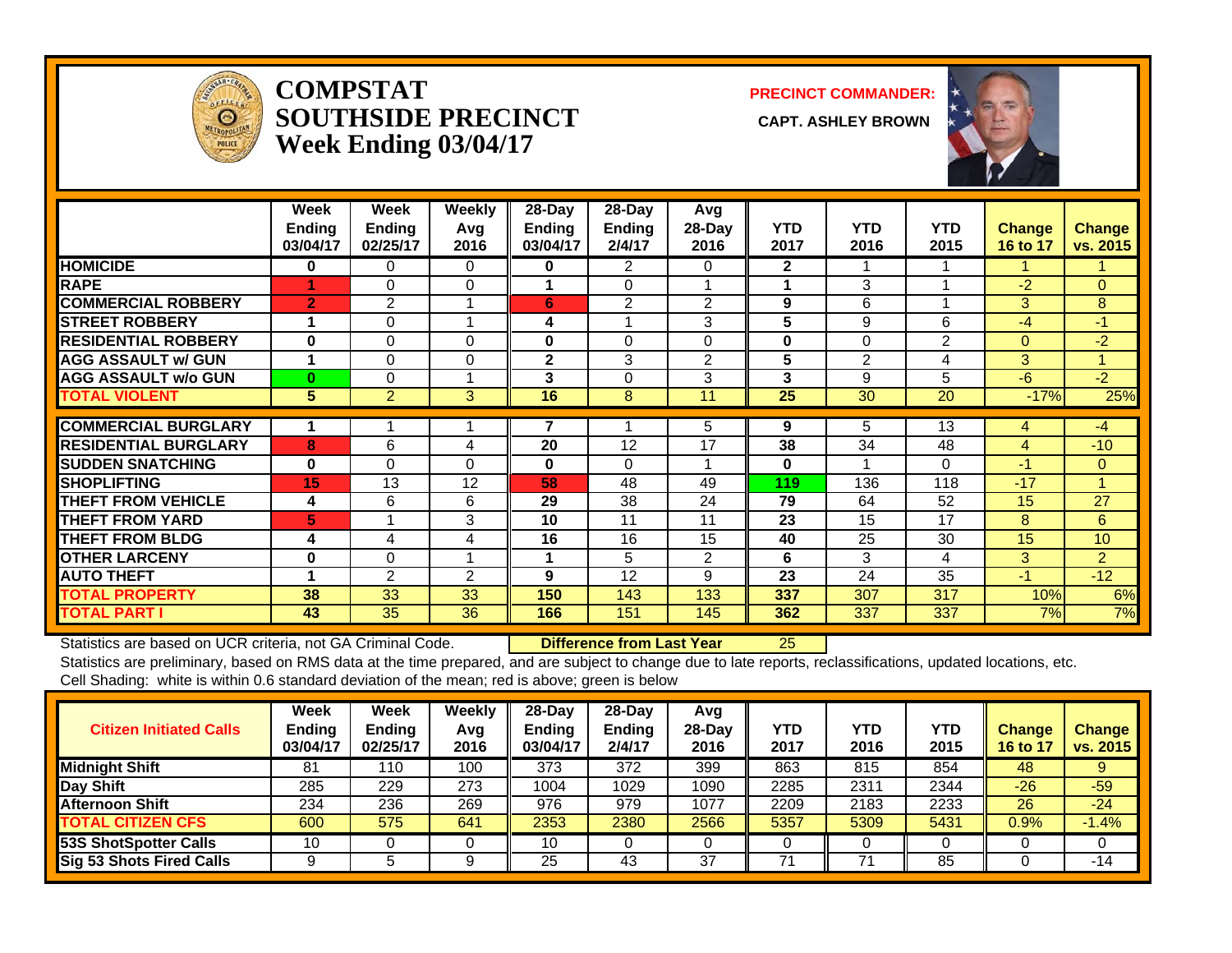# COMPSTAT
# SOUTHSIDE PRECINCT
# Week Ending 03/04/17

**PRECINCT COMMANDER:**

**CAPT. ASHLEY BROWN**

| | Week Ending 03/04/17 | Week Ending 02/25/17 | Weekly Avg 2016 | 28-Day Ending 03/04/17 | 28-Day Ending 2/4/17 | Avg 28-Day 2016 | YTD 2017 | YTD 2016 | YTD 2015 | Change 16 to 17 | Change vs. 2015 |
|---|---|---|---|---|---|---|---|---|---|---|---|
| HOMICIDE | 0 | 0 | 0 | 0 | 2 | 0 | 2 | 1 | 1 | 1 | 1 |
| RAPE | 1 | 0 | 0 | 1 | 0 | 1 | 1 | 3 | 1 | -2 | 0 |
| COMMERCIAL ROBBERY | 2 | 2 | 1 | 6 | 2 | 2 | 9 | 6 | 1 | 3 | 8 |
| STREET ROBBERY | 1 | 0 | 1 | 4 | 1 | 3 | 5 | 9 | 6 | -4 | -1 |
| RESIDENTIAL ROBBERY | 0 | 0 | 0 | 0 | 0 | 0 | 0 | 0 | 2 | 0 | -2 |
| AGG ASSAULT w/ GUN | 1 | 0 | 0 | 2 | 3 | 2 | 5 | 2 | 4 | 3 | 1 |
| AGG ASSAULT w/o GUN | 0 | 0 | 1 | 3 | 0 | 3 | 3 | 9 | 5 | -6 | -2 |
| TOTAL VIOLENT | 5 | 2 | 3 | 16 | 8 | 11 | 25 | 30 | 20 | -17% | 25% |
| COMMERCIAL BURGLARY | 1 | 1 | 1 | 7 | 1 | 5 | 9 | 5 | 13 | 4 | -4 |
| RESIDENTIAL BURGLARY | 8 | 6 | 4 | 20 | 12 | 17 | 38 | 34 | 48 | 4 | -10 |
| SUDDEN SNATCHING | 0 | 0 | 0 | 0 | 0 | 1 | 0 | 1 | 0 | -1 | 0 |
| SHOPLIFTING | 15 | 13 | 12 | 58 | 48 | 49 | 119 | 136 | 118 | -17 | 1 |
| THEFT FROM VEHICLE | 4 | 6 | 6 | 29 | 38 | 24 | 79 | 64 | 52 | 15 | 27 |
| THEFT FROM YARD | 5 | 1 | 3 | 10 | 11 | 11 | 23 | 15 | 17 | 8 | 6 |
| THEFT FROM BLDG | 4 | 4 | 4 | 16 | 16 | 15 | 40 | 25 | 30 | 15 | 10 |
| OTHER LARCENY | 0 | 0 | 1 | 1 | 5 | 2 | 6 | 3 | 4 | 3 | 2 |
| AUTO THEFT | 1 | 2 | 2 | 9 | 12 | 9 | 23 | 24 | 35 | -1 | -12 |
| TOTAL PROPERTY | 38 | 33 | 33 | 150 | 143 | 133 | 337 | 307 | 317 | 10% | 6% |
| TOTAL PART I | 43 | 35 | 36 | 166 | 151 | 145 | 362 | 337 | 337 | 7% | 7% |

Statistics are based on UCR criteria, not GA Criminal Code. **Difference from Last Year** 25

Statistics are preliminary, based on RMS data at the time prepared, and are subject to change due to late reports, reclassifications, updated locations, etc.

Cell Shading: white is within 0.6 standard deviation of the mean; red is above; green is below

| Citizen Initiated Calls | Week Ending 03/04/17 | Week Ending 02/25/17 | Weekly Avg 2016 | 28-Day Ending 03/04/17 | 28-Day Ending 2/4/17 | Avg 28-Day 2016 | YTD 2017 | YTD 2016 | YTD 2015 | Change 16 to 17 | Change vs. 2015 |
|---|---|---|---|---|---|---|---|---|---|---|---|
| Midnight Shift | 81 | 110 | 100 | 373 | 372 | 399 | 863 | 815 | 854 | 48 | 9 |
| Day Shift | 285 | 229 | 273 | 1004 | 1029 | 1090 | 2285 | 2311 | 2344 | -26 | -59 |
| Afternoon Shift | 234 | 236 | 269 | 976 | 979 | 1077 | 2209 | 2183 | 2233 | 26 | -24 |
| TOTAL CITIZEN CFS | 600 | 575 | 641 | 2353 | 2380 | 2566 | 5357 | 5309 | 5431 | 0.9% | -1.4% |
| 53S ShotSpotter Calls | 10 | 0 | 0 | 10 | 0 | 0 | 0 | 0 | 0 | 0 | 0 |
| Sig 53 Shots Fired Calls | 9 | 5 | 9 | 25 | 43 | 37 | 71 | 71 | 85 | 0 | -14 |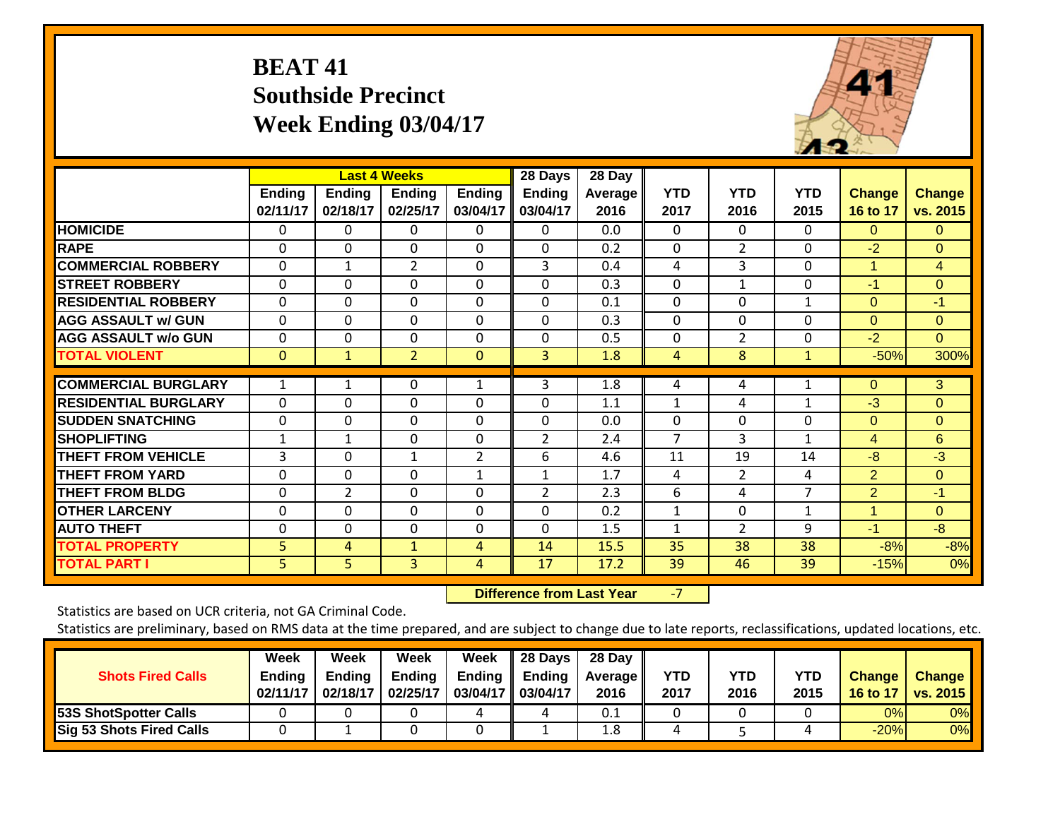# BEAT 41
## Southside Precinct
## Week Ending 03/04/17

| | Last 4 Weeks | | | | 28 Days | 28 Day | | | | | |
|---|---|---|---|---|---|---|---|---|---|---|---|
| | Ending 02/11/17 | Ending 02/18/17 | Ending 02/25/17 | Ending 03/04/17 | Ending 03/04/17 | Average 2016 | YTD 2017 | YTD 2016 | YTD 2015 | Change 16 to 17 | Change vs. 2015 |
| HOMICIDE | 0 | 0 | 0 | 0 | 0 | 0.0 | 0 | 0 | 0 | 0 | 0 |
| RAPE | 0 | 0 | 0 | 0 | 0 | 0.2 | 0 | 2 | 0 | -2 | 0 |
| COMMERCIAL ROBBERY | 0 | 1 | 2 | 0 | 3 | 0.4 | 4 | 3 | 0 | 1 | 4 |
| STREET ROBBERY | 0 | 0 | 0 | 0 | 0 | 0.3 | 0 | 1 | 0 | -1 | 0 |
| RESIDENTIAL ROBBERY | 0 | 0 | 0 | 0 | 0 | 0.1 | 0 | 0 | 1 | 0 | -1 |
| AGG ASSAULT w/ GUN | 0 | 0 | 0 | 0 | 0 | 0.3 | 0 | 0 | 0 | 0 | 0 |
| AGG ASSAULT w/o GUN | 0 | 0 | 0 | 0 | 0 | 0.5 | 0 | 2 | 0 | -2 | 0 |
| TOTAL VIOLENT | 0 | 1 | 2 | 0 | 3 | 1.8 | 4 | 8 | 1 | -50% | 300% |
| COMMERCIAL BURGLARY | 1 | 1 | 0 | 1 | 3 | 1.8 | 4 | 4 | 1 | 0 | 3 |
| RESIDENTIAL BURGLARY | 0 | 0 | 0 | 0 | 0 | 1.1 | 1 | 4 | 1 | -3 | 0 |
| SUDDEN SNATCHING | 0 | 0 | 0 | 0 | 0 | 0.0 | 0 | 0 | 0 | 0 | 0 |
| SHOPLIFTING | 1 | 1 | 0 | 0 | 2 | 2.4 | 7 | 3 | 1 | 4 | 6 |
| THEFT FROM VEHICLE | 3 | 0 | 1 | 2 | 6 | 4.6 | 11 | 19 | 14 | -8 | -3 |
| THEFT FROM YARD | 0 | 0 | 0 | 1 | 1 | 1.7 | 4 | 2 | 4 | 2 | 0 |
| THEFT FROM BLDG | 0 | 2 | 0 | 0 | 2 | 2.3 | 6 | 4 | 7 | 2 | -1 |
| OTHER LARCENY | 0 | 0 | 0 | 0 | 0 | 0.2 | 1 | 0 | 1 | 1 | 0 |
| AUTO THEFT | 0 | 0 | 0 | 0 | 0 | 1.5 | 1 | 2 | 9 | -1 | -8 |
| TOTAL PROPERTY | 5 | 4 | 1 | 4 | 14 | 15.5 | 35 | 38 | 38 | -8% | -8% |
| TOTAL PART I | 5 | 5 | 3 | 4 | 17 | 17.2 | 39 | 46 | 39 | -15% | 0% |

**Difference from Last Year** -7

Statistics are based on UCR criteria, not GA Criminal Code.

Statistics are preliminary, based on RMS data at the time prepared, and are subject to change due to late reports, reclassifications, updated locations, etc.

| Shots Fired Calls | Week Ending 02/11/17 | Week Ending 02/18/17 | Week Ending 02/25/17 | Week Ending 03/04/17 | 28 Days Ending 03/04/17 | 28 Day Average 2016 | YTD 2017 | YTD 2016 | YTD 2015 | Change 16 to 17 | Change vs. 2015 |
|---|---|---|---|---|---|---|---|---|---|---|---|
| 53S ShotSpotter Calls | 0 | 0 | 0 | 4 | 4 | 0.1 | 0 | 0 | 0 | 0% | 0% |
| Sig 53 Shots Fired Calls | 0 | 1 | 0 | 0 | 1 | 1.8 | 4 | 5 | 4 | -20% | 0% |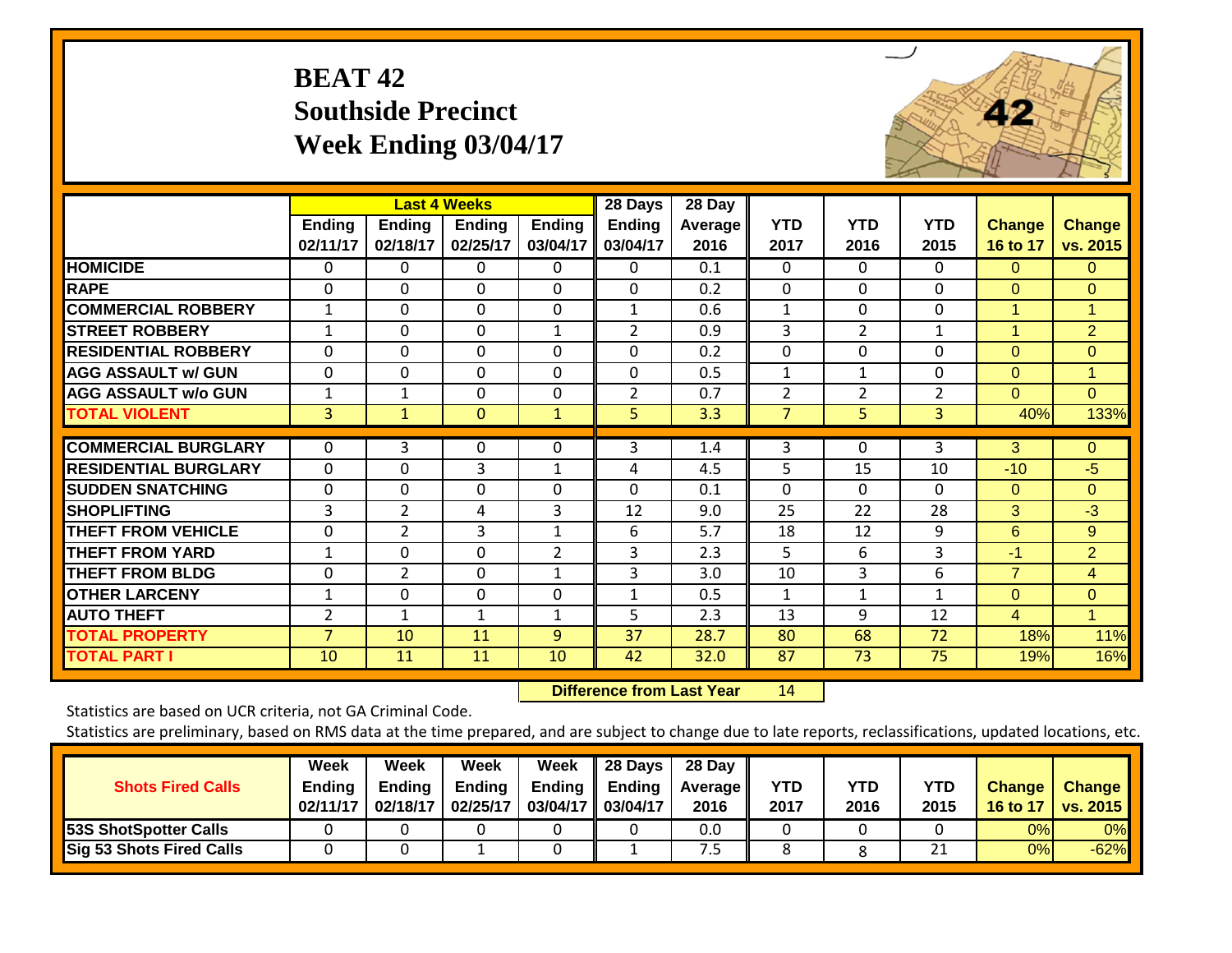# BEAT 42
## Southside Precinct
## Week Ending 03/04/17

| | Last 4 Weeks | | | | 28 Days | 28 Day | | | | | |
|---|---|---|---|---|---|---|---|---|---|---|---|
| | Ending 02/11/17 | Ending 02/18/17 | Ending 02/25/17 | Ending 03/04/17 | Ending 03/04/17 | Average 2016 | YTD 2017 | YTD 2016 | YTD 2015 | Change 16 to 17 | Change vs. 2015 |
| HOMICIDE | 0 | 0 | 0 | 0 | 0 | 0.1 | 0 | 0 | 0 | 0 | 0 |
| RAPE | 0 | 0 | 0 | 0 | 0 | 0.2 | 0 | 0 | 0 | 0 | 0 |
| COMMERCIAL ROBBERY | 1 | 0 | 0 | 0 | 1 | 0.6 | 1 | 0 | 0 | 1 | 1 |
| STREET ROBBERY | 1 | 0 | 0 | 1 | 2 | 0.9 | 3 | 2 | 1 | 1 | 2 |
| RESIDENTIAL ROBBERY | 0 | 0 | 0 | 0 | 0 | 0.2 | 0 | 0 | 0 | 0 | 0 |
| AGG ASSAULT w/ GUN | 0 | 0 | 0 | 0 | 0 | 0.5 | 1 | 1 | 0 | 0 | 1 |
| AGG ASSAULT w/o GUN | 1 | 1 | 0 | 0 | 2 | 0.7 | 2 | 2 | 2 | 0 | 0 |
| TOTAL VIOLENT | 3 | 1 | 0 | 1 | 5 | 3.3 | 7 | 5 | 3 | 40% | 133% |
| COMMERCIAL BURGLARY | 0 | 3 | 0 | 0 | 3 | 1.4 | 3 | 0 | 3 | 3 | 0 |
| RESIDENTIAL BURGLARY | 0 | 0 | 3 | 1 | 4 | 4.5 | 5 | 15 | 10 | -10 | -5 |
| SUDDEN SNATCHING | 0 | 0 | 0 | 0 | 0 | 0.1 | 0 | 0 | 0 | 0 | 0 |
| SHOPLIFTING | 3 | 2 | 4 | 3 | 12 | 9.0 | 25 | 22 | 28 | 3 | -3 |
| THEFT FROM VEHICLE | 0 | 2 | 3 | 1 | 6 | 5.7 | 18 | 12 | 9 | 6 | 9 |
| THEFT FROM YARD | 1 | 0 | 0 | 2 | 3 | 2.3 | 5 | 6 | 3 | -1 | 2 |
| THEFT FROM BLDG | 0 | 2 | 0 | 1 | 3 | 3.0 | 10 | 3 | 6 | 7 | 4 |
| OTHER LARCENY | 1 | 0 | 0 | 0 | 1 | 0.5 | 1 | 1 | 1 | 0 | 0 |
| AUTO THEFT | 2 | 1 | 1 | 1 | 5 | 2.3 | 13 | 9 | 12 | 4 | 1 |
| TOTAL PROPERTY | 7 | 10 | 11 | 9 | 37 | 28.7 | 80 | 68 | 72 | 18% | 11% |
| TOTAL PART I | 10 | 11 | 11 | 10 | 42 | 32.0 | 87 | 73 | 75 | 19% | 16% |

**Difference from Last Year** 14

Statistics are based on UCR criteria, not GA Criminal Code.

Statistics are preliminary, based on RMS data at the time prepared, and are subject to change due to late reports, reclassifications, updated locations, etc.

| Shots Fired Calls | Week Ending 02/11/17 | Week Ending 02/18/17 | Week Ending 02/25/17 | Week Ending 03/04/17 | 28 Days Ending 03/04/17 | 28 Day Average 2016 | YTD 2017 | YTD 2016 | YTD 2015 | Change 16 to 17 | Change vs. 2015 |
|---|---|---|---|---|---|---|---|---|---|---|---|
| 53S ShotSpotter Calls | 0 | 0 | 0 | 0 | 0 | 0.0 | 0 | 0 | 0 | 0% | 0% |
| Sig 53 Shots Fired Calls | 0 | 0 | 1 | 0 | 1 | 7.5 | 8 | 8 | 21 | 0% | -62% |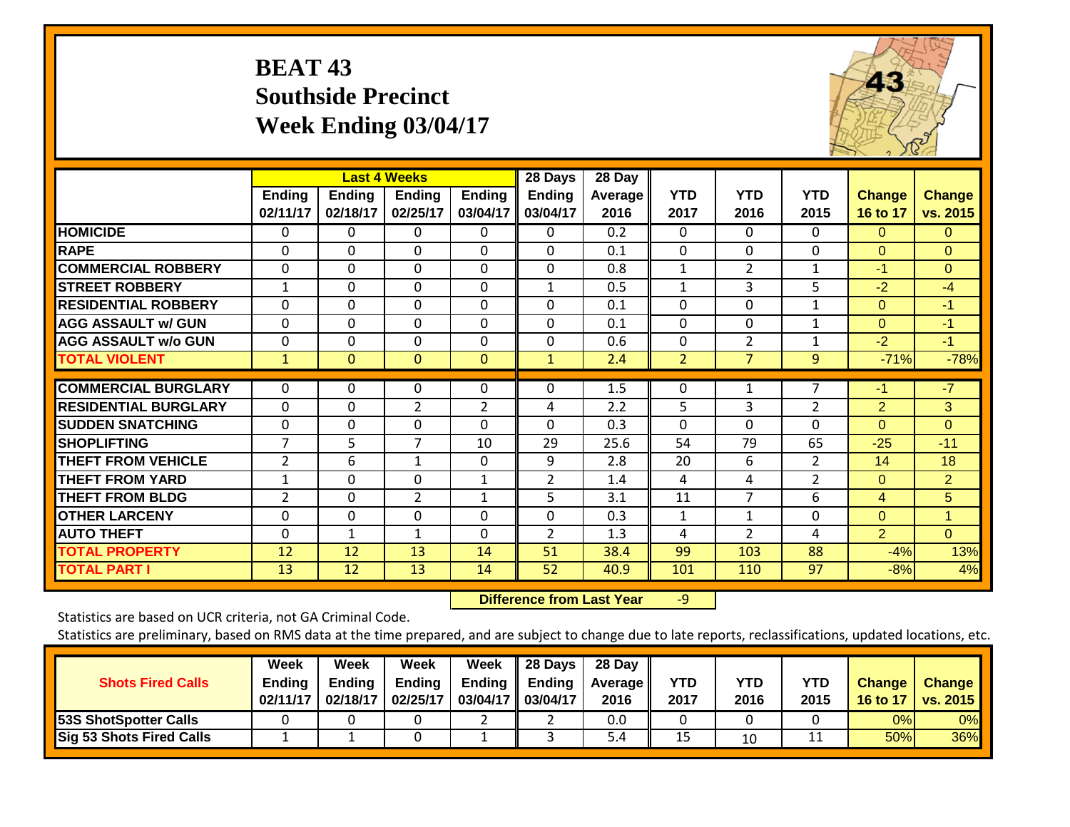# BEAT 43
## Southside Precinct
## Week Ending 03/04/17

| | Last 4 Weeks | | | | 28 Days | 28 Day | | | | | |
|---|---|---|---|---|---|---|---|---|---|---|---|
| | Ending 02/11/17 | Ending 02/18/17 | Ending 02/25/17 | Ending 03/04/17 | Ending 03/04/17 | Average 2016 | YTD 2017 | YTD 2016 | YTD 2015 | Change 16 to 17 | Change vs. 2015 |
| HOMICIDE | 0 | 0 | 0 | 0 | 0 | 0.2 | 0 | 0 | 0 | 0 | 0 |
| RAPE | 0 | 0 | 0 | 0 | 0 | 0.1 | 0 | 0 | 0 | 0 | 0 |
| COMMERCIAL ROBBERY | 0 | 0 | 0 | 0 | 0 | 0.8 | 1 | 2 | 1 | -1 | 0 |
| STREET ROBBERY | 1 | 0 | 0 | 0 | 1 | 0.5 | 1 | 3 | 5 | -2 | -4 |
| RESIDENTIAL ROBBERY | 0 | 0 | 0 | 0 | 0 | 0.1 | 0 | 0 | 1 | 0 | -1 |
| AGG ASSAULT w/ GUN | 0 | 0 | 0 | 0 | 0 | 0.1 | 0 | 0 | 1 | 0 | -1 |
| AGG ASSAULT w/o GUN | 0 | 0 | 0 | 0 | 0 | 0.6 | 0 | 2 | 1 | -2 | -1 |
| TOTAL VIOLENT | 1 | 0 | 0 | 0 | 1 | 2.4 | 2 | 7 | 9 | -71% | -78% |
| COMMERCIAL BURGLARY | 0 | 0 | 0 | 0 | 0 | 1.5 | 0 | 1 | 7 | -1 | -7 |
| RESIDENTIAL BURGLARY | 0 | 0 | 2 | 2 | 4 | 2.2 | 5 | 3 | 2 | 2 | 3 |
| SUDDEN SNATCHING | 0 | 0 | 0 | 0 | 0 | 0.3 | 0 | 0 | 0 | 0 | 0 |
| SHOPLIFTING | 7 | 5 | 7 | 10 | 29 | 25.6 | 54 | 79 | 65 | -25 | -11 |
| THEFT FROM VEHICLE | 2 | 6 | 1 | 0 | 9 | 2.8 | 20 | 6 | 2 | 14 | 18 |
| THEFT FROM YARD | 1 | 0 | 0 | 1 | 2 | 1.4 | 4 | 4 | 2 | 0 | 2 |
| THEFT FROM BLDG | 2 | 0 | 2 | 1 | 5 | 3.1 | 11 | 7 | 6 | 4 | 5 |
| OTHER LARCENY | 0 | 0 | 0 | 0 | 0 | 0.3 | 1 | 1 | 0 | 0 | 1 |
| AUTO THEFT | 0 | 1 | 1 | 0 | 2 | 1.3 | 4 | 2 | 4 | 2 | 0 |
| TOTAL PROPERTY | 12 | 12 | 13 | 14 | 51 | 38.4 | 99 | 103 | 88 | -4% | 13% |
| TOTAL PART I | 13 | 12 | 13 | 14 | 52 | 40.9 | 101 | 110 | 97 | -8% | 4% |

**Difference from Last Year** -9

Statistics are based on UCR criteria, not GA Criminal Code.

Statistics are preliminary, based on RMS data at the time prepared, and are subject to change due to late reports, reclassifications, updated locations, etc.

| Shots Fired Calls | Week Ending 02/11/17 | Week Ending 02/18/17 | Week Ending 02/25/17 | Week Ending 03/04/17 | 28 Days Ending 03/04/17 | 28 Day Average 2016 | YTD 2017 | YTD 2016 | YTD 2015 | Change 16 to 17 | Change vs. 2015 |
|---|---|---|---|---|---|---|---|---|---|---|---|
| 53S ShotSpotter Calls | 0 | 0 | 0 | 2 | 2 | 0.0 | 0 | 0 | 0 | 0% | 0% |
| Sig 53 Shots Fired Calls | 1 | 1 | 0 | 1 | 3 | 5.4 | 15 | 10 | 11 | 50% | 36% |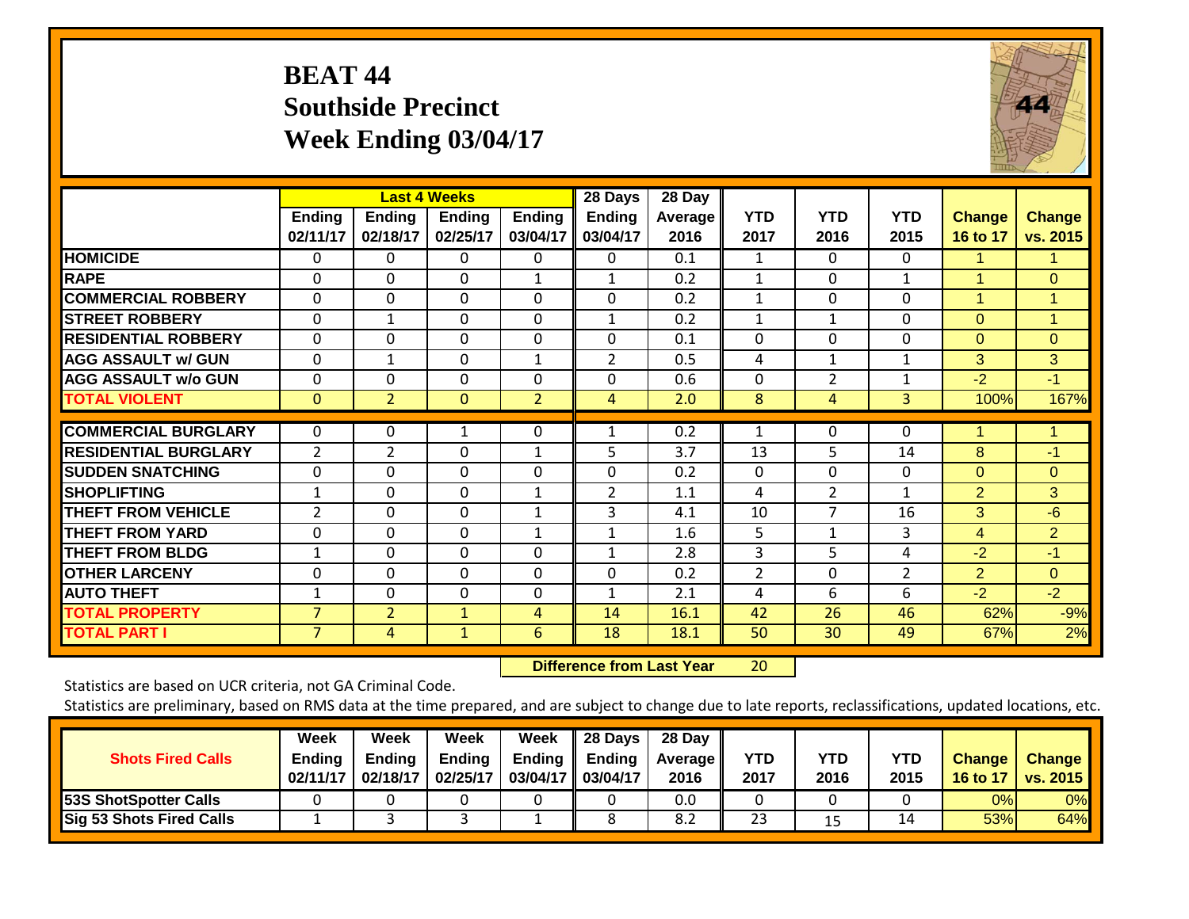# BEAT 44
## Southside Precinct
## Week Ending 03/04/17

| | Last 4 Weeks | | | | 28 Days | 28 Day | | | | | |
|---|---|---|---|---|---|---|---|---|---|---|---|
| | Ending 02/11/17 | Ending 02/18/17 | Ending 02/25/17 | Ending 03/04/17 | Ending 03/04/17 | Average 2016 | YTD 2017 | YTD 2016 | YTD 2015 | Change 16 to 17 | Change vs. 2015 |
| HOMICIDE | 0 | 0 | 0 | 0 | 0 | 0.1 | 1 | 0 | 0 | 1 | 1 |
| RAPE | 0 | 0 | 0 | 1 | 1 | 0.2 | 1 | 0 | 1 | 1 | 0 |
| COMMERCIAL ROBBERY | 0 | 0 | 0 | 0 | 0 | 0.2 | 1 | 0 | 0 | 1 | 1 |
| STREET ROBBERY | 0 | 1 | 0 | 0 | 1 | 0.2 | 1 | 1 | 0 | 0 | 1 |
| RESIDENTIAL ROBBERY | 0 | 0 | 0 | 0 | 0 | 0.1 | 0 | 0 | 0 | 0 | 0 |
| AGG ASSAULT w/ GUN | 0 | 1 | 0 | 1 | 2 | 0.5 | 4 | 1 | 1 | 3 | 3 |
| AGG ASSAULT w/o GUN | 0 | 0 | 0 | 0 | 0 | 0.6 | 0 | 2 | 1 | -2 | -1 |
| TOTAL VIOLENT | 0 | 2 | 0 | 2 | 4 | 2.0 | 8 | 4 | 3 | 100% | 167% |
| COMMERCIAL BURGLARY | 0 | 0 | 1 | 0 | 1 | 0.2 | 1 | 0 | 0 | 1 | 1 |
| RESIDENTIAL BURGLARY | 2 | 2 | 0 | 1 | 5 | 3.7 | 13 | 5 | 14 | 8 | -1 |
| SUDDEN SNATCHING | 0 | 0 | 0 | 0 | 0 | 0.2 | 0 | 0 | 0 | 0 | 0 |
| SHOPLIFTING | 1 | 0 | 0 | 1 | 2 | 1.1 | 4 | 2 | 1 | 2 | 3 |
| THEFT FROM VEHICLE | 2 | 0 | 0 | 1 | 3 | 4.1 | 10 | 7 | 16 | 3 | -6 |
| THEFT FROM YARD | 0 | 0 | 0 | 1 | 1 | 1.6 | 5 | 1 | 3 | 4 | 2 |
| THEFT FROM BLDG | 1 | 0 | 0 | 0 | 1 | 2.8 | 3 | 5 | 4 | -2 | -1 |
| OTHER LARCENY | 0 | 0 | 0 | 0 | 0 | 0.2 | 2 | 0 | 2 | 2 | 0 |
| AUTO THEFT | 1 | 0 | 0 | 0 | 1 | 2.1 | 4 | 6 | 6 | -2 | -2 |
| TOTAL PROPERTY | 7 | 2 | 1 | 4 | 14 | 16.1 | 42 | 26 | 46 | 62% | -9% |
| TOTAL PART I | 7 | 4 | 1 | 6 | 18 | 18.1 | 50 | 30 | 49 | 67% | 2% |

**Difference from Last Year** 20

Statistics are based on UCR criteria, not GA Criminal Code.

Statistics are preliminary, based on RMS data at the time prepared, and are subject to change due to late reports, reclassifications, updated locations, etc.

| Shots Fired Calls | Week Ending 02/11/17 | Week Ending 02/18/17 | Week Ending 02/25/17 | Week Ending 03/04/17 | 28 Days Ending 03/04/17 | 28 Day Average 2016 | YTD 2017 | YTD 2016 | YTD 2015 | Change 16 to 17 | Change vs. 2015 |
|---|---|---|---|---|---|---|---|---|---|---|---|
| 53S ShotSpotter Calls | 0 | 0 | 0 | 0 | 0 | 0.0 | 0 | 0 | 0 | 0% | 0% |
| Sig 53 Shots Fired Calls | 1 | 3 | 3 | 1 | 8 | 8.2 | 23 | 15 | 14 | 53% | 64% |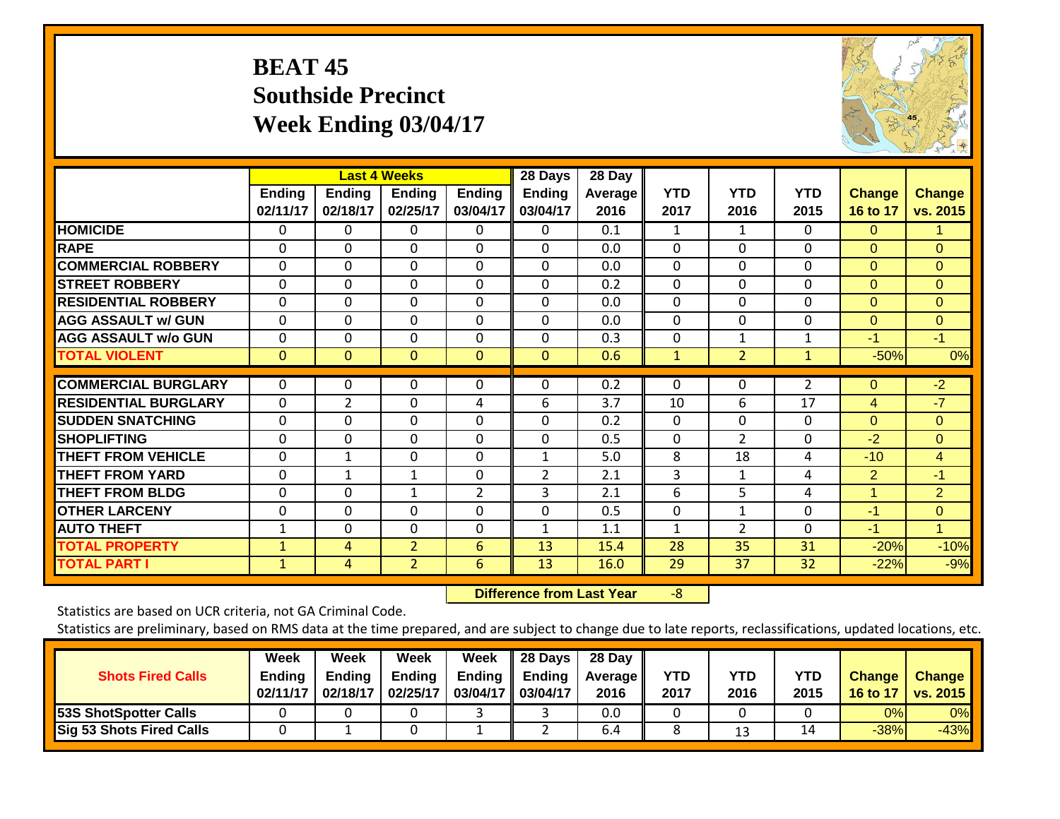# BEAT 45
## Southside Precinct
## Week Ending 03/04/17

| | Last 4 Weeks | | | | 28 Days | 28 Day | | | | | |
|---|---|---|---|---|---|---|---|---|---|---|---|
| | Ending 02/11/17 | Ending 02/18/17 | Ending 02/25/17 | Ending 03/04/17 | Ending 03/04/17 | Average 2016 | YTD 2017 | YTD 2016 | YTD 2015 | Change 16 to 17 | Change vs. 2015 |
| HOMICIDE | 0 | 0 | 0 | 0 | 0 | 0.1 | 1 | 1 | 0 | 0 | 1 |
| RAPE | 0 | 0 | 0 | 0 | 0 | 0.0 | 0 | 0 | 0 | 0 | 0 |
| COMMERCIAL ROBBERY | 0 | 0 | 0 | 0 | 0 | 0.0 | 0 | 0 | 0 | 0 | 0 |
| STREET ROBBERY | 0 | 0 | 0 | 0 | 0 | 0.2 | 0 | 0 | 0 | 0 | 0 |
| RESIDENTIAL ROBBERY | 0 | 0 | 0 | 0 | 0 | 0.0 | 0 | 0 | 0 | 0 | 0 |
| AGG ASSAULT w/ GUN | 0 | 0 | 0 | 0 | 0 | 0.0 | 0 | 0 | 0 | 0 | 0 |
| AGG ASSAULT w/o GUN | 0 | 0 | 0 | 0 | 0 | 0.3 | 0 | 1 | 1 | -1 | -1 |
| TOTAL VIOLENT | 0 | 0 | 0 | 0 | 0 | 0.6 | 1 | 2 | 1 | -50% | 0% |
| COMMERCIAL BURGLARY | 0 | 0 | 0 | 0 | 0 | 0.2 | 0 | 0 | 2 | 0 | -2 |
| RESIDENTIAL BURGLARY | 0 | 2 | 0 | 4 | 6 | 3.7 | 10 | 6 | 17 | 4 | -7 |
| SUDDEN SNATCHING | 0 | 0 | 0 | 0 | 0 | 0.2 | 0 | 0 | 0 | 0 | 0 |
| SHOPLIFTING | 0 | 0 | 0 | 0 | 0 | 0.5 | 0 | 2 | 0 | -2 | 0 |
| THEFT FROM VEHICLE | 0 | 1 | 0 | 0 | 1 | 5.0 | 8 | 18 | 4 | -10 | 4 |
| THEFT FROM YARD | 0 | 1 | 1 | 0 | 2 | 2.1 | 3 | 1 | 4 | 2 | -1 |
| THEFT FROM BLDG | 0 | 0 | 1 | 2 | 3 | 2.1 | 6 | 5 | 4 | 1 | 2 |
| OTHER LARCENY | 0 | 0 | 0 | 0 | 0 | 0.5 | 0 | 1 | 0 | -1 | 0 |
| AUTO THEFT | 1 | 0 | 0 | 0 | 1 | 1.1 | 1 | 2 | 0 | -1 | 1 |
| TOTAL PROPERTY | 1 | 4 | 2 | 6 | 13 | 15.4 | 28 | 35 | 31 | -20% | -10% |
| TOTAL PART I | 1 | 4 | 2 | 6 | 13 | 16.0 | 29 | 37 | 32 | -22% | -9% |

**Difference from Last Year** -8

Statistics are based on UCR criteria, not GA Criminal Code.

Statistics are preliminary, based on RMS data at the time prepared, and are subject to change due to late reports, reclassifications, updated locations, etc.

| Shots Fired Calls | Week Ending 02/11/17 | Week Ending 02/18/17 | Week Ending 02/25/17 | Week Ending 03/04/17 | 28 Days Ending 03/04/17 | 28 Day Average 2016 | YTD 2017 | YTD 2016 | YTD 2015 | Change 16 to 17 | Change vs. 2015 |
|---|---|---|---|---|---|---|---|---|---|---|---|
| 53S ShotSpotter Calls | 0 | 0 | 0 | 3 | 3 | 0.0 | 0 | 0 | 0 | 0% | 0% |
| Sig 53 Shots Fired Calls | 0 | 1 | 0 | 1 | 2 | 6.4 | 8 | 13 | 14 | -38% | -43% |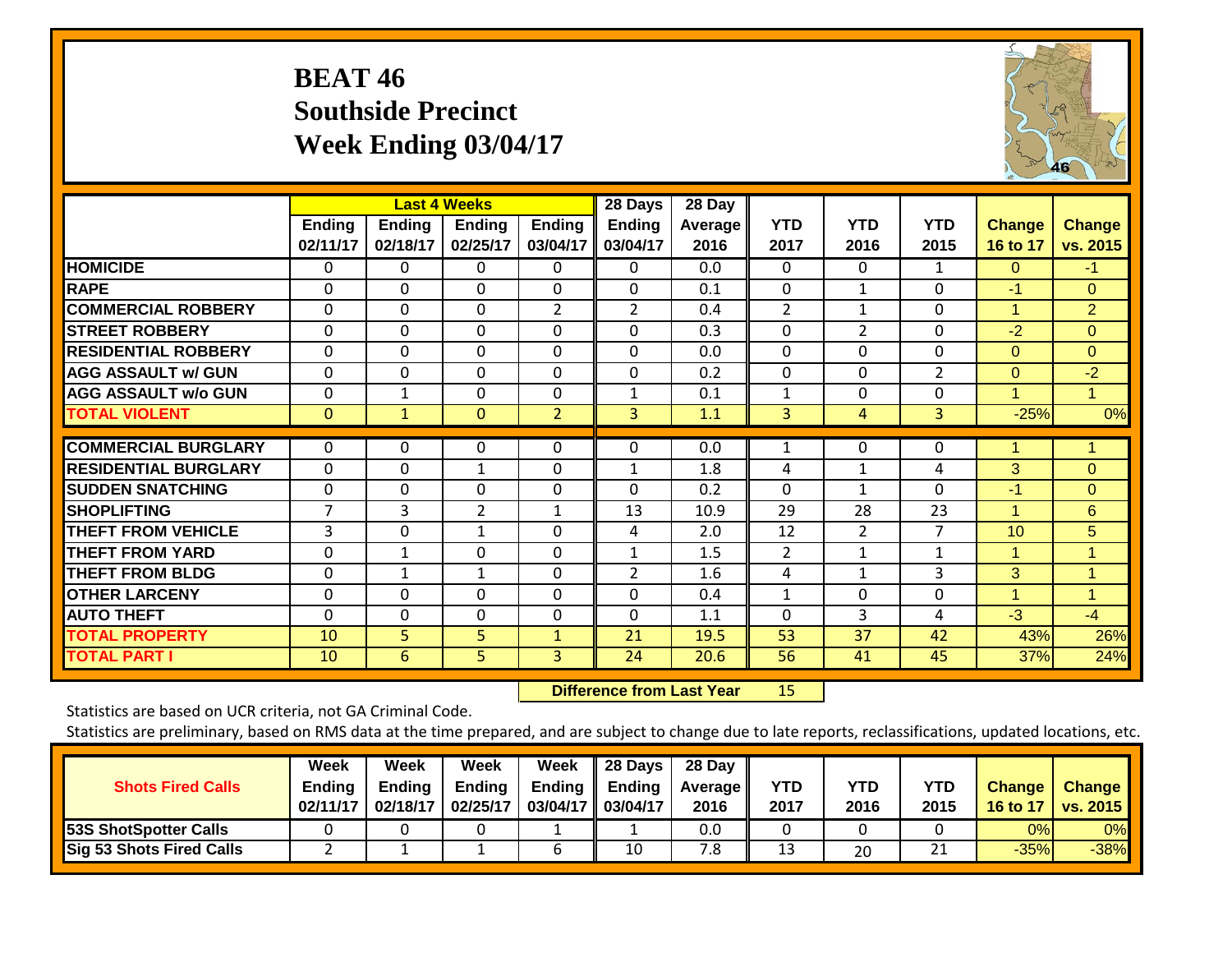# BEAT 46
## Southside Precinct
## Week Ending 03/04/17

| | Last 4 Weeks | | | | 28 Days | 28 Day | | | | | |
|---|---|---|---|---|---|---|---|---|---|---|---|
| | Ending 02/11/17 | Ending 02/18/17 | Ending 02/25/17 | Ending 03/04/17 | Ending 03/04/17 | Average 2016 | YTD 2017 | YTD 2016 | YTD 2015 | Change 16 to 17 | Change vs. 2015 |
| HOMICIDE | 0 | 0 | 0 | 0 | 0 | 0.0 | 0 | 0 | 1 | 0 | -1 |
| RAPE | 0 | 0 | 0 | 0 | 0 | 0.1 | 0 | 1 | 0 | -1 | 0 |
| COMMERCIAL ROBBERY | 0 | 0 | 0 | 2 | 2 | 0.4 | 2 | 1 | 0 | 1 | 2 |
| STREET ROBBERY | 0 | 0 | 0 | 0 | 0 | 0.3 | 0 | 2 | 0 | -2 | 0 |
| RESIDENTIAL ROBBERY | 0 | 0 | 0 | 0 | 0 | 0.0 | 0 | 0 | 0 | 0 | 0 |
| AGG ASSAULT w/ GUN | 0 | 0 | 0 | 0 | 0 | 0.2 | 0 | 0 | 2 | 0 | -2 |
| AGG ASSAULT w/o GUN | 0 | 1 | 0 | 0 | 1 | 0.1 | 1 | 0 | 0 | 1 | 1 |
| TOTAL VIOLENT | 0 | 1 | 0 | 2 | 3 | 1.1 | 3 | 4 | 3 | -25% | 0% |
| COMMERCIAL BURGLARY | 0 | 0 | 0 | 0 | 0 | 0.0 | 1 | 0 | 0 | 1 | 1 |
| RESIDENTIAL BURGLARY | 0 | 0 | 1 | 0 | 1 | 1.8 | 4 | 1 | 4 | 3 | 0 |
| SUDDEN SNATCHING | 0 | 0 | 0 | 0 | 0 | 0.2 | 0 | 1 | 0 | -1 | 0 |
| SHOPLIFTING | 7 | 3 | 2 | 1 | 13 | 10.9 | 29 | 28 | 23 | 1 | 6 |
| THEFT FROM VEHICLE | 3 | 0 | 1 | 0 | 4 | 2.0 | 12 | 2 | 7 | 10 | 5 |
| THEFT FROM YARD | 0 | 1 | 0 | 0 | 1 | 1.5 | 2 | 1 | 1 | 1 | 1 |
| THEFT FROM BLDG | 0 | 1 | 1 | 0 | 2 | 1.6 | 4 | 1 | 3 | 3 | 1 |
| OTHER LARCENY | 0 | 0 | 0 | 0 | 0 | 0.4 | 1 | 0 | 0 | 1 | 1 |
| AUTO THEFT | 0 | 0 | 0 | 0 | 0 | 1.1 | 0 | 3 | 4 | -3 | -4 |
| TOTAL PROPERTY | 10 | 5 | 5 | 1 | 21 | 19.5 | 53 | 37 | 42 | 43% | 26% |
| TOTAL PART I | 10 | 6 | 5 | 3 | 24 | 20.6 | 56 | 41 | 45 | 37% | 24% |

**Difference from Last Year** 15

Statistics are based on UCR criteria, not GA Criminal Code.

Statistics are preliminary, based on RMS data at the time prepared, and are subject to change due to late reports, reclassifications, updated locations, etc.

| Shots Fired Calls | Week Ending 02/11/17 | Week Ending 02/18/17 | Week Ending 02/25/17 | Week Ending 03/04/17 | 28 Days Ending 03/04/17 | 28 Day Average 2016 | YTD 2017 | YTD 2016 | YTD 2015 | Change 16 to 17 | Change vs. 2015 |
|---|---|---|---|---|---|---|---|---|---|---|---|
| 53S ShotSpotter Calls | 0 | 0 | 0 | 1 | 1 | 0.0 | 0 | 0 | 0 | 0% | 0% |
| Sig 53 Shots Fired Calls | 2 | 1 | 1 | 6 | 10 | 7.8 | 13 | 20 | 21 | -35% | -38% |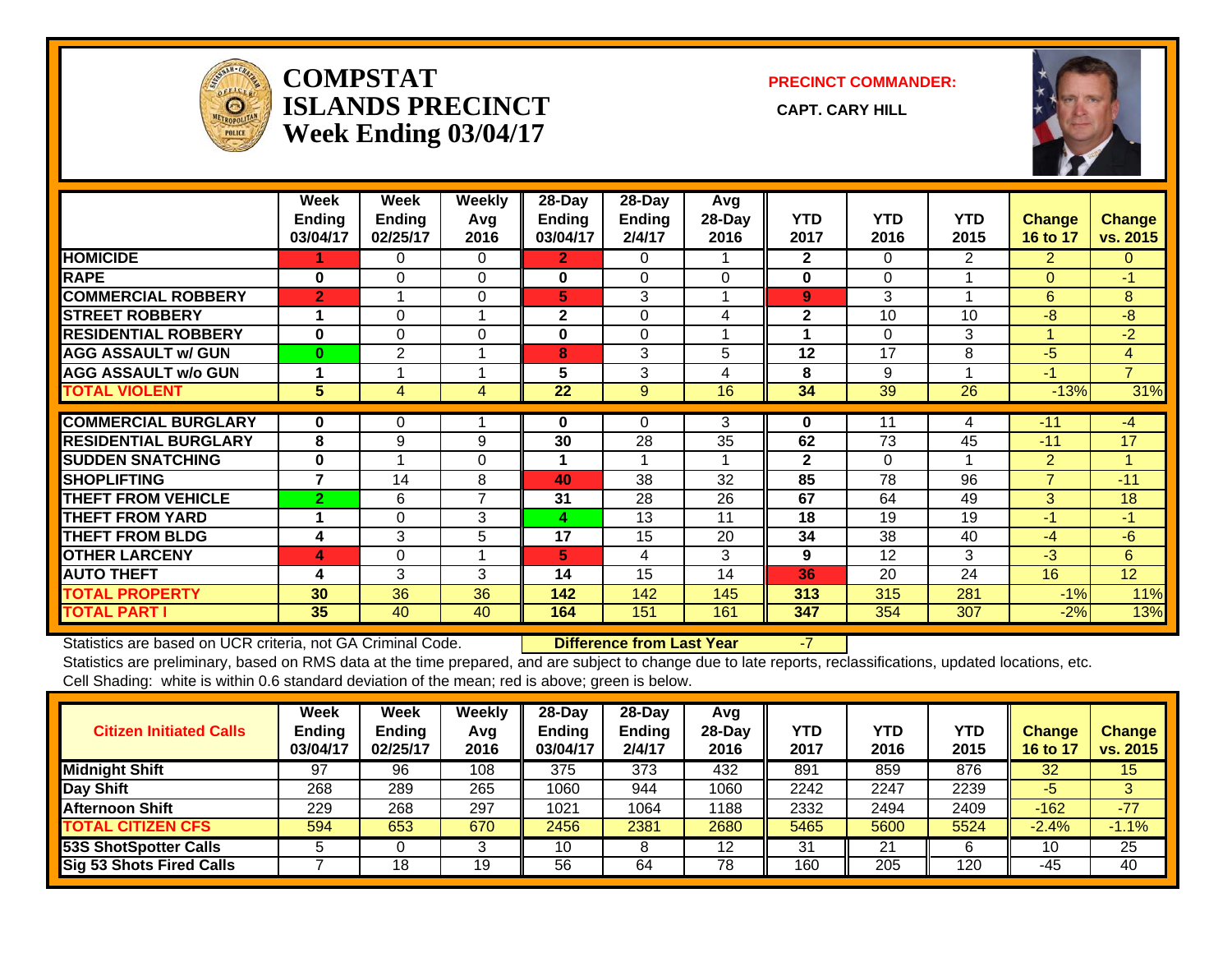# COMPSTAT ISLANDS PRECINCT Week Ending 03/04/17

**PRECINCT COMMANDER:**

**CAPT. CARY HILL**

| | Week Ending 03/04/17 | Week Ending 02/25/17 | Weekly Avg 2016 | 28-Day Ending 03/04/17 | 28-Day Ending 2/4/17 | Avg 28-Day 2016 | YTD 2017 | YTD 2016 | YTD 2015 | Change 16 to 17 | Change vs. 2015 |
|---|---|---|---|---|---|---|---|---|---|---|---|
| HOMICIDE | 1 | 0 | 0 | 2 | 0 | 1 | 2 | 0 | 2 | 2 | 0 |
| RAPE | 0 | 0 | 0 | 0 | 0 | 0 | 0 | 0 | 1 | 0 | -1 |
| COMMERCIAL ROBBERY | 2 | 1 | 0 | 5 | 3 | 1 | 9 | 3 | 1 | 6 | 8 |
| STREET ROBBERY | 1 | 0 | 1 | 2 | 0 | 4 | 2 | 10 | 10 | -8 | -8 |
| RESIDENTIAL ROBBERY | 0 | 0 | 0 | 0 | 0 | 1 | 1 | 0 | 3 | 1 | -2 |
| AGG ASSAULT w/ GUN | 0 | 2 | 1 | 8 | 3 | 5 | 12 | 17 | 8 | -5 | 4 |
| AGG ASSAULT w/o GUN | 1 | 1 | 1 | 5 | 3 | 4 | 8 | 9 | 1 | -1 | 7 |
| TOTAL VIOLENT | 5 | 4 | 4 | 22 | 9 | 16 | 34 | 39 | 26 | -13% | 31% |
| COMMERCIAL BURGLARY | 0 | 0 | 1 | 0 | 0 | 3 | 0 | 11 | 4 | -11 | -4 |
| RESIDENTIAL BURGLARY | 8 | 9 | 9 | 30 | 28 | 35 | 62 | 73 | 45 | -11 | 17 |
| SUDDEN SNATCHING | 0 | 1 | 0 | 1 | 1 | 1 | 2 | 0 | 1 | 2 | 1 |
| SHOPLIFTING | 7 | 14 | 8 | 40 | 38 | 32 | 85 | 78 | 96 | 7 | -11 |
| THEFT FROM VEHICLE | 2 | 6 | 7 | 31 | 28 | 26 | 67 | 64 | 49 | 3 | 18 |
| THEFT FROM YARD | 1 | 0 | 3 | 4 | 13 | 11 | 18 | 19 | 19 | -1 | -1 |
| THEFT FROM BLDG | 4 | 3 | 5 | 17 | 15 | 20 | 34 | 38 | 40 | -4 | -6 |
| OTHER LARCENY | 4 | 0 | 1 | 5 | 4 | 3 | 9 | 12 | 3 | -3 | 6 |
| AUTO THEFT | 4 | 3 | 3 | 14 | 15 | 14 | 36 | 20 | 24 | 16 | 12 |
| TOTAL PROPERTY | 30 | 36 | 36 | 142 | 142 | 145 | 313 | 315 | 281 | -1% | 11% |
| TOTAL PART I | 35 | 40 | 40 | 164 | 151 | 161 | 347 | 354 | 307 | -2% | 13% |

Statistics are based on UCR criteria, not GA Criminal Code. **Difference from Last Year** -7

Statistics are preliminary, based on RMS data at the time prepared, and are subject to change due to late reports, reclassifications, updated locations, etc.
Cell Shading: white is within 0.6 standard deviation of the mean; red is above; green is below.

| Citizen Initiated Calls | Week Ending 03/04/17 | Week Ending 02/25/17 | Weekly Avg 2016 | 28-Day Ending 03/04/17 | 28-Day Ending 2/4/17 | Avg 28-Day 2016 | YTD 2017 | YTD 2016 | YTD 2015 | Change 16 to 17 | Change vs. 2015 |
|---|---|---|---|---|---|---|---|---|---|---|---|
| Midnight Shift | 97 | 96 | 108 | 375 | 373 | 432 | 891 | 859 | 876 | 32 | 15 |
| Day Shift | 268 | 289 | 265 | 1060 | 944 | 1060 | 2242 | 2247 | 2239 | -5 | 3 |
| Afternoon Shift | 229 | 268 | 297 | 1021 | 1064 | 1188 | 2332 | 2494 | 2409 | -162 | -77 |
| TOTAL CITIZEN CFS | 594 | 653 | 670 | 2456 | 2381 | 2680 | 5465 | 5600 | 5524 | -2.4% | -1.1% |
| 53S ShotSpotter Calls | 5 | 0 | 3 | 10 | 8 | 12 | 31 | 21 | 6 | 10 | 25 |
| Sig 53 Shots Fired Calls | 7 | 18 | 19 | 56 | 64 | 78 | 160 | 205 | 120 | -45 | 40 |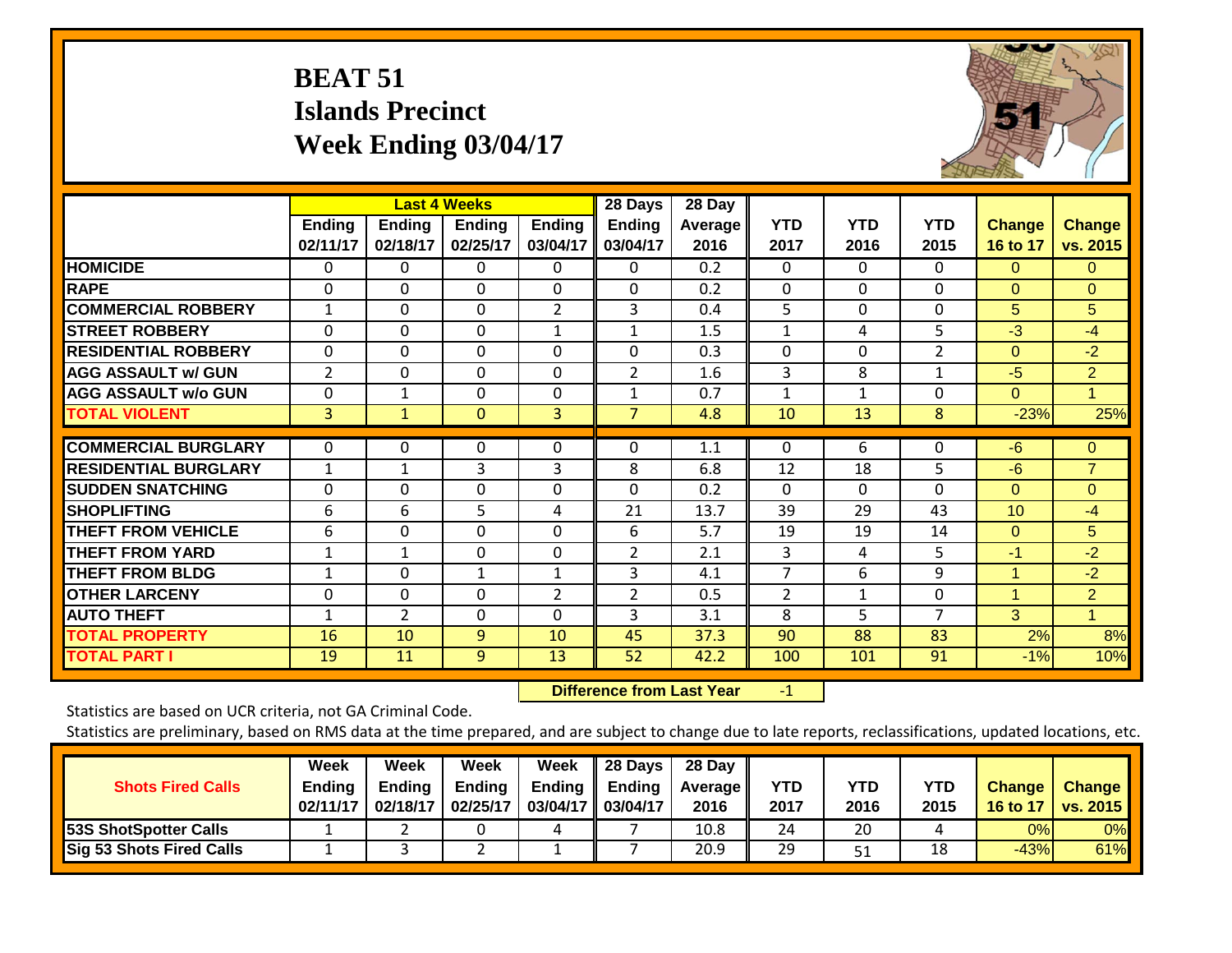# BEAT 51
## Islands Precinct
## Week Ending 03/04/17

| | Last 4 Weeks | | | | 28 Days | 28 Day | | | | | |
|---|---|---|---|---|---|---|---|---|---|---|---|
| | Ending 02/11/17 | Ending 02/18/17 | Ending 02/25/17 | Ending 03/04/17 | Ending 03/04/17 | Average 2016 | YTD 2017 | YTD 2016 | YTD 2015 | Change 16 to 17 | Change vs. 2015 |
| HOMICIDE | 0 | 0 | 0 | 0 | 0 | 0.2 | 0 | 0 | 0 | 0 | 0 |
| RAPE | 0 | 0 | 0 | 0 | 0 | 0.2 | 0 | 0 | 0 | 0 | 0 |
| COMMERCIAL ROBBERY | 1 | 0 | 0 | 2 | 3 | 0.4 | 5 | 0 | 0 | 5 | 5 |
| STREET ROBBERY | 0 | 0 | 0 | 1 | 1 | 1.5 | 1 | 4 | 5 | -3 | -4 |
| RESIDENTIAL ROBBERY | 0 | 0 | 0 | 0 | 0 | 0.3 | 0 | 0 | 2 | 0 | -2 |
| AGG ASSAULT w/ GUN | 2 | 0 | 0 | 0 | 2 | 1.6 | 3 | 8 | 1 | -5 | 2 |
| AGG ASSAULT w/o GUN | 0 | 1 | 0 | 0 | 1 | 0.7 | 1 | 1 | 0 | 0 | 1 |
| TOTAL VIOLENT | 3 | 1 | 0 | 3 | 7 | 4.8 | 10 | 13 | 8 | -23% | 25% |
| COMMERCIAL BURGLARY | 0 | 0 | 0 | 0 | 0 | 1.1 | 0 | 6 | 0 | -6 | 0 |
| RESIDENTIAL BURGLARY | 1 | 1 | 3 | 3 | 8 | 6.8 | 12 | 18 | 5 | -6 | 7 |
| SUDDEN SNATCHING | 0 | 0 | 0 | 0 | 0 | 0.2 | 0 | 0 | 0 | 0 | 0 |
| SHOPLIFTING | 6 | 6 | 5 | 4 | 21 | 13.7 | 39 | 29 | 43 | 10 | -4 |
| THEFT FROM VEHICLE | 6 | 0 | 0 | 0 | 6 | 5.7 | 19 | 19 | 14 | 0 | 5 |
| THEFT FROM YARD | 1 | 1 | 0 | 0 | 2 | 2.1 | 3 | 4 | 5 | -1 | -2 |
| THEFT FROM BLDG | 1 | 0 | 1 | 1 | 3 | 4.1 | 7 | 6 | 9 | 1 | -2 |
| OTHER LARCENY | 0 | 0 | 0 | 2 | 2 | 0.5 | 2 | 1 | 0 | 1 | 2 |
| AUTO THEFT | 1 | 2 | 0 | 0 | 3 | 3.1 | 8 | 5 | 7 | 3 | 1 |
| TOTAL PROPERTY | 16 | 10 | 9 | 10 | 45 | 37.3 | 90 | 88 | 83 | 2% | 8% |
| TOTAL PART I | 19 | 11 | 9 | 13 | 52 | 42.2 | 100 | 101 | 91 | -1% | 10% |

**Difference from Last Year** -1

Statistics are based on UCR criteria, not GA Criminal Code.

Statistics are preliminary, based on RMS data at the time prepared, and are subject to change due to late reports, reclassifications, updated locations, etc.

| Shots Fired Calls | Week Ending 02/11/17 | Week Ending 02/18/17 | Week Ending 02/25/17 | Week Ending 03/04/17 | 28 Days Ending 03/04/17 | 28 Day Average 2016 | YTD 2017 | YTD 2016 | YTD 2015 | Change 16 to 17 | Change vs. 2015 |
|---|---|---|---|---|---|---|---|---|---|---|---|
| 53S ShotSpotter Calls | 1 | 2 | 0 | 4 | 7 | 10.8 | 24 | 20 | 4 | 0% | 0% |
| Sig 53 Shots Fired Calls | 1 | 3 | 2 | 1 | 7 | 20.9 | 29 | 51 | 18 | -43% | 61% |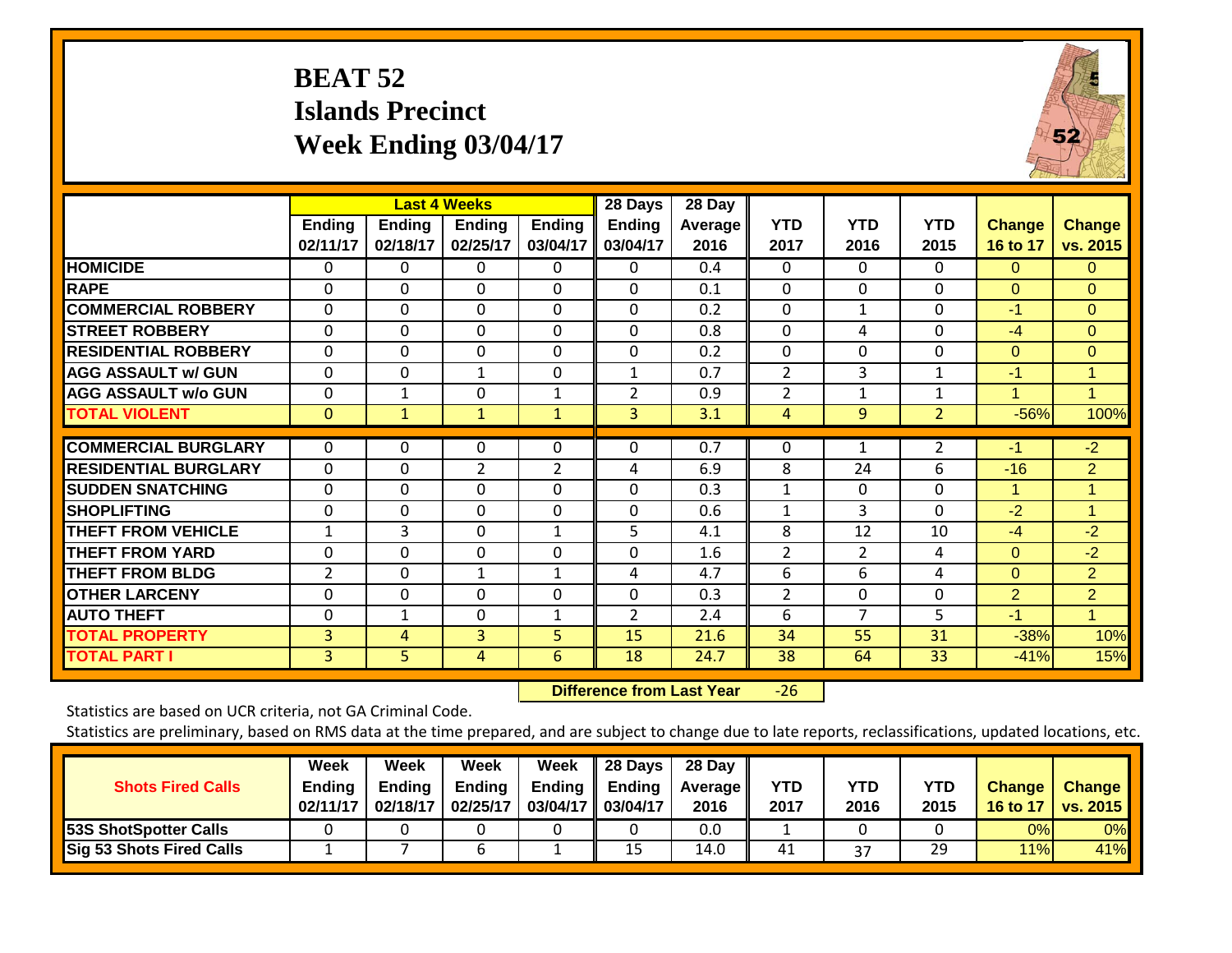# BEAT 52
## Islands Precinct
## Week Ending 03/04/17

| | Last 4 Weeks | | | | 28 Days | 28 Day | | | | | |
|---|---|---|---|---|---|---|---|---|---|---|---|
| | Ending 02/11/17 | Ending 02/18/17 | Ending 02/25/17 | Ending 03/04/17 | Ending 03/04/17 | Average 2016 | YTD 2017 | YTD 2016 | YTD 2015 | Change 16 to 17 | Change vs. 2015 |
| HOMICIDE | 0 | 0 | 0 | 0 | 0 | 0.4 | 0 | 0 | 0 | 0 | 0 |
| RAPE | 0 | 0 | 0 | 0 | 0 | 0.1 | 0 | 0 | 0 | 0 | 0 |
| COMMERCIAL ROBBERY | 0 | 0 | 0 | 0 | 0 | 0.2 | 0 | 1 | 0 | -1 | 0 |
| STREET ROBBERY | 0 | 0 | 0 | 0 | 0 | 0.8 | 0 | 4 | 0 | -4 | 0 |
| RESIDENTIAL ROBBERY | 0 | 0 | 0 | 0 | 0 | 0.2 | 0 | 0 | 0 | 0 | 0 |
| AGG ASSAULT w/ GUN | 0 | 0 | 1 | 0 | 1 | 0.7 | 2 | 3 | 1 | -1 | 1 |
| AGG ASSAULT w/o GUN | 0 | 1 | 0 | 1 | 2 | 0.9 | 2 | 1 | 1 | 1 | 1 |
| TOTAL VIOLENT | 0 | 1 | 1 | 1 | 3 | 3.1 | 4 | 9 | 2 | -56% | 100% |
| COMMERCIAL BURGLARY | 0 | 0 | 0 | 0 | 0 | 0.7 | 0 | 1 | 2 | -1 | -2 |
| RESIDENTIAL BURGLARY | 0 | 0 | 2 | 2 | 4 | 6.9 | 8 | 24 | 6 | -16 | 2 |
| SUDDEN SNATCHING | 0 | 0 | 0 | 0 | 0 | 0.3 | 1 | 0 | 0 | 1 | 1 |
| SHOPLIFTING | 0 | 0 | 0 | 0 | 0 | 0.6 | 1 | 3 | 0 | -2 | 1 |
| THEFT FROM VEHICLE | 1 | 3 | 0 | 1 | 5 | 4.1 | 8 | 12 | 10 | -4 | -2 |
| THEFT FROM YARD | 0 | 0 | 0 | 0 | 0 | 1.6 | 2 | 2 | 4 | 0 | -2 |
| THEFT FROM BLDG | 2 | 0 | 1 | 1 | 4 | 4.7 | 6 | 6 | 4 | 0 | 2 |
| OTHER LARCENY | 0 | 0 | 0 | 0 | 0 | 0.3 | 2 | 0 | 0 | 2 | 2 |
| AUTO THEFT | 0 | 1 | 0 | 1 | 2 | 2.4 | 6 | 7 | 5 | -1 | 1 |
| TOTAL PROPERTY | 3 | 4 | 3 | 5 | 15 | 21.6 | 34 | 55 | 31 | -38% | 10% |
| TOTAL PART I | 3 | 5 | 4 | 6 | 18 | 24.7 | 38 | 64 | 33 | -41% | 15% |

**Difference from Last Year** -26

Statistics are based on UCR criteria, not GA Criminal Code.

Statistics are preliminary, based on RMS data at the time prepared, and are subject to change due to late reports, reclassifications, updated locations, etc.

| Shots Fired Calls | Week Ending 02/11/17 | Week Ending 02/18/17 | Week Ending 02/25/17 | Week Ending 03/04/17 | 28 Days Ending 03/04/17 | 28 Day Average 2016 | YTD 2017 | YTD 2016 | YTD 2015 | Change 16 to 17 | Change vs. 2015 |
|---|---|---|---|---|---|---|---|---|---|---|---|
| 53S ShotSpotter Calls | 0 | 0 | 0 | 0 | 0 | 0.0 | 1 | 0 | 0 | 0% | 0% |
| Sig 53 Shots Fired Calls | 1 | 7 | 6 | 1 | 15 | 14.0 | 41 | 37 | 29 | 11% | 41% |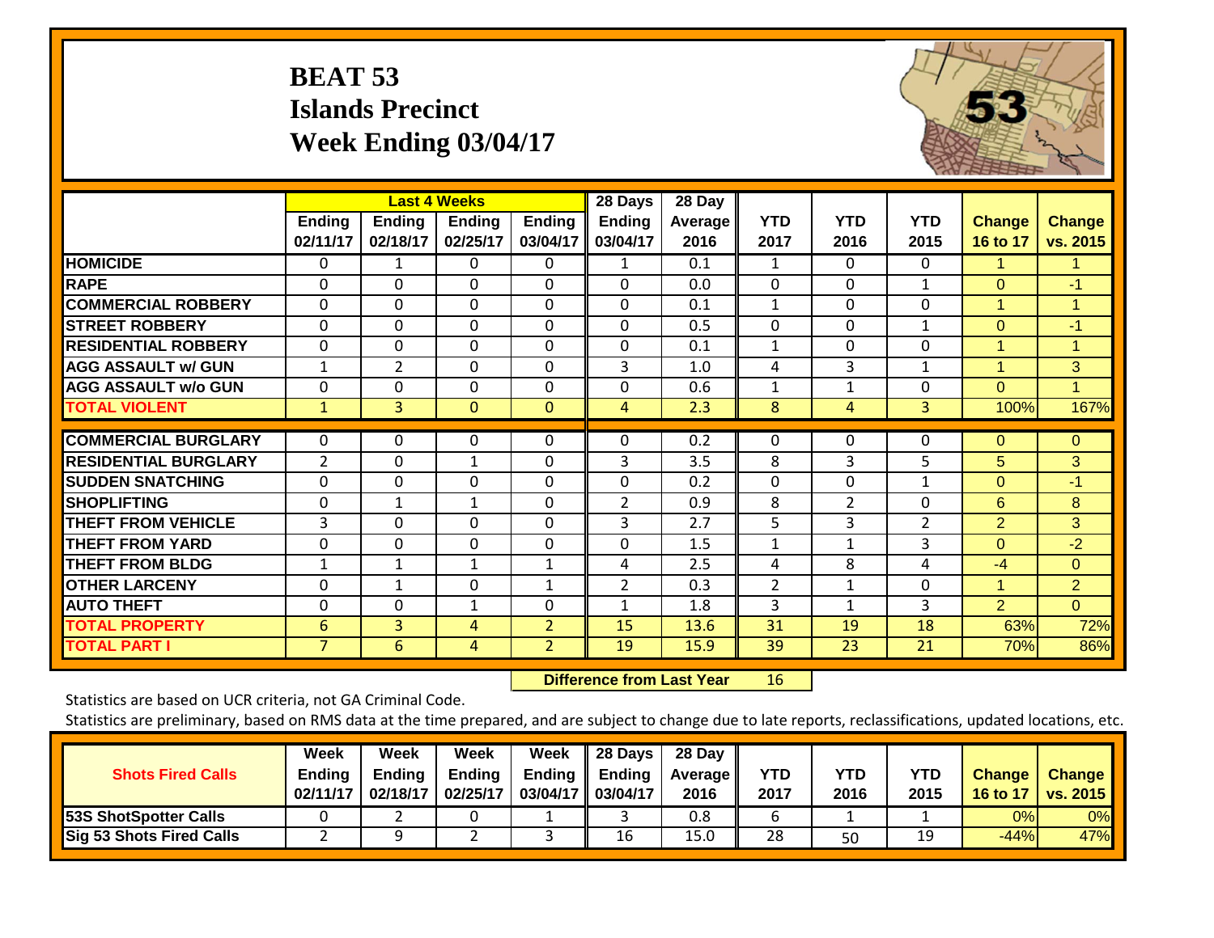# BEAT 53
## Islands Precinct
## Week Ending 03/04/17

| | Last 4 Weeks | | | | 28 Days | 28 Day | | | | | |
|---|---|---|---|---|---|---|---|---|---|---|---|
| | Ending 02/11/17 | Ending 02/18/17 | Ending 02/25/17 | Ending 03/04/17 | Ending 03/04/17 | Average 2016 | YTD 2017 | YTD 2016 | YTD 2015 | Change 16 to 17 | Change vs. 2015 |
| HOMICIDE | 0 | 1 | 0 | 0 | 1 | 0.1 | 1 | 0 | 0 | 1 | 1 |
| RAPE | 0 | 0 | 0 | 0 | 0 | 0.0 | 0 | 0 | 1 | 0 | -1 |
| COMMERCIAL ROBBERY | 0 | 0 | 0 | 0 | 0 | 0.1 | 1 | 0 | 0 | 1 | 1 |
| STREET ROBBERY | 0 | 0 | 0 | 0 | 0 | 0.5 | 0 | 0 | 1 | 0 | -1 |
| RESIDENTIAL ROBBERY | 0 | 0 | 0 | 0 | 0 | 0.1 | 1 | 0 | 0 | 1 | 1 |
| AGG ASSAULT w/ GUN | 1 | 2 | 0 | 0 | 3 | 1.0 | 4 | 3 | 1 | 1 | 3 |
| AGG ASSAULT w/o GUN | 0 | 0 | 0 | 0 | 0 | 0.6 | 1 | 1 | 0 | 0 | 1 |
| TOTAL VIOLENT | 1 | 3 | 0 | 0 | 4 | 2.3 | 8 | 4 | 3 | 100% | 167% |
| COMMERCIAL BURGLARY | 0 | 0 | 0 | 0 | 0 | 0.2 | 0 | 0 | 0 | 0 | 0 |
| RESIDENTIAL BURGLARY | 2 | 0 | 1 | 0 | 3 | 3.5 | 8 | 3 | 5 | 5 | 3 |
| SUDDEN SNATCHING | 0 | 0 | 0 | 0 | 0 | 0.2 | 0 | 0 | 1 | 0 | -1 |
| SHOPLIFTING | 0 | 1 | 1 | 0 | 2 | 0.9 | 8 | 2 | 0 | 6 | 8 |
| THEFT FROM VEHICLE | 3 | 0 | 0 | 0 | 3 | 2.7 | 5 | 3 | 2 | 2 | 3 |
| THEFT FROM YARD | 0 | 0 | 0 | 0 | 0 | 1.5 | 1 | 1 | 3 | 0 | -2 |
| THEFT FROM BLDG | 1 | 1 | 1 | 1 | 4 | 2.5 | 4 | 8 | 4 | -4 | 0 |
| OTHER LARCENY | 0 | 1 | 0 | 1 | 2 | 0.3 | 2 | 1 | 0 | 1 | 2 |
| AUTO THEFT | 0 | 0 | 1 | 0 | 1 | 1.8 | 3 | 1 | 3 | 2 | 0 |
| TOTAL PROPERTY | 6 | 3 | 4 | 2 | 15 | 13.6 | 31 | 19 | 18 | 63% | 72% |
| TOTAL PART I | 7 | 6 | 4 | 2 | 19 | 15.9 | 39 | 23 | 21 | 70% | 86% |

**Difference from Last Year** 16

Statistics are based on UCR criteria, not GA Criminal Code.

Statistics are preliminary, based on RMS data at the time prepared, and are subject to change due to late reports, reclassifications, updated locations, etc.

| Shots Fired Calls | Week Ending 02/11/17 | Week Ending 02/18/17 | Week Ending 02/25/17 | Week Ending 03/04/17 | 28 Days Ending 03/04/17 | 28 Day Average 2016 | YTD 2017 | YTD 2016 | YTD 2015 | Change 16 to 17 | Change vs. 2015 |
|---|---|---|---|---|---|---|---|---|---|---|---|
| 53S ShotSpotter Calls | 0 | 2 | 0 | 1 | 3 | 0.8 | 6 | 1 | 1 | 0% | 0% |
| Sig 53 Shots Fired Calls | 2 | 9 | 2 | 3 | 16 | 15.0 | 28 | 50 | 19 | -44% | 47% |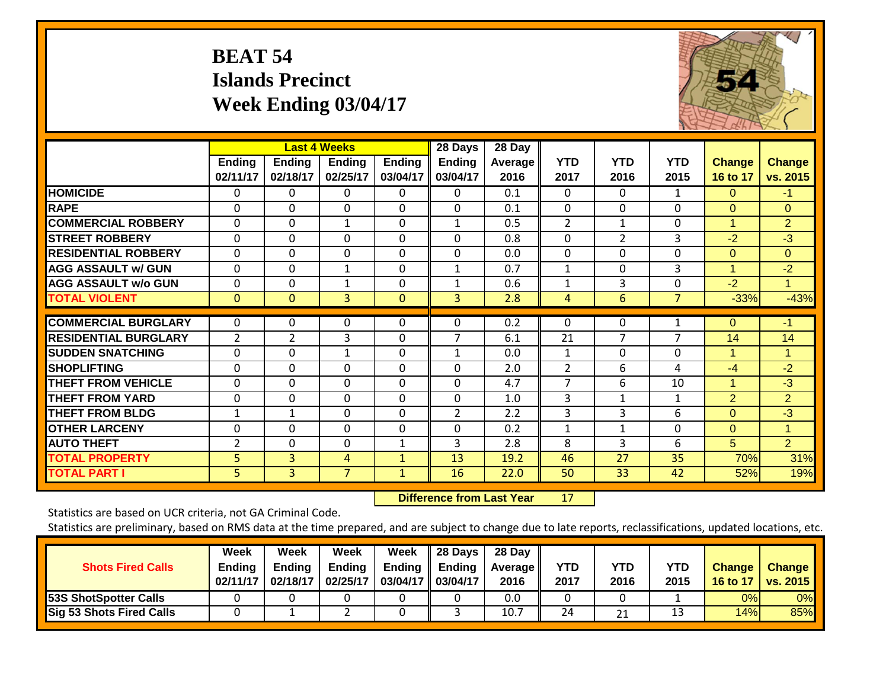# BEAT 54
## Islands Precinct
## Week Ending 03/04/17

| | Last 4 Weeks | | | | 28 Days | 28 Day | | | | | |
|---|---|---|---|---|---|---|---|---|---|---|---|
| | Ending 02/11/17 | Ending 02/18/17 | Ending 02/25/17 | Ending 03/04/17 | Ending 03/04/17 | Average 2016 | YTD 2017 | YTD 2016 | YTD 2015 | Change 16 to 17 | Change vs. 2015 |
| HOMICIDE | 0 | 0 | 0 | 0 | 0 | 0.1 | 0 | 0 | 1 | 0 | -1 |
| RAPE | 0 | 0 | 0 | 0 | 0 | 0.1 | 0 | 0 | 0 | 0 | 0 |
| COMMERCIAL ROBBERY | 0 | 0 | 1 | 0 | 1 | 0.5 | 2 | 1 | 0 | 1 | 2 |
| STREET ROBBERY | 0 | 0 | 0 | 0 | 0 | 0.8 | 0 | 2 | 3 | -2 | -3 |
| RESIDENTIAL ROBBERY | 0 | 0 | 0 | 0 | 0 | 0.0 | 0 | 0 | 0 | 0 | 0 |
| AGG ASSAULT w/ GUN | 0 | 0 | 1 | 0 | 1 | 0.7 | 1 | 0 | 3 | 1 | -2 |
| AGG ASSAULT w/o GUN | 0 | 0 | 1 | 0 | 1 | 0.6 | 1 | 3 | 0 | -2 | 1 |
| TOTAL VIOLENT | 0 | 0 | 3 | 0 | 3 | 2.8 | 4 | 6 | 7 | -33% | -43% |
| COMMERCIAL BURGLARY | 0 | 0 | 0 | 0 | 0 | 0.2 | 0 | 0 | 1 | 0 | -1 |
| RESIDENTIAL BURGLARY | 2 | 2 | 3 | 0 | 7 | 6.1 | 21 | 7 | 7 | 14 | 14 |
| SUDDEN SNATCHING | 0 | 0 | 1 | 0 | 1 | 0.0 | 1 | 0 | 0 | 1 | 1 |
| SHOPLIFTING | 0 | 0 | 0 | 0 | 0 | 2.0 | 2 | 6 | 4 | -4 | -2 |
| THEFT FROM VEHICLE | 0 | 0 | 0 | 0 | 0 | 4.7 | 7 | 6 | 10 | 1 | -3 |
| THEFT FROM YARD | 0 | 0 | 0 | 0 | 0 | 1.0 | 3 | 1 | 1 | 2 | 2 |
| THEFT FROM BLDG | 1 | 1 | 0 | 0 | 2 | 2.2 | 3 | 3 | 6 | 0 | -3 |
| OTHER LARCENY | 0 | 0 | 0 | 0 | 0 | 0.2 | 1 | 1 | 0 | 0 | 1 |
| AUTO THEFT | 2 | 0 | 0 | 1 | 3 | 2.8 | 8 | 3 | 6 | 5 | 2 |
| TOTAL PROPERTY | 5 | 3 | 4 | 1 | 13 | 19.2 | 46 | 27 | 35 | 70% | 31% |
| TOTAL PART I | 5 | 3 | 7 | 1 | 16 | 22.0 | 50 | 33 | 42 | 52% | 19% |

**Difference from Last Year** 17

Statistics are based on UCR criteria, not GA Criminal Code.

Statistics are preliminary, based on RMS data at the time prepared, and are subject to change due to late reports, reclassifications, updated locations, etc.

| Shots Fired Calls | Week Ending 02/11/17 | Week Ending 02/18/17 | Week Ending 02/25/17 | Week Ending 03/04/17 | 28 Days Ending 03/04/17 | 28 Day Average 2016 | YTD 2017 | YTD 2016 | YTD 2015 | Change 16 to 17 | Change vs. 2015 |
|---|---|---|---|---|---|---|---|---|---|---|---|
| 53S ShotSpotter Calls | 0 | 0 | 0 | 0 | 0 | 0.0 | 0 | 0 | 1 | 0% | 0% |
| Sig 53 Shots Fired Calls | 0 | 1 | 2 | 0 | 3 | 10.7 | 24 | 21 | 13 | 14% | 85% |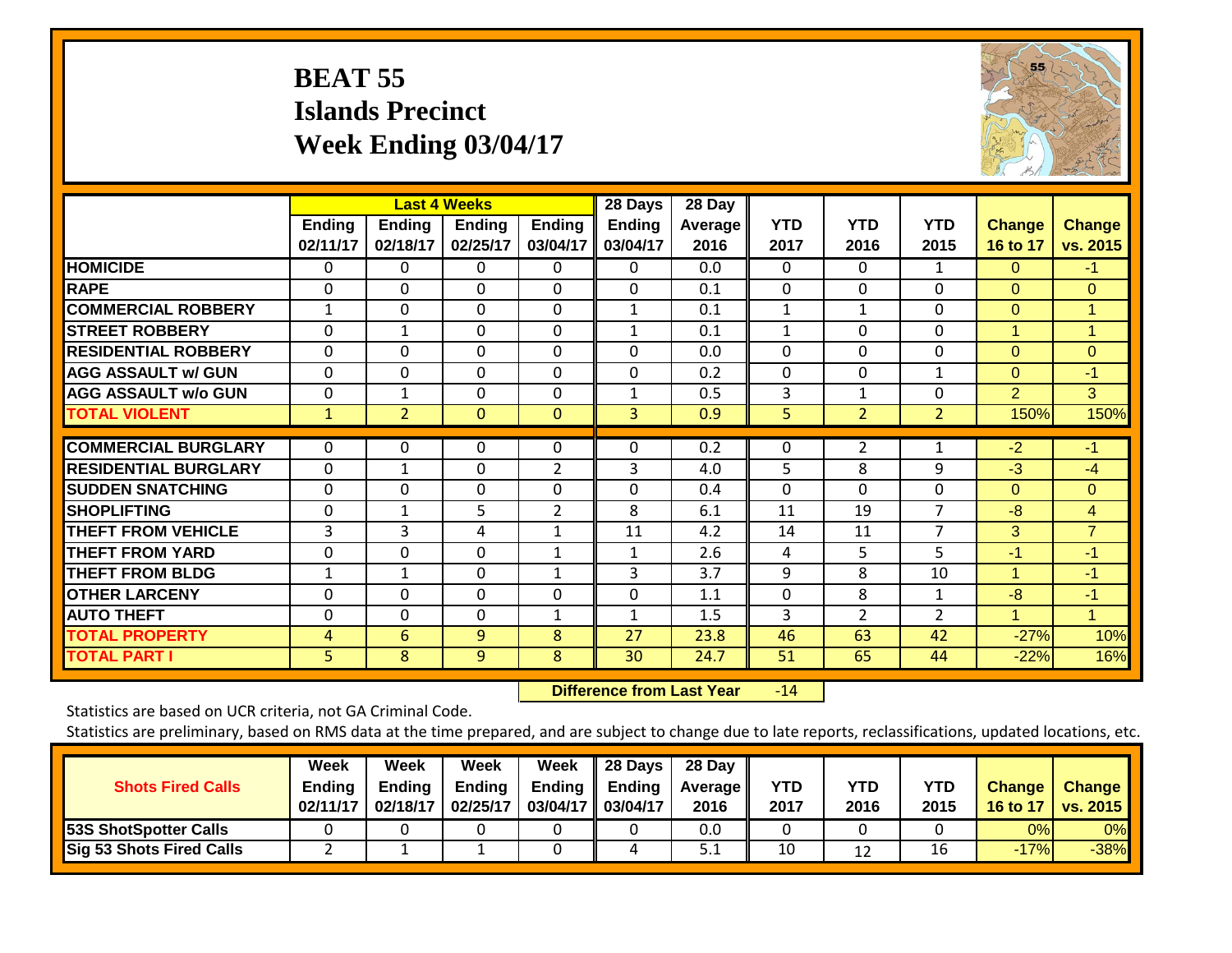# BEAT 55
## Islands Precinct
## Week Ending 03/04/17

| | Last 4 Weeks | | | | 28 Days | 28 Day | | | | | |
|---|---|---|---|---|---|---|---|---|---|---|---|
| | Ending 02/11/17 | Ending 02/18/17 | Ending 02/25/17 | Ending 03/04/17 | Ending 03/04/17 | Average 2016 | YTD 2017 | YTD 2016 | YTD 2015 | Change 16 to 17 | Change vs. 2015 |
| **HOMICIDE** | 0 | 0 | 0 | 0 | 0 | 0.0 | 0 | 0 | 1 | 0 | -1 |
| **RAPE** | 0 | 0 | 0 | 0 | 0 | 0.1 | 0 | 0 | 0 | 0 | 0 |
| **COMMERCIAL ROBBERY** | 1 | 0 | 0 | 0 | 1 | 0.1 | 1 | 1 | 0 | 0 | 1 |
| **STREET ROBBERY** | 0 | 1 | 0 | 0 | 1 | 0.1 | 1 | 0 | 0 | 1 | 1 |
| **RESIDENTIAL ROBBERY** | 0 | 0 | 0 | 0 | 0 | 0.0 | 0 | 0 | 0 | 0 | 0 |
| **AGG ASSAULT w/ GUN** | 0 | 0 | 0 | 0 | 0 | 0.2 | 0 | 0 | 1 | 0 | -1 |
| **AGG ASSAULT w/o GUN** | 0 | 1 | 0 | 0 | 1 | 0.5 | 3 | 1 | 0 | 2 | 3 |
| **TOTAL VIOLENT** | 1 | 2 | 0 | 0 | 3 | 0.9 | 5 | 2 | 2 | 150% | 150% |
| **COMMERCIAL BURGLARY** | 0 | 0 | 0 | 0 | 0 | 0.2 | 0 | 2 | 1 | -2 | -1 |
| **RESIDENTIAL BURGLARY** | 0 | 1 | 0 | 2 | 3 | 4.0 | 5 | 8 | 9 | -3 | -4 |
| **SUDDEN SNATCHING** | 0 | 0 | 0 | 0 | 0 | 0.4 | 0 | 0 | 0 | 0 | 0 |
| **SHOPLIFTING** | 0 | 1 | 5 | 2 | 8 | 6.1 | 11 | 19 | 7 | -8 | 4 |
| **THEFT FROM VEHICLE** | 3 | 3 | 4 | 1 | 11 | 4.2 | 14 | 11 | 7 | 3 | 7 |
| **THEFT FROM YARD** | 0 | 0 | 0 | 1 | 1 | 2.6 | 4 | 5 | 5 | -1 | -1 |
| **THEFT FROM BLDG** | 1 | 1 | 0 | 1 | 3 | 3.7 | 9 | 8 | 10 | 1 | -1 |
| **OTHER LARCENY** | 0 | 0 | 0 | 0 | 0 | 1.1 | 0 | 8 | 1 | -8 | -1 |
| **AUTO THEFT** | 0 | 0 | 0 | 1 | 1 | 1.5 | 3 | 2 | 2 | 1 | 1 |
| **TOTAL PROPERTY** | 4 | 6 | 9 | 8 | 27 | 23.8 | 46 | 63 | 42 | -27% | 10% |
| **TOTAL PART I** | 5 | 8 | 9 | 8 | 30 | 24.7 | 51 | 65 | 44 | -22% | 16% |

**Difference from Last Year** -14

Statistics are based on UCR criteria, not GA Criminal Code.

Statistics are preliminary, based on RMS data at the time prepared, and are subject to change due to late reports, reclassifications, updated locations, etc.

| Shots Fired Calls | Week Ending 02/11/17 | Week Ending 02/18/17 | Week Ending 02/25/17 | Week Ending 03/04/17 | 28 Days Ending 03/04/17 | 28 Day Average 2016 | YTD 2017 | YTD 2016 | YTD 2015 | Change 16 to 17 | Change vs. 2015 |
|---|---|---|---|---|---|---|---|---|---|---|---|
| **53S ShotSpotter Calls** | 0 | 0 | 0 | 0 | 0 | 0.0 | 0 | 0 | 0 | 0% | 0% |
| **Sig 53 Shots Fired Calls** | 2 | 1 | 1 | 0 | 4 | 5.1 | 10 | 12 | 16 | -17% | -38% |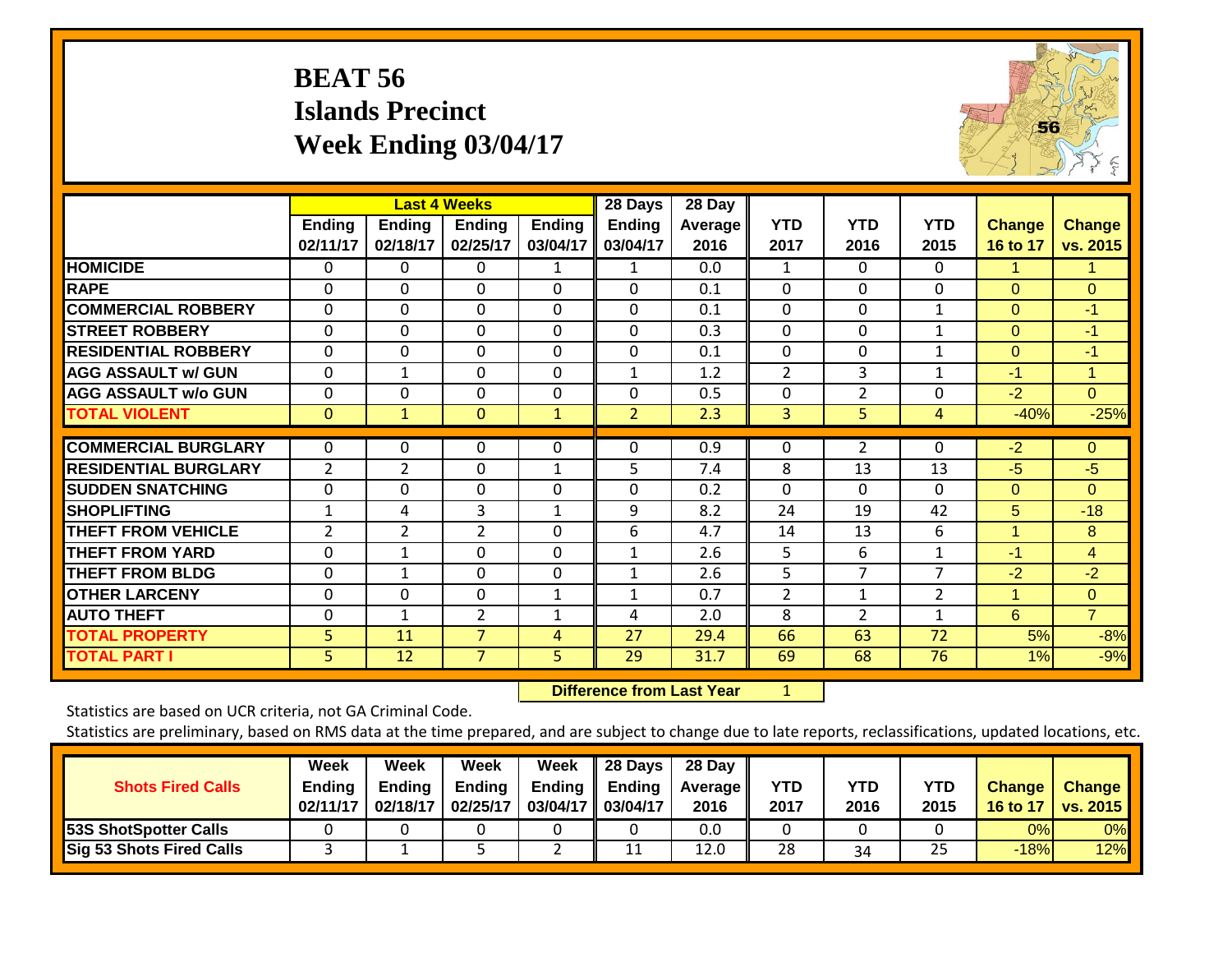# BEAT 56
## Islands Precinct
## Week Ending 03/04/17

| | Last 4 Weeks | | | | 28 Days | 28 Day | | | | | |
|---|---|---|---|---|---|---|---|---|---|---|---|
| | Ending 02/11/17 | Ending 02/18/17 | Ending 02/25/17 | Ending 03/04/17 | Ending 03/04/17 | Average 2016 | YTD 2017 | YTD 2016 | YTD 2015 | Change 16 to 17 | Change vs. 2015 |
| HOMICIDE | 0 | 0 | 0 | 1 | 1 | 0.0 | 1 | 0 | 0 | 1 | 1 |
| RAPE | 0 | 0 | 0 | 0 | 0 | 0.1 | 0 | 0 | 0 | 0 | 0 |
| COMMERCIAL ROBBERY | 0 | 0 | 0 | 0 | 0 | 0.1 | 0 | 0 | 1 | 0 | -1 |
| STREET ROBBERY | 0 | 0 | 0 | 0 | 0 | 0.3 | 0 | 0 | 1 | 0 | -1 |
| RESIDENTIAL ROBBERY | 0 | 0 | 0 | 0 | 0 | 0.1 | 0 | 0 | 1 | 0 | -1 |
| AGG ASSAULT w/ GUN | 0 | 1 | 0 | 0 | 1 | 1.2 | 2 | 3 | 1 | -1 | 1 |
| AGG ASSAULT w/o GUN | 0 | 0 | 0 | 0 | 0 | 0.5 | 0 | 2 | 0 | -2 | 0 |
| TOTAL VIOLENT | 0 | 1 | 0 | 1 | 2 | 2.3 | 3 | 5 | 4 | -40% | -25% |
| COMMERCIAL BURGLARY | 0 | 0 | 0 | 0 | 0 | 0.9 | 0 | 2 | 0 | -2 | 0 |
| RESIDENTIAL BURGLARY | 2 | 2 | 0 | 1 | 5 | 7.4 | 8 | 13 | 13 | -5 | -5 |
| SUDDEN SNATCHING | 0 | 0 | 0 | 0 | 0 | 0.2 | 0 | 0 | 0 | 0 | 0 |
| SHOPLIFTING | 1 | 4 | 3 | 1 | 9 | 8.2 | 24 | 19 | 42 | 5 | -18 |
| THEFT FROM VEHICLE | 2 | 2 | 2 | 0 | 6 | 4.7 | 14 | 13 | 6 | 1 | 8 |
| THEFT FROM YARD | 0 | 1 | 0 | 0 | 1 | 2.6 | 5 | 6 | 1 | -1 | 4 |
| THEFT FROM BLDG | 0 | 1 | 0 | 0 | 1 | 2.6 | 5 | 7 | 7 | -2 | -2 |
| OTHER LARCENY | 0 | 0 | 0 | 1 | 1 | 0.7 | 2 | 1 | 2 | 1 | 0 |
| AUTO THEFT | 0 | 1 | 2 | 1 | 4 | 2.0 | 8 | 2 | 1 | 6 | 7 |
| TOTAL PROPERTY | 5 | 11 | 7 | 4 | 27 | 29.4 | 66 | 63 | 72 | 5% | -8% |
| TOTAL PART I | 5 | 12 | 7 | 5 | 29 | 31.7 | 69 | 68 | 76 | 1% | -9% |

**Difference from Last Year** 1

Statistics are based on UCR criteria, not GA Criminal Code.

Statistics are preliminary, based on RMS data at the time prepared, and are subject to change due to late reports, reclassifications, updated locations, etc.

| Shots Fired Calls | Week Ending 02/11/17 | Week Ending 02/18/17 | Week Ending 02/25/17 | Week Ending 03/04/17 | 28 Days Ending 03/04/17 | 28 Day Average 2016 | YTD 2017 | YTD 2016 | YTD 2015 | Change 16 to 17 | Change vs. 2015 |
|---|---|---|---|---|---|---|---|---|---|---|---|
| 53S ShotSpotter Calls | 0 | 0 | 0 | 0 | 0 | 0.0 | 0 | 0 | 0 | 0% | 0% |
| Sig 53 Shots Fired Calls | 3 | 1 | 5 | 2 | 11 | 12.0 | 28 | 34 | 25 | -18% | 12% |